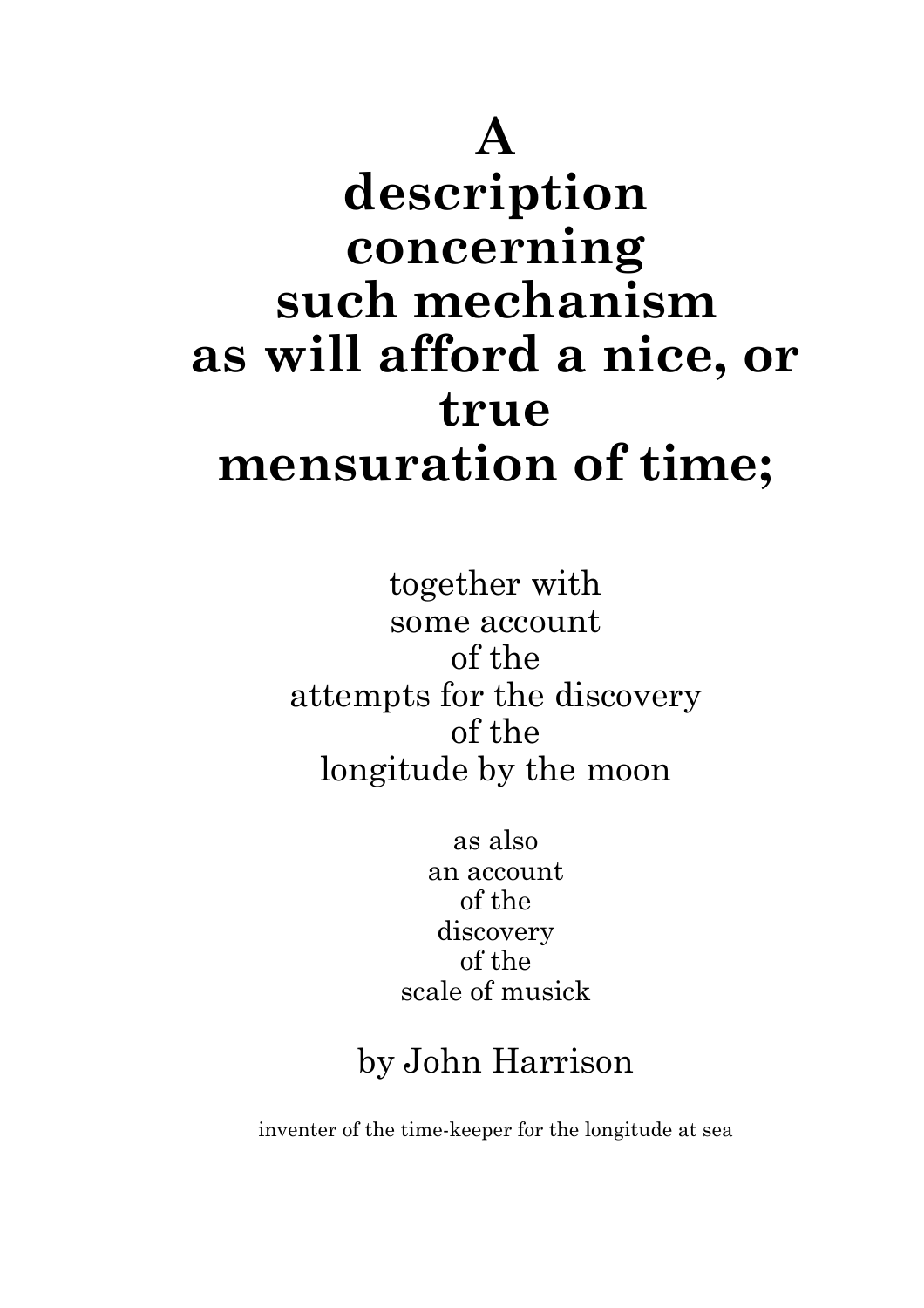# A description concerning such mechanism as will afford a nice, or true mensuration of time;

together with
some account
of the
attempts for the discovery
of the
longitude by the moon

as also
an account
of the
discovery
of the
scale of musick

by John Harrison

inventer of the time-keeper for the longitude at sea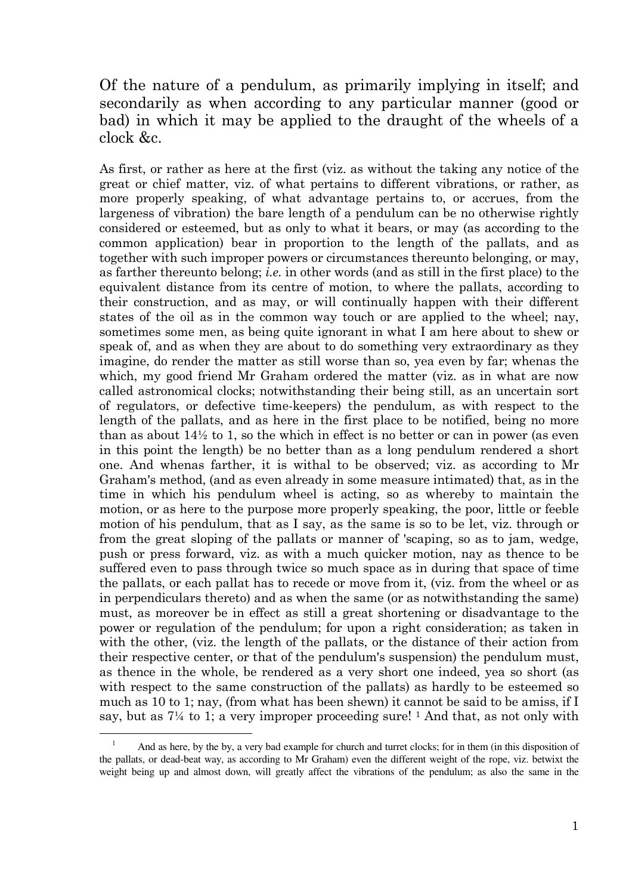## Of the nature of a pendulum, as primarily implying in itself; and secondarily as when according to any particular manner (good or bad) in which it may be applied to the draught of the wheels of a clock &c.

As first, or rather as here at the first (viz. as without the taking any notice of the great or chief matter, viz. of what pertains to different vibrations, or rather, as more properly speaking, of what advantage pertains to, or accrues, from the largeness of vibration) the bare length of a pendulum can be no otherwise rightly considered or esteemed, but as only to what it bears, or may (as according to the common application) bear in proportion to the length of the pallats, and as together with such improper powers or circumstances thereunto belonging, or may, as farther thereunto belong; *i.e.* in other words (and as still in the first place) to the equivalent distance from its centre of motion, to where the pallats, according to their construction, and as may, or will continually happen with their different states of the oil as in the common way touch or are applied to the wheel; nay, sometimes some men, as being quite ignorant in what I am here about to shew or speak of, and as when they are about to do something very extraordinary as they imagine, do render the matter as still worse than so, yea even by far; whenas the which, my good friend Mr Graham ordered the matter (viz. as in what are now called astronomical clocks; notwithstanding their being still, as an uncertain sort of regulators, or defective time-keepers) the pendulum, as with respect to the length of the pallats, and as here in the first place to be notified, being no more than as about 14½ to 1, so the which in effect is no better or can in power (as even in this point the length) be no better than as a long pendulum rendered a short one. And whenas farther, it is withal to be observed; viz. as according to Mr Graham's method, (and as even already in some measure intimated) that, as in the time in which his pendulum wheel is acting, so as whereby to maintain the motion, or as here to the purpose more properly speaking, the poor, little or feeble motion of his pendulum, that as I say, as the same is so to be let, viz. through or from the great sloping of the pallats or manner of 'scaping, so as to jam, wedge, push or press forward, viz. as with a much quicker motion, nay as thence to be suffered even to pass through twice so much space as in during that space of time the pallats, or each pallat has to recede or move from it, (viz. from the wheel or as in perpendiculars thereto) and as when the same (or as notwithstanding the same) must, as moreover be in effect as still a great shortening or disadvantage to the power or regulation of the pendulum; for upon a right consideration; as taken in with the other, (viz. the length of the pallats, or the distance of their action from their respective center, or that of the pendulum's suspension) the pendulum must, as thence in the whole, be rendered as a very short one indeed, yea so short (as with respect to the same construction of the pallats) as hardly to be esteemed so much as 10 to 1; nay, (from what has been shewn) it cannot be said to be amiss, if I say, but as 7¼ to 1; a very improper proceeding sure! [1] And that, as not only with

[1] And as here, by the by, a very bad example for church and turret clocks; for in them (in this disposition of the pallats, or dead-beat way, as according to Mr Graham) even the different weight of the rope, viz. betwixt the weight being up and almost down, will greatly affect the vibrations of the pendulum; as also the same in the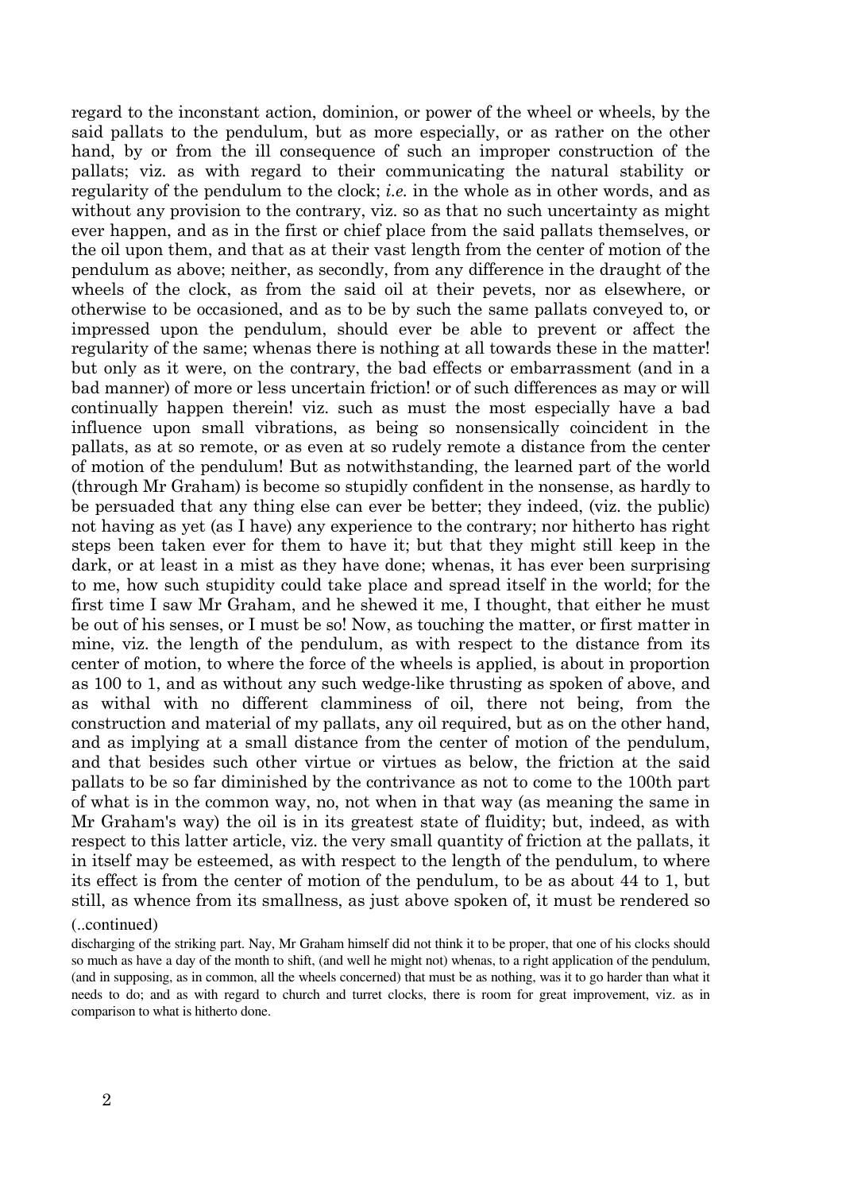regard to the inconstant action, dominion, or power of the wheel or wheels, by the said pallats to the pendulum, but as more especially, or as rather on the other hand, by or from the ill consequence of such an improper construction of the pallats; viz. as with regard to their communicating the natural stability or regularity of the pendulum to the clock; *i.e.* in the whole as in other words, and as without any provision to the contrary, viz. so as that no such uncertainty as might ever happen, and as in the first or chief place from the said pallats themselves, or the oil upon them, and that as at their vast length from the center of motion of the pendulum as above; neither, as secondly, from any difference in the draught of the wheels of the clock, as from the said oil at their pevets, nor as elsewhere, or otherwise to be occasioned, and as to be by such the same pallats conveyed to, or impressed upon the pendulum, should ever be able to prevent or affect the regularity of the same; whenas there is nothing at all towards these in the matter! but only as it were, on the contrary, the bad effects or embarrassment (and in a bad manner) of more or less uncertain friction! or of such differences as may or will continually happen therein! viz. such as must the most especially have a bad influence upon small vibrations, as being so nonsensically coincident in the pallats, as at so remote, or as even at so rudely remote a distance from the center of motion of the pendulum! But as notwithstanding, the learned part of the world (through Mr Graham) is become so stupidly confident in the nonsense, as hardly to be persuaded that any thing else can ever be better; they indeed, (viz. the public) not having as yet (as I have) any experience to the contrary; nor hitherto has right steps been taken ever for them to have it; but that they might still keep in the dark, or at least in a mist as they have done; whenas, it has ever been surprising to me, how such stupidity could take place and spread itself in the world; for the first time I saw Mr Graham, and he shewed it me, I thought, that either he must be out of his senses, or I must be so! Now, as touching the matter, or first matter in mine, viz. the length of the pendulum, as with respect to the distance from its center of motion, to where the force of the wheels is applied, is about in proportion as 100 to 1, and as without any such wedge-like thrusting as spoken of above, and as withal with no different clamminess of oil, there not being, from the construction and material of my pallats, any oil required, but as on the other hand, and as implying at a small distance from the center of motion of the pendulum, and that besides such other virtue or virtues as below, the friction at the said pallats to be so far diminished by the contrivance as not to come to the 100th part of what is in the common way, no, not when in that way (as meaning the same in Mr Graham's way) the oil is in its greatest state of fluidity; but, indeed, as with respect to this latter article, viz. the very small quantity of friction at the pallats, it in itself may be esteemed, as with respect to the length of the pendulum, to where its effect is from the center of motion of the pendulum, to be as about 44 to 1, but still, as whence from its smallness, as just above spoken of, it must be rendered so

(..continued)

discharging of the striking part. Nay, Mr Graham himself did not think it to be proper, that one of his clocks should so much as have a day of the month to shift, (and well he might not) whenas, to a right application of the pendulum, (and in supposing, as in common, all the wheels concerned) that must be as nothing, was it to go harder than what it needs to do; and as with regard to church and turret clocks, there is room for great improvement, viz. as in comparison to what is hitherto done.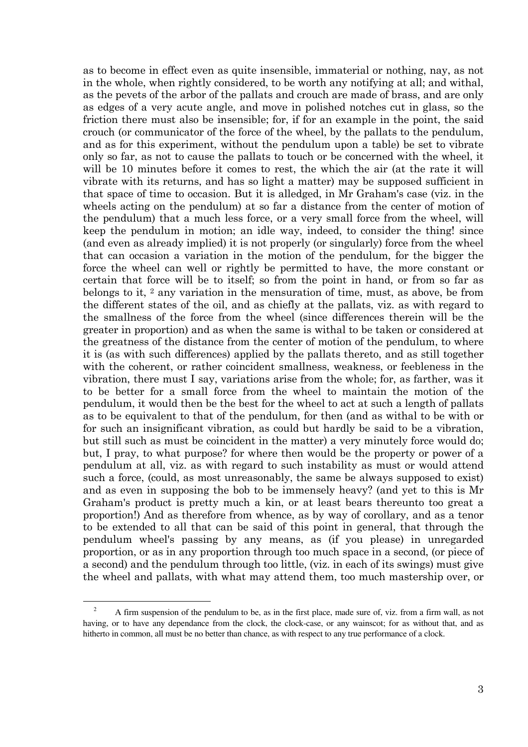as to become in effect even as quite insensible, immaterial or nothing, nay, as not in the whole, when rightly considered, to be worth any notifying at all; and withal, as the pevets of the arbor of the pallats and crouch are made of brass, and are only as edges of a very acute angle, and move in polished notches cut in glass, so the friction there must also be insensible; for, if for an example in the point, the said crouch (or communicator of the force of the wheel, by the pallats to the pendulum, and as for this experiment, without the pendulum upon a table) be set to vibrate only so far, as not to cause the pallats to touch or be concerned with the wheel, it will be 10 minutes before it comes to rest, the which the air (at the rate it will vibrate with its returns, and has so light a matter) may be supposed sufficient in that space of time to occasion. But it is alledged, in Mr Graham's case (viz. in the wheels acting on the pendulum) at so far a distance from the center of motion of the pendulum) that a much less force, or a very small force from the wheel, will keep the pendulum in motion; an idle way, indeed, to consider the thing! since (and even as already implied) it is not properly (or singularly) force from the wheel that can occasion a variation in the motion of the pendulum, for the bigger the force the wheel can well or rightly be permitted to have, the more constant or certain that force will be to itself; so from the point in hand, or from so far as belongs to it, [2] any variation in the mensuration of time, must, as above, be from the different states of the oil, and as chiefly at the pallats, viz. as with regard to the smallness of the force from the wheel (since differences therein will be the greater in proportion) and as when the same is withal to be taken or considered at the greatness of the distance from the center of motion of the pendulum, to where it is (as with such differences) applied by the pallats thereto, and as still together with the coherent, or rather coincident smallness, weakness, or feebleness in the vibration, there must I say, variations arise from the whole; for, as farther, was it to be better for a small force from the wheel to maintain the motion of the pendulum, it would then be the best for the wheel to act at such a length of pallats as to be equivalent to that of the pendulum, for then (and as withal to be with or for such an insignificant vibration, as could but hardly be said to be a vibration, but still such as must be coincident in the matter) a very minutely force would do; but, I pray, to what purpose? for where then would be the property or power of a pendulum at all, viz. as with regard to such instability as must or would attend such a force, (could, as most unreasonably, the same be always supposed to exist) and as even in supposing the bob to be immensely heavy? (and yet to this is Mr Graham's product is pretty much a kin, or at least bears thereunto too great a proportion!) And as therefore from whence, as by way of corollary, and as a tenor to be extended to all that can be said of this point in general, that through the pendulum wheel's passing by any means, as (if you please) in unregarded proportion, or as in any proportion through too much space in a second, (or piece of a second) and the pendulum through too little, (viz. in each of its swings) must give the wheel and pallats, with what may attend them, too much mastership over, or

[2] A firm suspension of the pendulum to be, as in the first place, made sure of, viz. from a firm wall, as not having, or to have any dependance from the clock, the clock-case, or any wainscot; for as without that, and as hitherto in common, all must be no better than chance, as with respect to any true performance of a clock.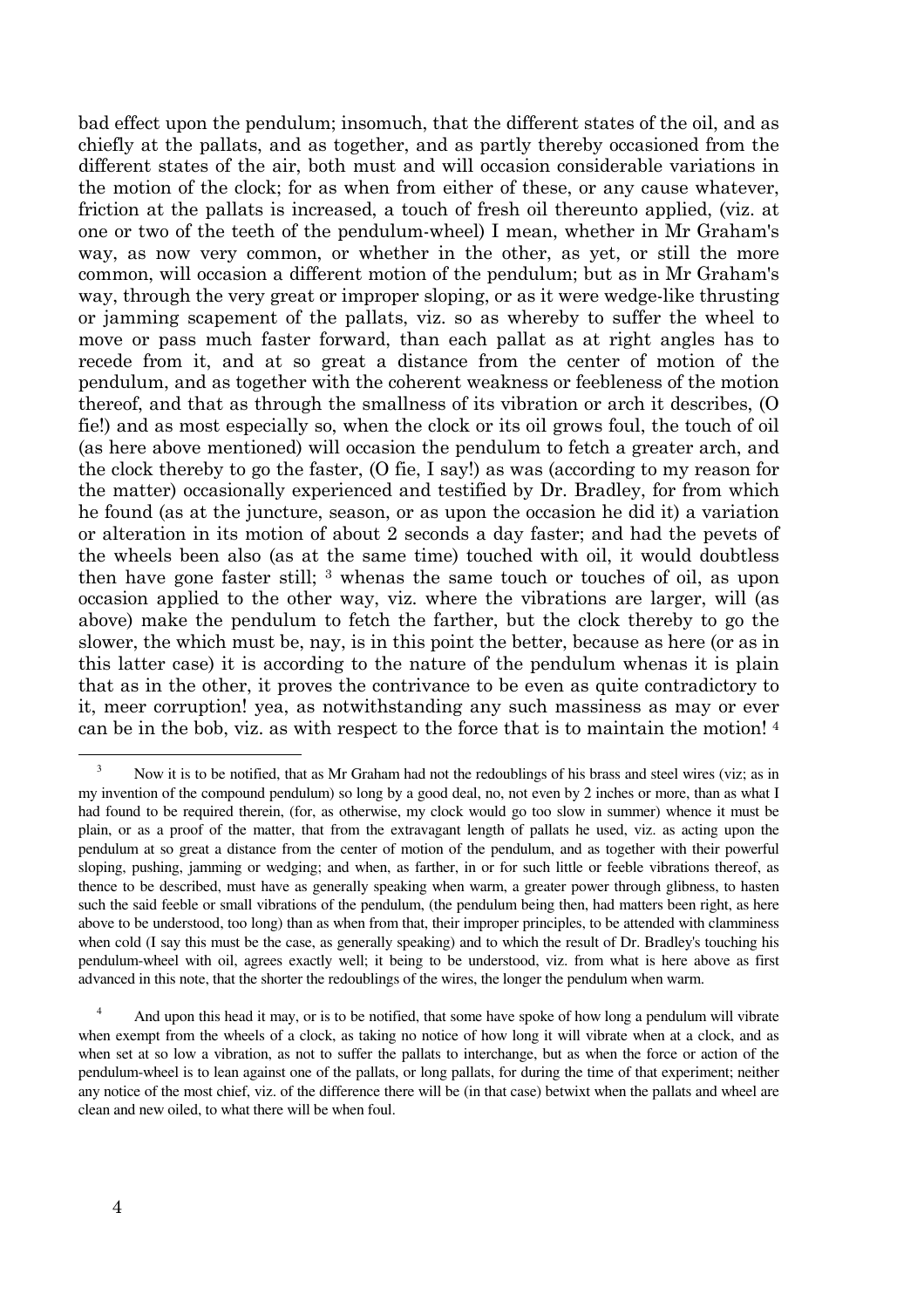bad effect upon the pendulum; insomuch, that the different states of the oil, and as chiefly at the pallats, and as together, and as partly thereby occasioned from the different states of the air, both must and will occasion considerable variations in the motion of the clock; for as when from either of these, or any cause whatever, friction at the pallats is increased, a touch of fresh oil thereunto applied, (viz. at one or two of the teeth of the pendulum-wheel) I mean, whether in Mr Graham's way, as now very common, or whether in the other, as yet, or still the more common, will occasion a different motion of the pendulum; but as in Mr Graham's way, through the very great or improper sloping, or as it were wedge-like thrusting or jamming scapement of the pallats, viz. so as whereby to suffer the wheel to move or pass much faster forward, than each pallat as at right angles has to recede from it, and at so great a distance from the center of motion of the pendulum, and as together with the coherent weakness or feebleness of the motion thereof, and that as through the smallness of its vibration or arch it describes, (O fie!) and as most especially so, when the clock or its oil grows foul, the touch of oil (as here above mentioned) will occasion the pendulum to fetch a greater arch, and the clock thereby to go the faster, (O fie, I say!) as was (according to my reason for the matter) occasionally experienced and testified by Dr. Bradley, for from which he found (as at the juncture, season, or as upon the occasion he did it) a variation or alteration in its motion of about 2 seconds a day faster; and had the pevets of the wheels been also (as at the same time) touched with oil, it would doubtless then have gone faster still; [3] whenas the same touch or touches of oil, as upon occasion applied to the other way, viz. where the vibrations are larger, will (as above) make the pendulum to fetch the farther, but the clock thereby to go the slower, the which must be, nay, is in this point the better, because as here (or as in this latter case) it is according to the nature of the pendulum whenas it is plain that as in the other, it proves the contrivance to be even as quite contradictory to it, meer corruption! yea, as notwithstanding any such massiness as may or ever can be in the bob, viz. as with respect to the force that is to maintain the motion! [4]

---

[3] Now it is to be notified, that as Mr Graham had not the redoublings of his brass and steel wires (viz; as in my invention of the compound pendulum) so long by a good deal, no, not even by 2 inches or more, than as what I had found to be required therein, (for, as otherwise, my clock would go too slow in summer) whence it must be plain, or as a proof of the matter, that from the extravagant length of pallats he used, viz. as acting upon the pendulum at so great a distance from the center of motion of the pendulum, and as together with their powerful sloping, pushing, jamming or wedging; and when, as farther, in or for such little or feeble vibrations thereof, as thence to be described, must have as generally speaking when warm, a greater power through glibness, to hasten such the said feeble or small vibrations of the pendulum, (the pendulum being then, had matters been right, as here above to be understood, too long) than as when from that, their improper principles, to be attended with clamminess when cold (I say this must be the case, as generally speaking) and to which the result of Dr. Bradley's touching his pendulum-wheel with oil, agrees exactly well; it being to be understood, viz. from what is here above as first advanced in this note, that the shorter the redoublings of the wires, the longer the pendulum when warm.

[4] And upon this head it may, or is to be notified, that some have spoke of how long a pendulum will vibrate when exempt from the wheels of a clock, as taking no notice of how long it will vibrate when at a clock, and as when set at so low a vibration, as not to suffer the pallats to interchange, but as when the force or action of the pendulum-wheel is to lean against one of the pallats, or long pallats, for during the time of that experiment; neither any notice of the most chief, viz. of the difference there will be (in that case) betwixt when the pallats and wheel are clean and new oiled, to what there will be when foul.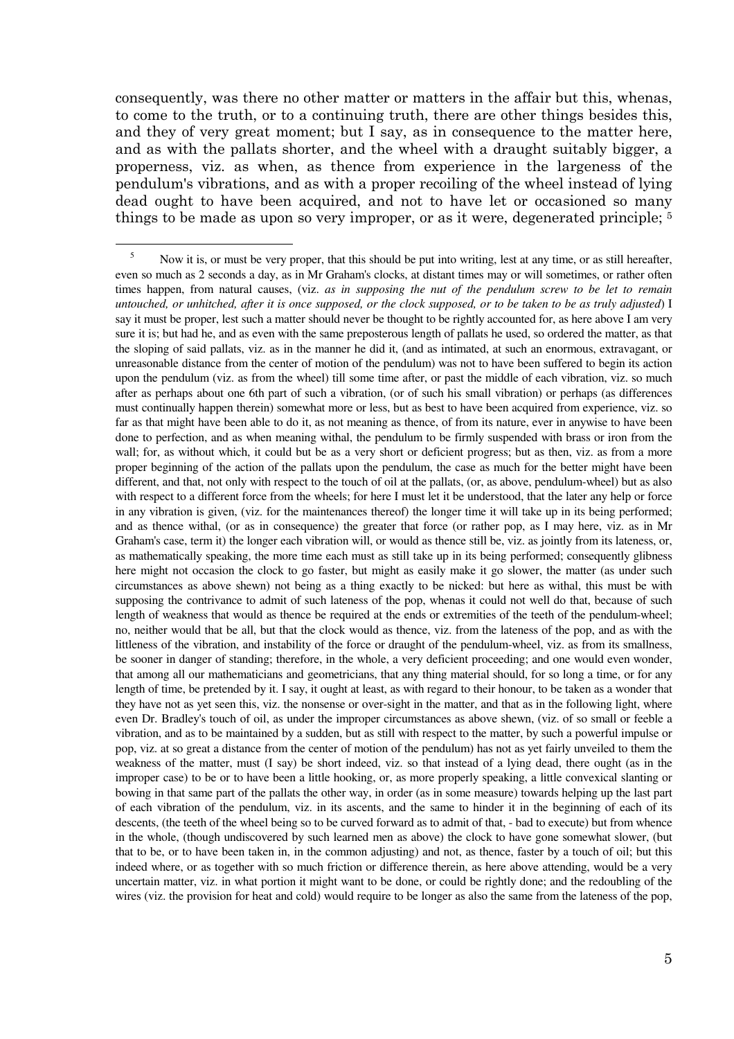consequently, was there no other matter or matters in the affair but this, whenas, to come to the truth, or to a continuing truth, there are other things besides this, and they of very great moment; but I say, as in consequence to the matter here, and as with the pallats shorter, and the wheel with a draught suitably bigger, a properness, viz. as when, as thence from experience in the largeness of the pendulum's vibrations, and as with a proper recoiling of the wheel instead of lying dead ought to have been acquired, and not to have let or occasioned so many things to be made as upon so very improper, or as it were, degenerated principle; [5]

---

[5] Now it is, or must be very proper, that this should be put into writing, lest at any time, or as still hereafter, even so much as 2 seconds a day, as in Mr Graham's clocks, at distant times may or will sometimes, or rather often times happen, from natural causes, (viz. *as in supposing the nut of the pendulum screw to be let to remain untouched, or unhitched, after it is once supposed, or the clock supposed, or to be taken to be as truly adjusted*) I say it must be proper, lest such a matter should never be thought to be rightly accounted for, as here above I am very sure it is; but had he, and as even with the same preposterous length of pallats he used, so ordered the matter, as that the sloping of said pallats, viz. as in the manner he did it, (and as intimated, at such an enormous, extravagant, or unreasonable distance from the center of motion of the pendulum) was not to have been suffered to begin its action upon the pendulum (viz. as from the wheel) till some time after, or past the middle of each vibration, viz. so much after as perhaps about one 6th part of such a vibration, (or of such his small vibration) or perhaps (as differences must continually happen therein) somewhat more or less, but as best to have been acquired from experience, viz. so far as that might have been able to do it, as not meaning as thence, of from its nature, ever in anywise to have been done to perfection, and as when meaning withal, the pendulum to be firmly suspended with brass or iron from the wall; for, as without which, it could but be as a very short or deficient progress; but as then, viz. as from a more proper beginning of the action of the pallats upon the pendulum, the case as much for the better might have been different, and that, not only with respect to the touch of oil at the pallats, (or, as above, pendulum-wheel) but as also with respect to a different force from the wheels; for here I must let it be understood, that the later any help or force in any vibration is given, (viz. for the maintenances thereof) the longer time it will take up in its being performed; and as thence withal, (or as in consequence) the greater that force (or rather pop, as I may here, viz. as in Mr Graham's case, term it) the longer each vibration will, or would as thence still be, viz. as jointly from its lateness, or, as mathematically speaking, the more time each must as still take up in its being performed; consequently glibness here might not occasion the clock to go faster, but might as easily make it go slower, the matter (as under such circumstances as above shewn) not being as a thing exactly to be nicked: but here as withal, this must be with supposing the contrivance to admit of such lateness of the pop, whenas it could not well do that, because of such length of weakness that would as thence be required at the ends or extremities of the teeth of the pendulum-wheel; no, neither would that be all, but that the clock would as thence, viz. from the lateness of the pop, and as with the littleness of the vibration, and instability of the force or draught of the pendulum-wheel, viz. as from its smallness, be sooner in danger of standing; therefore, in the whole, a very deficient proceeding; and one would even wonder, that among all our mathematicians and geometricians, that any thing material should, for so long a time, or for any length of time, be pretended by it. I say, it ought at least, as with regard to their honour, to be taken as a wonder that they have not as yet seen this, viz. the nonsense or over-sight in the matter, and that as in the following light, where even Dr. Bradley's touch of oil, as under the improper circumstances as above shewn, (viz. of so small or feeble a vibration, and as to be maintained by a sudden, but as still with respect to the matter, by such a powerful impulse or pop, viz. at so great a distance from the center of motion of the pendulum) has not as yet fairly unveiled to them the weakness of the matter, must (I say) be short indeed, viz. so that instead of a lying dead, there ought (as in the improper case) to be or to have been a little hooking, or, as more properly speaking, a little convexical slanting or bowing in that same part of the pallats the other way, in order (as in some measure) towards helping up the last part of each vibration of the pendulum, viz. in its ascents, and the same to hinder it in the beginning of each of its descents, (the teeth of the wheel being so to be curved forward as to admit of that, - bad to execute) but from whence in the whole, (though undiscovered by such learned men as above) the clock to have gone somewhat slower, (but that to be, or to have been taken in, in the common adjusting) and not, as thence, faster by a touch of oil; but this indeed where, or as together with so much friction or difference therein, as here above attending, would be a very uncertain matter, viz. in what portion it might want to be done, or could be rightly done; and the redoubling of the wires (viz. the provision for heat and cold) would require to be longer as also the same from the lateness of the pop,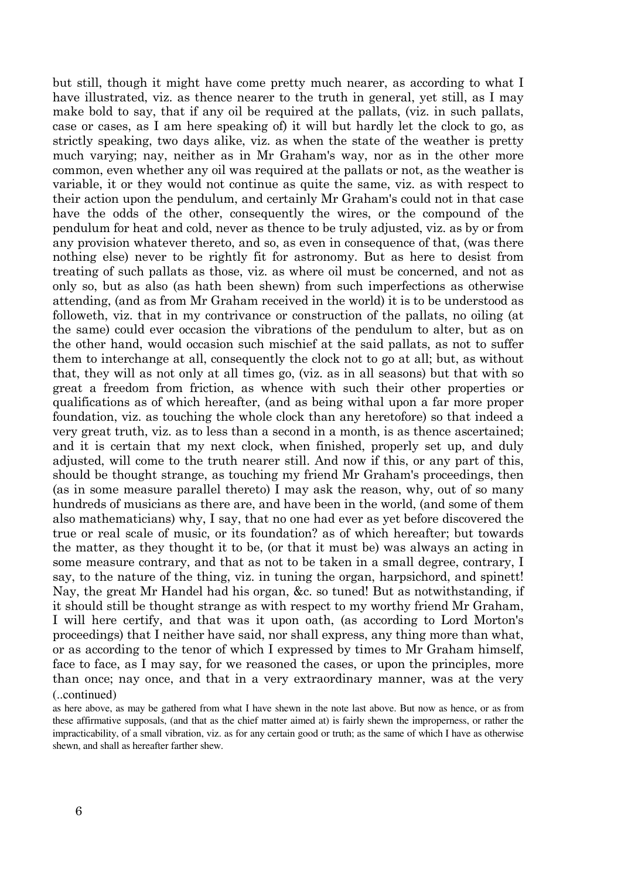but still, though it might have come pretty much nearer, as according to what I have illustrated, viz. as thence nearer to the truth in general, yet still, as I may make bold to say, that if any oil be required at the pallats, (viz. in such pallats, case or cases, as I am here speaking of) it will but hardly let the clock to go, as strictly speaking, two days alike, viz. as when the state of the weather is pretty much varying; nay, neither as in Mr Graham's way, nor as in the other more common, even whether any oil was required at the pallats or not, as the weather is variable, it or they would not continue as quite the same, viz. as with respect to their action upon the pendulum, and certainly Mr Graham's could not in that case have the odds of the other, consequently the wires, or the compound of the pendulum for heat and cold, never as thence to be truly adjusted, viz. as by or from any provision whatever thereto, and so, as even in consequence of that, (was there nothing else) never to be rightly fit for astronomy. But as here to desist from treating of such pallats as those, viz. as where oil must be concerned, and not as only so, but as also (as hath been shewn) from such imperfections as otherwise attending, (and as from Mr Graham received in the world) it is to be understood as followeth, viz. that in my contrivance or construction of the pallats, no oiling (at the same) could ever occasion the vibrations of the pendulum to alter, but as on the other hand, would occasion such mischief at the said pallats, as not to suffer them to interchange at all, consequently the clock not to go at all; but, as without that, they will as not only at all times go, (viz. as in all seasons) but that with so great a freedom from friction, as whence with such their other properties or qualifications as of which hereafter, (and as being withal upon a far more proper foundation, viz. as touching the whole clock than any heretofore) so that indeed a very great truth, viz. as to less than a second in a month, is as thence ascertained; and it is certain that my next clock, when finished, properly set up, and duly adjusted, will come to the truth nearer still. And now if this, or any part of this, should be thought strange, as touching my friend Mr Graham's proceedings, then (as in some measure parallel thereto) I may ask the reason, why, out of so many hundreds of musicians as there are, and have been in the world, (and some of them also mathematicians) why, I say, that no one had ever as yet before discovered the true or real scale of music, or its foundation? as of which hereafter; but towards the matter, as they thought it to be, (or that it must be) was always an acting in some measure contrary, and that as not to be taken in a small degree, contrary, I say, to the nature of the thing, viz. in tuning the organ, harpsichord, and spinett! Nay, the great Mr Handel had his organ, &c. so tuned! But as notwithstanding, if it should still be thought strange as with respect to my worthy friend Mr Graham, I will here certify, and that was it upon oath, (as according to Lord Morton's proceedings) that I neither have said, nor shall express, any thing more than what, or as according to the tenor of which I expressed by times to Mr Graham himself, face to face, as I may say, for we reasoned the cases, or upon the principles, more than once; nay once, and that in a very extraordinary manner, was at the very

(..continued)

as here above, as may be gathered from what I have shewn in the note last above. But now as hence, or as from these affirmative supposals, (and that as the chief matter aimed at) is fairly shewn the improperness, or rather the impracticability, of a small vibration, viz. as for any certain good or truth; as the same of which I have as otherwise shewn, and shall as hereafter farther shew.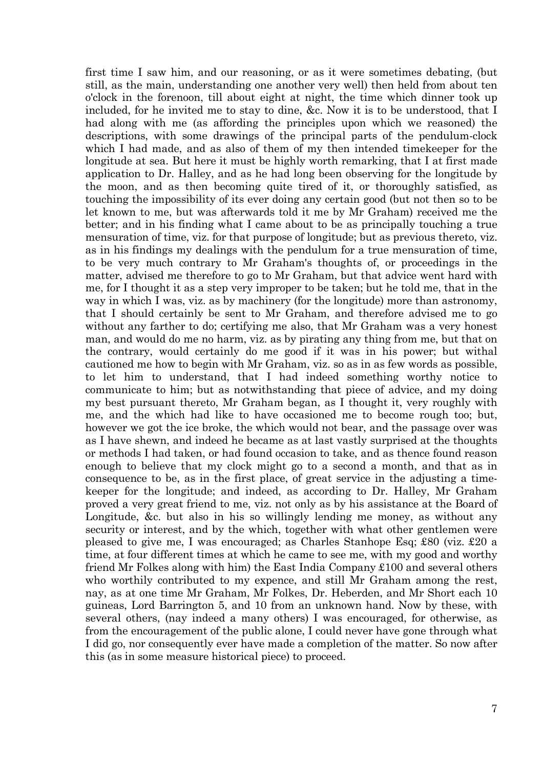first time I saw him, and our reasoning, or as it were sometimes debating, (but still, as the main, understanding one another very well) then held from about ten o'clock in the forenoon, till about eight at night, the time which dinner took up included, for he invited me to stay to dine, &c. Now it is to be understood, that I had along with me (as affording the principles upon which we reasoned) the descriptions, with some drawings of the principal parts of the pendulum-clock which I had made, and as also of them of my then intended timekeeper for the longitude at sea. But here it must be highly worth remarking, that I at first made application to Dr. Halley, and as he had long been observing for the longitude by the moon, and as then becoming quite tired of it, or thoroughly satisfied, as touching the impossibility of its ever doing any certain good (but not then so to be let known to me, but was afterwards told it me by Mr Graham) received me the better; and in his finding what I came about to be as principally touching a true mensuration of time, viz. for that purpose of longitude; but as previous thereto, viz. as in his findings my dealings with the pendulum for a true mensuration of time, to be very much contrary to Mr Graham's thoughts of, or proceedings in the matter, advised me therefore to go to Mr Graham, but that advice went hard with me, for I thought it as a step very improper to be taken; but he told me, that in the way in which I was, viz. as by machinery (for the longitude) more than astronomy, that I should certainly be sent to Mr Graham, and therefore advised me to go without any farther to do; certifying me also, that Mr Graham was a very honest man, and would do me no harm, viz. as by pirating any thing from me, but that on the contrary, would certainly do me good if it was in his power; but withal cautioned me how to begin with Mr Graham, viz. so as in as few words as possible, to let him to understand, that I had indeed something worthy notice to communicate to him; but as notwithstanding that piece of advice, and my doing my best pursuant thereto, Mr Graham began, as I thought it, very roughly with me, and the which had like to have occasioned me to become rough too; but, however we got the ice broke, the which would not bear, and the passage over was as I have shewn, and indeed he became as at last vastly surprised at the thoughts or methods I had taken, or had found occasion to take, and as thence found reason enough to believe that my clock might go to a second a month, and that as in consequence to be, as in the first place, of great service in the adjusting a time-keeper for the longitude; and indeed, as according to Dr. Halley, Mr Graham proved a very great friend to me, viz. not only as by his assistance at the Board of Longitude, &c. but also in his so willingly lending me money, as without any security or interest, and by the which, together with what other gentlemen were pleased to give me, I was encouraged; as Charles Stanhope Esq; £80 (viz. £20 a time, at four different times at which he came to see me, with my good and worthy friend Mr Folkes along with him) the East India Company £100 and several others who worthily contributed to my expence, and still Mr Graham among the rest, nay, as at one time Mr Graham, Mr Folkes, Dr. Heberden, and Mr Short each 10 guineas, Lord Barrington 5, and 10 from an unknown hand. Now by these, with several others, (nay indeed a many others) I was encouraged, for otherwise, as from the encouragement of the public alone, I could never have gone through what I did go, nor consequently ever have made a completion of the matter. So now after this (as in some measure historical piece) to proceed.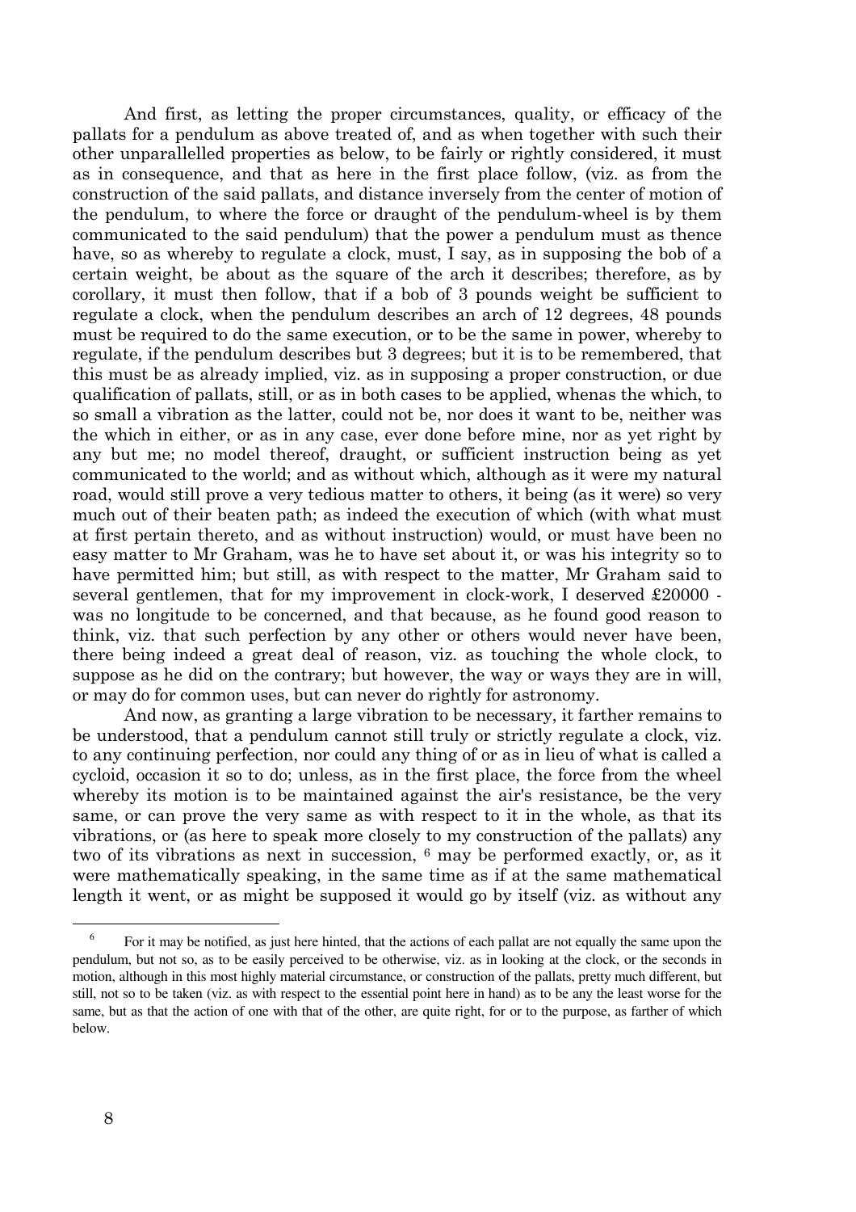And first, as letting the proper circumstances, quality, or efficacy of the pallats for a pendulum as above treated of, and as when together with such their other unparallelled properties as below, to be fairly or rightly considered, it must as in consequence, and that as here in the first place follow, (viz. as from the construction of the said pallats, and distance inversely from the center of motion of the pendulum, to where the force or draught of the pendulum-wheel is by them communicated to the said pendulum) that the power a pendulum must as thence have, so as whereby to regulate a clock, must, I say, as in supposing the bob of a certain weight, be about as the square of the arch it describes; therefore, as by corollary, it must then follow, that if a bob of 3 pounds weight be sufficient to regulate a clock, when the pendulum describes an arch of 12 degrees, 48 pounds must be required to do the same execution, or to be the same in power, whereby to regulate, if the pendulum describes but 3 degrees; but it is to be remembered, that this must be as already implied, viz. as in supposing a proper construction, or due qualification of pallats, still, or as in both cases to be applied, whenas the which, to so small a vibration as the latter, could not be, nor does it want to be, neither was the which in either, or as in any case, ever done before mine, nor as yet right by any but me; no model thereof, draught, or sufficient instruction being as yet communicated to the world; and as without which, although as it were my natural road, would still prove a very tedious matter to others, it being (as it were) so very much out of their beaten path; as indeed the execution of which (with what must at first pertain thereto, and as without instruction) would, or must have been no easy matter to Mr Graham, was he to have set about it, or was his integrity so to have permitted him; but still, as with respect to the matter, Mr Graham said to several gentlemen, that for my improvement in clock-work, I deserved £20000 - was no longitude to be concerned, and that because, as he found good reason to think, viz. that such perfection by any other or others would never have been, there being indeed a great deal of reason, viz. as touching the whole clock, to suppose as he did on the contrary; but however, the way or ways they are in will, or may do for common uses, but can never do rightly for astronomy.

And now, as granting a large vibration to be necessary, it farther remains to be understood, that a pendulum cannot still truly or strictly regulate a clock, viz. to any continuing perfection, nor could any thing of or as in lieu of what is called a cycloid, occasion it so to do; unless, as in the first place, the force from the wheel whereby its motion is to be maintained against the air's resistance, be the very same, or can prove the very same as with respect to it in the whole, as that its vibrations, or (as here to speak more closely to my construction of the pallats) any two of its vibrations as next in succession, [6] may be performed exactly, or, as it were mathematically speaking, in the same time as if at the same mathematical length it went, or as might be supposed it would go by itself (viz. as without any

[6] For it may be notified, as just here hinted, that the actions of each pallat are not equally the same upon the pendulum, but not so, as to be easily perceived to be otherwise, viz. as in looking at the clock, or the seconds in motion, although in this most highly material circumstance, or construction of the pallats, pretty much different, but still, not so to be taken (viz. as with respect to the essential point here in hand) as to be any the least worse for the same, but as that the action of one with that of the other, are quite right, for or to the purpose, as farther of which below.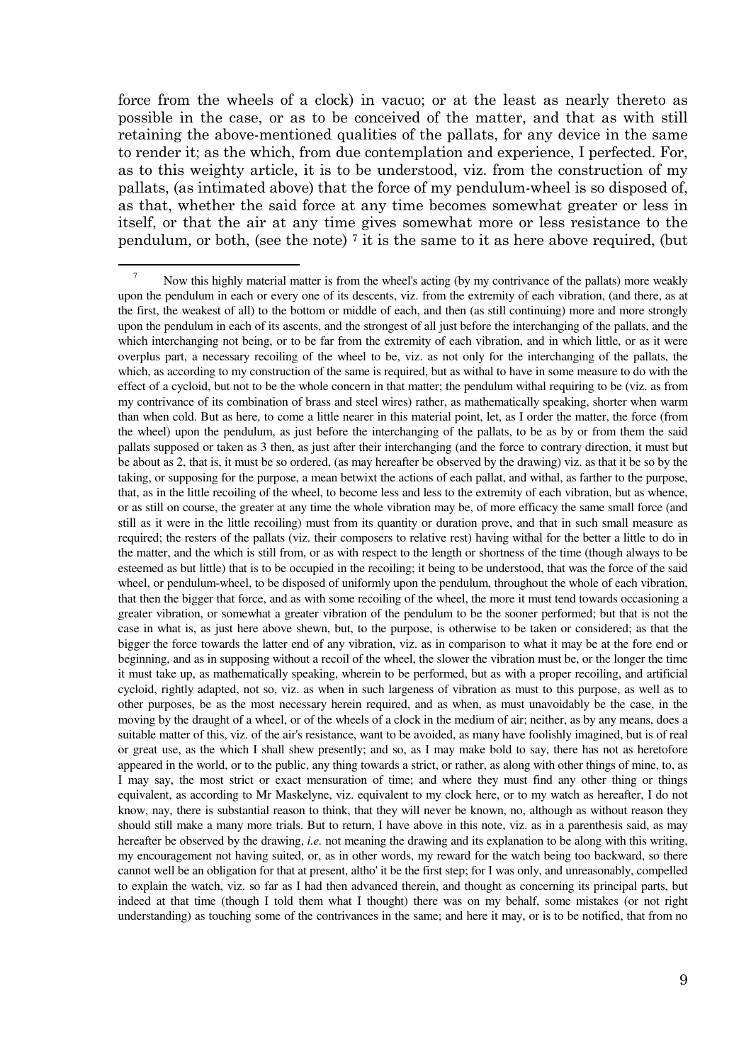force from the wheels of a clock) in vacuo; or at the least as nearly thereto as possible in the case, or as to be conceived of the matter, and that as with still retaining the above-mentioned qualities of the pallats, for any device in the same to render it; as the which, from due contemplation and experience, I perfected. For, as to this weighty article, it is to be understood, viz. from the construction of my pallats, (as intimated above) that the force of my pendulum-wheel is so disposed of, as that, whether the said force at any time becomes somewhat greater or less in itself, or that the air at any time gives somewhat more or less resistance to the pendulum, or both, (see the note) [7] it is the same to it as here above required, (but

---

[7] Now this highly material matter is from the wheel's acting (by my contrivance of the pallats) more weakly upon the pendulum in each or every one of its descents, viz. from the extremity of each vibration, (and there, as at the first, the weakest of all) to the bottom or middle of each, and then (as still continuing) more and more strongly upon the pendulum in each of its ascents, and the strongest of all just before the interchanging of the pallats, and the which interchanging not being, or to be far from the extremity of each vibration, and in which little, or as it were overplus part, a necessary recoiling of the wheel to be, viz. as not only for the interchanging of the pallats, the which, as according to my construction of the same is required, but as withal to have in some measure to do with the effect of a cycloid, but not to be the whole concern in that matter; the pendulum withal requiring to be (viz. as from my contrivance of its combination of brass and steel wires) rather, as mathematically speaking, shorter when warm than when cold. But as here, to come a little nearer in this material point, let, as I order the matter, the force (from the wheel) upon the pendulum, as just before the interchanging of the pallats, to be as by or from them the said pallats supposed or taken as 3 then, as just after their interchanging (and the force to contrary direction, it must but be about as 2, that is, it must be so ordered, (as may hereafter be observed by the drawing) viz. as that it be so by the taking, or supposing for the purpose, a mean betwixt the actions of each pallat, and withal, as farther to the purpose, that, as in the little recoiling of the wheel, to become less and less to the extremity of each vibration, but as whence, or as still on course, the greater at any time the whole vibration may be, of more efficacy the same small force (and still as it were in the little recoiling) must from its quantity or duration prove, and that in such small measure as required; the resters of the pallats (viz. their composers to relative rest) having withal for the better a little to do in the matter, and the which is still from, or as with respect to the length or shortness of the time (though always to be esteemed as but little) that is to be occupied in the recoiling; it being to be understood, that was the force of the said wheel, or pendulum-wheel, to be disposed of uniformly upon the pendulum, throughout the whole of each vibration, that then the bigger that force, and as with some recoiling of the wheel, the more it must tend towards occasioning a greater vibration, or somewhat a greater vibration of the pendulum to be the sooner performed; but that is not the case in what is, as just here above shewn, but, to the purpose, is otherwise to be taken or considered; as that the bigger the force towards the latter end of any vibration, viz. as in comparison to what it may be at the fore end or beginning, and as in supposing without a recoil of the wheel, the slower the vibration must be, or the longer the time it must take up, as mathematically speaking, wherein to be performed, but as with a proper recoiling, and artificial cycloid, rightly adapted, not so, viz. as when in such largeness of vibration as must to this purpose, as well as to other purposes, be as the most necessary herein required, and as when, as must unavoidably be the case, in the moving by the draught of a wheel, or of the wheels of a clock in the medium of air; neither, as by any means, does a suitable matter of this, viz. of the air's resistance, want to be avoided, as many have foolishly imagined, but is of real or great use, as the which I shall shew presently; and so, as I may make bold to say, there has not as heretofore appeared in the world, or to the public, any thing towards a strict, or rather, as along with other things of mine, to, as I may say, the most strict or exact mensuration of time; and where they must find any other thing or things equivalent, as according to Mr Maskelyne, viz. equivalent to my clock here, or to my watch as hereafter, I do not know, nay, there is substantial reason to think, that they will never be known, no, although as without reason they should still make a many more trials. But to return, I have above in this note, viz. as in a parenthesis said, as may hereafter be observed by the drawing, *i.e.* not meaning the drawing and its explanation to be along with this writing, my encouragement not having suited, or, as in other words, my reward for the watch being too backward, so there cannot well be an obligation for that at present, altho' it be the first step; for I was only, and unreasonably, compelled to explain the watch, viz. so far as I had then advanced therein, and thought as concerning its principal parts, but indeed at that time (though I told them what I thought) there was on my behalf, some mistakes (or not right understanding) as touching some of the contrivances in the same; and here it may, or is to be notified, that from no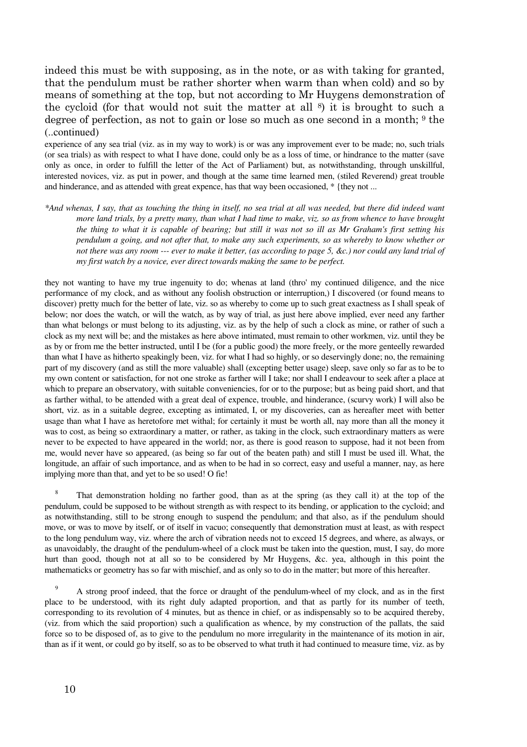indeed this must be with supposing, as in the note, or as with taking for granted, that the pendulum must be rather shorter when warm than when cold) and so by means of something at the top, but not according to Mr Huygens demonstration of the cycloid (for that would not suit the matter at all [8]) it is brought to such a degree of perfection, as not to gain or lose so much as one second in a month; [9] the (..continued)

experience of any sea trial (viz. as in my way to work) is or was any improvement ever to be made; no, such trials (or sea trials) as with respect to what I have done, could only be as a loss of time, or hindrance to the matter (save only as once, in order to fulfill the letter of the Act of Parliament) but, as notwithstanding, through unskillful, interested novices, viz. as put in power, and though at the same time learned men, (stiled Reverend) great trouble and hinderance, and as attended with great expence, has that way been occasioned, * {they not ...

*\*And whenas, I say, that as touching the thing in itself, no sea trial at all was needed, but there did indeed want more land trials, by a pretty many, than what I had time to make, viz. so as from whence to have brought the thing to what it is capable of bearing; but still it was not so ill as Mr Graham's first setting his pendulum a going, and not after that, to make any such experiments, so as whereby to know whether or not there was any room --- ever to make it better, (as according to page 5, &c.) nor could any land trial of my first watch by a novice, ever direct towards making the same to be perfect.*

they not wanting to have my true ingenuity to do; whenas at land (thro' my continued diligence, and the nice performance of my clock, and as without any foolish obstruction or interruption,) I discovered (or found means to discover) pretty much for the better of late, viz. so as whereby to come up to such great exactness as I shall speak of below; nor does the watch, or will the watch, as by way of trial, as just here above implied, ever need any farther than what belongs or must belong to its adjusting, viz. as by the help of such a clock as mine, or rather of such a clock as my next will be; and the mistakes as here above intimated, must remain to other workmen, viz. until they be as by or from me the better instructed, until I be (for a public good) the more freely, or the more genteelly rewarded than what I have as hitherto speakingly been, viz. for what I had so highly, or so deservingly done; no, the remaining part of my discovery (and as still the more valuable) shall (excepting better usage) sleep, save only so far as to be to my own content or satisfaction, for not one stroke as farther will I take; nor shall I endeavour to seek after a place at which to prepare an observatory, with suitable conveniencies, for or to the purpose; but as being paid short, and that as farther withal, to be attended with a great deal of expence, trouble, and hinderance, (scurvy work) I will also be short, viz. as in a suitable degree, excepting as intimated, I, or my discoveries, can as hereafter meet with better usage than what I have as heretofore met withal; for certainly it must be worth all, nay more than all the money it was to cost, as being so extraordinary a matter, or rather, as taking in the clock, such extraordinary matters as were never to be expected to have appeared in the world; nor, as there is good reason to suppose, had it not been from me, would never have so appeared, (as being so far out of the beaten path) and still I must be used ill. What, the longitude, an affair of such importance, and as when to be had in so correct, easy and useful a manner, nay, as here implying more than that, and yet to be so used! O fie!

[8] That demonstration holding no farther good, than as at the spring (as they call it) at the top of the pendulum, could be supposed to be without strength as with respect to its bending, or application to the cycloid; and as notwithstanding, still to be strong enough to suspend the pendulum; and that also, as if the pendulum should move, or was to move by itself, or of itself in vacuo; consequently that demonstration must at least, as with respect to the long pendulum way, viz. where the arch of vibration needs not to exceed 15 degrees, and where, as always, or as unavoidably, the draught of the pendulum-wheel of a clock must be taken into the question, must, I say, do more hurt than good, though not at all so to be considered by Mr Huygens, &c. yea, although in this point the mathematicks or geometry has so far with mischief, and as only so to do in the matter; but more of this hereafter.

[9] A strong proof indeed, that the force or draught of the pendulum-wheel of my clock, and as in the first place to be understood, with its right duly adapted proportion, and that as partly for its number of teeth, corresponding to its revolution of 4 minutes, but as thence in chief, or as indispensably so to be acquired thereby, (viz. from which the said proportion) such a qualification as whence, by my construction of the pallats, the said force so to be disposed of, as to give to the pendulum no more irregularity in the maintenance of its motion in air, than as if it went, or could go by itself, so as to be observed to what truth it had continued to measure time, viz. as by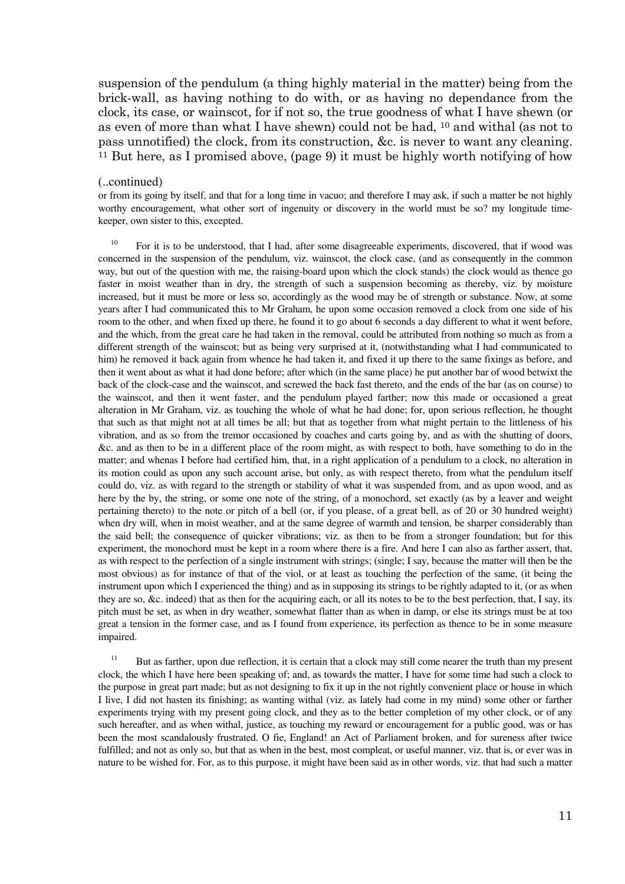suspension of the pendulum (a thing highly material in the matter) being from the brick-wall, as having nothing to do with, or as having no dependance from the clock, its case, or wainscot, for if not so, the true goodness of what I have shewn (or as even of more than what I have shewn) could not be had, [10] and withal (as not to pass unnotified) the clock, from its construction, &c. is never to want any cleaning. [11] But here, as I promised above, (page 9) it must be highly worth notifying of how

(..continued)

or from its going by itself, and that for a long time in vacuo; and therefore I may ask, if such a matter be not highly worthy encouragement, what other sort of ingenuity or discovery in the world must be so? my longitude time-keeper, own sister to this, excepted.

[10] For it is to be understood, that I had, after some disagreeable experiments, discovered, that if wood was concerned in the suspension of the pendulum, viz. wainscot, the clock case, (and as consequently in the common way, but out of the question with me, the raising-board upon which the clock stands) the clock would as thence go faster in moist weather than in dry, the strength of such a suspension becoming as thereby, viz. by moisture increased, but it must be more or less so, accordingly as the wood may be of strength or substance. Now, at some years after I had communicated this to Mr Graham, he upon some occasion removed a clock from one side of his room to the other, and when fixed up there, he found it to go about 6 seconds a day different to what it went before, and the which, from the great care he had taken in the removal, could be attributed from nothing so much as from a different strength of the wainscot; but as being very surprised at it, (notwithstanding what I had communicated to him) he removed it back again from whence he had taken it, and fixed it up there to the same fixings as before, and then it went about as what it had done before; after which (in the same place) he put another bar of wood betwixt the back of the clock-case and the wainscot, and screwed the back fast thereto, and the ends of the bar (as on course) to the wainscot, and then it went faster, and the pendulum played farther; now this made or occasioned a great alteration in Mr Graham, viz. as touching the whole of what he had done; for, upon serious reflection, he thought that such as that might not at all times be all; but that as together from what might pertain to the littleness of his vibration, and as so from the tremor occasioned by coaches and carts going by, and as with the shutting of doors, &c. and as then to be in a different place of the room might, as with respect to both, have something to do in the matter; and whenas I before had certified him, that, in a right application of a pendulum to a clock, no alteration in its motion could as upon any such account arise, but only, as with respect thereto, from what the pendulum itself could do, viz. as with regard to the strength or stability of what it was suspended from, and as upon wood, and as here by the by, the string, or some one note of the string, of a monochord, set exactly (as by a leaver and weight pertaining thereto) to the note or pitch of a bell (or, if you please, of a great bell, as of 20 or 30 hundred weight) when dry will, when in moist weather, and at the same degree of warmth and tension, be sharper considerably than the said bell; the consequence of quicker vibrations; viz. as then to be from a stronger foundation; but for this experiment, the monochord must be kept in a room where there is a fire. And here I can also as farther assert, that, as with respect to the perfection of a single instrument with strings; (single; I say, because the matter will then be the most obvious) as for instance of that of the viol, or at least as touching the perfection of the same, (it being the instrument upon which I experienced the thing) and as in supposing its strings to be rightly adapted to it, (or as when they are so, &c. indeed) that as then for the acquiring each, or all its notes to be to the best perfection, that, I say, its pitch must be set, as when in dry weather, somewhat flatter than as when in damp, or else its strings must be at too great a tension in the former case, and as I found from experience, its perfection as thence to be in some measure impaired.

[11] But as farther, upon due reflection, it is certain that a clock may still come nearer the truth than my present clock, the which I have here been speaking of; and, as towards the matter, I have for some time had such a clock to the purpose in great part made; but as not designing to fix it up in the not rightly convenient place or house in which I live, I did not hasten its finishing; as wanting withal (viz. as lately had come in my mind) some other or farther experiments trying with my present going clock, and they as to the better completion of my other clock, or of any such hereafter, and as when withal, justice, as touching my reward or encouragement for a public good, was or has been the most scandalously frustrated. O fie, England! an Act of Parliament broken, and for sureness after twice fulfilled; and not as only so, but that as when in the best, most compleat, or useful manner, viz. that is, or ever was in nature to be wished for. For, as to this purpose, it might have been said as in other words, viz. that had such a matter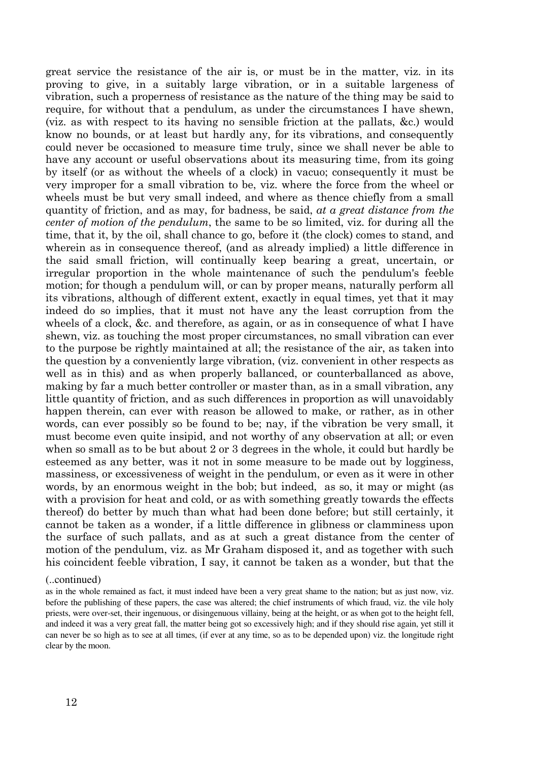great service the resistance of the air is, or must be in the matter, viz. in its proving to give, in a suitably large vibration, or in a suitable largeness of vibration, such a properness of resistance as the nature of the thing may be said to require, for without that a pendulum, as under the circumstances I have shewn, (viz. as with respect to its having no sensible friction at the pallats, &c.) would know no bounds, or at least but hardly any, for its vibrations, and consequently could never be occasioned to measure time truly, since we shall never be able to have any account or useful observations about its measuring time, from its going by itself (or as without the wheels of a clock) in vacuo; consequently it must be very improper for a small vibration to be, viz. where the force from the wheel or wheels must be but very small indeed, and where as thence chiefly from a small quantity of friction, and as may, for badness, be said, *at a great distance from the center of motion of the pendulum*, the same to be so limited, viz. for during all the time, that it, by the oil, shall chance to go, before it (the clock) comes to stand, and wherein as in consequence thereof, (and as already implied) a little difference in the said small friction, will continually keep bearing a great, uncertain, or irregular proportion in the whole maintenance of such the pendulum's feeble motion; for though a pendulum will, or can by proper means, naturally perform all its vibrations, although of different extent, exactly in equal times, yet that it may indeed do so implies, that it must not have any the least corruption from the wheels of a clock, &c. and therefore, as again, or as in consequence of what I have shewn, viz. as touching the most proper circumstances, no small vibration can ever to the purpose be rightly maintained at all; the resistance of the air, as taken into the question by a conveniently large vibration, (viz. convenient in other respects as well as in this) and as when properly ballanced, or counterballanced as above, making by far a much better controller or master than, as in a small vibration, any little quantity of friction, and as such differences in proportion as will unavoidably happen therein, can ever with reason be allowed to make, or rather, as in other words, can ever possibly so be found to be; nay, if the vibration be very small, it must become even quite insipid, and not worthy of any observation at all; or even when so small as to be but about 2 or 3 degrees in the whole, it could but hardly be esteemed as any better, was it not in some measure to be made out by logginess, massiness, or excessiveness of weight in the pendulum, or even as it were in other words, by an enormous weight in the bob; but indeed, as so, it may or might (as with a provision for heat and cold, or as with something greatly towards the effects thereof) do better by much than what had been done before; but still certainly, it cannot be taken as a wonder, if a little difference in glibness or clamminess upon the surface of such pallats, and as at such a great distance from the center of motion of the pendulum, viz. as Mr Graham disposed it, and as together with such his coincident feeble vibration, I say, it cannot be taken as a wonder, but that the

(..continued)

as in the whole remained as fact, it must indeed have been a very great shame to the nation; but as just now, viz. before the publishing of these papers, the case was altered; the chief instruments of which fraud, viz. the vile holy priests, were over-set, their ingenuous, or disingenuous villainy, being at the height, or as when got to the height fell, and indeed it was a very great fall, the matter being got so excessively high; and if they should rise again, yet still it can never be so high as to see at all times, (if ever at any time, so as to be depended upon) viz. the longitude right clear by the moon.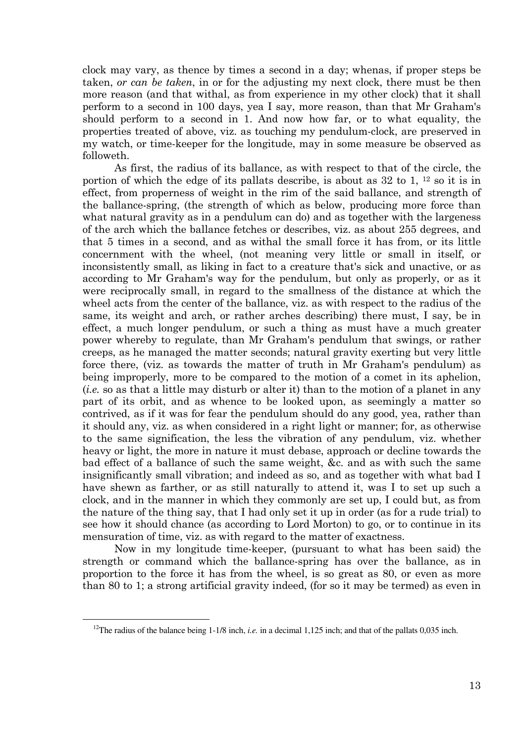clock may vary, as thence by times a second in a day; whenas, if proper steps be taken, *or can be taken*, in or for the adjusting my next clock, there must be then more reason (and that withal, as from experience in my other clock) that it shall perform to a second in 100 days, yea I say, more reason, than that Mr Graham's should perform to a second in 1. And now how far, or to what equality, the properties treated of above, viz. as touching my pendulum-clock, are preserved in my watch, or time-keeper for the longitude, may in some measure be observed as followeth.

As first, the radius of its ballance, as with respect to that of the circle, the portion of which the edge of its pallats describe, is about as 32 to 1, [12] so it is in effect, from properness of weight in the rim of the said ballance, and strength of the ballance-spring, (the strength of which as below, producing more force than what natural gravity as in a pendulum can do) and as together with the largeness of the arch which the ballance fetches or describes, viz. as about 255 degrees, and that 5 times in a second, and as withal the small force it has from, or its little concernment with the wheel, (not meaning very little or small in itself, or inconsistently small, as liking in fact to a creature that's sick and unactive, or as according to Mr Graham's way for the pendulum, but only as properly, or as it were reciprocally small, in regard to the smallness of the distance at which the wheel acts from the center of the ballance, viz. as with respect to the radius of the same, its weight and arch, or rather arches describing) there must, I say, be in effect, a much longer pendulum, or such a thing as must have a much greater power whereby to regulate, than Mr Graham's pendulum that swings, or rather creeps, as he managed the matter seconds; natural gravity exerting but very little force there, (viz. as towards the matter of truth in Mr Graham's pendulum) as being improperly, more to be compared to the motion of a comet in its aphelion, (*i.e.* so as that a little may disturb or alter it) than to the motion of a planet in any part of its orbit, and as whence to be looked upon, as seemingly a matter so contrived, as if it was for fear the pendulum should do any good, yea, rather than it should any, viz. as when considered in a right light or manner; for, as otherwise to the same signification, the less the vibration of any pendulum, viz. whether heavy or light, the more in nature it must debase, approach or decline towards the bad effect of a ballance of such the same weight, &c. and as with such the same insignificantly small vibration; and indeed as so, and as together with what bad I have shewn as farther, or as still naturally to attend it, was I to set up such a clock, and in the manner in which they commonly are set up, I could but, as from the nature of the thing say, that I had only set it up in order (as for a rude trial) to see how it should chance (as according to Lord Morton) to go, or to continue in its mensuration of time, viz. as with regard to the matter of exactness.

Now in my longitude time-keeper, (pursuant to what has been said) the strength or command which the ballance-spring has over the ballance, as in proportion to the force it has from the wheel, is so great as 80, or even as more than 80 to 1; a strong artificial gravity indeed, (for so it may be termed) as even in

[12] The radius of the balance being 1-1/8 inch, *i.e.* in a decimal 1,125 inch; and that of the pallats 0,035 inch.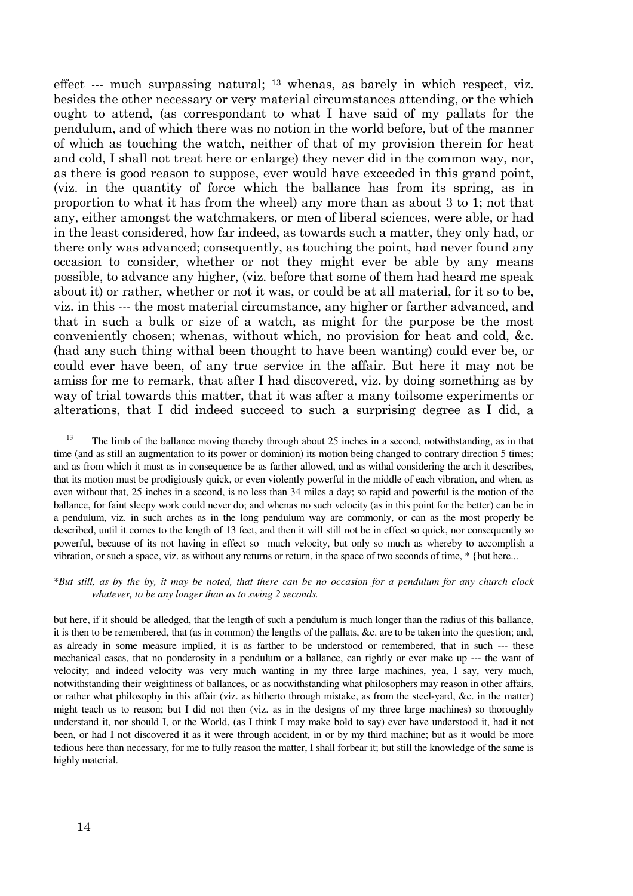effect --- much surpassing natural; [13] whenas, as barely in which respect, viz. besides the other necessary or very material circumstances attending, or the which ought to attend, (as correspondant to what I have said of my pallats for the pendulum, and of which there was no notion in the world before, but of the manner of which as touching the watch, neither of that of my provision therein for heat and cold, I shall not treat here or enlarge) they never did in the common way, nor, as there is good reason to suppose, ever would have exceeded in this grand point, (viz. in the quantity of force which the ballance has from its spring, as in proportion to what it has from the wheel) any more than as about 3 to 1; not that any, either amongst the watchmakers, or men of liberal sciences, were able, or had in the least considered, how far indeed, as towards such a matter, they only had, or there only was advanced; consequently, as touching the point, had never found any occasion to consider, whether or not they might ever be able by any means possible, to advance any higher, (viz. before that some of them had heard me speak about it) or rather, whether or not it was, or could be at all material, for it so to be, viz. in this --- the most material circumstance, any higher or farther advanced, and that in such a bulk or size of a watch, as might for the purpose be the most conveniently chosen; whenas, without which, no provision for heat and cold, &c. (had any such thing withal been thought to have been wanting) could ever be, or could ever have been, of any true service in the affair. But here it may not be amiss for me to remark, that after I had discovered, viz. by doing something as by way of trial towards this matter, that it was after a many toilsome experiments or alterations, that I did indeed succeed to such a surprising degree as I did, a

---

[13] The limb of the ballance moving thereby through about 25 inches in a second, notwithstanding, as in that time (and as still an augmentation to its power or dominion) its motion being changed to contrary direction 5 times; and as from which it must as in consequence be as farther allowed, and as withal considering the arch it describes, that its motion must be prodigiously quick, or even violently powerful in the middle of each vibration, and when, as even without that, 25 inches in a second, is no less than 34 miles a day; so rapid and powerful is the motion of the ballance, for faint sleepy work could never do; and whenas no such velocity (as in this point for the better) can be in a pendulum, viz. in such arches as in the long pendulum way are commonly, or can as the most properly be described, until it comes to the length of 13 feet, and then it will still not be in effect so quick, nor consequently so powerful, because of its not having in effect so much velocity, but only so much as whereby to accomplish a vibration, or such a space, viz. as without any returns or return, in the space of two seconds of time, * {but here...

*\*But still, as by the by, it may be noted, that there can be no occasion for a pendulum for any church clock whatever, to be any longer than as to swing 2 seconds.*

but here, if it should be alledged, that the length of such a pendulum is much longer than the radius of this ballance, it is then to be remembered, that (as in common) the lengths of the pallats, &c. are to be taken into the question; and, as already in some measure implied, it is as farther to be understood or remembered, that in such --- these mechanical cases, that no ponderosity in a pendulum or a ballance, can rightly or ever make up --- the want of velocity; and indeed velocity was very much wanting in my three large machines, yea, I say, very much, notwithstanding their weightiness of ballances, or as notwithstanding what philosophers may reason in other affairs, or rather what philosophy in this affair (viz. as hitherto through mistake, as from the steel-yard, &c. in the matter) might teach us to reason; but I did not then (viz. as in the designs of my three large machines) so thoroughly understand it, nor should I, or the World, (as I think I may make bold to say) ever have understood it, had it not been, or had I not discovered it as it were through accident, in or by my third machine; but as it would be more tedious here than necessary, for me to fully reason the matter, I shall forbear it; but still the knowledge of the same is highly material.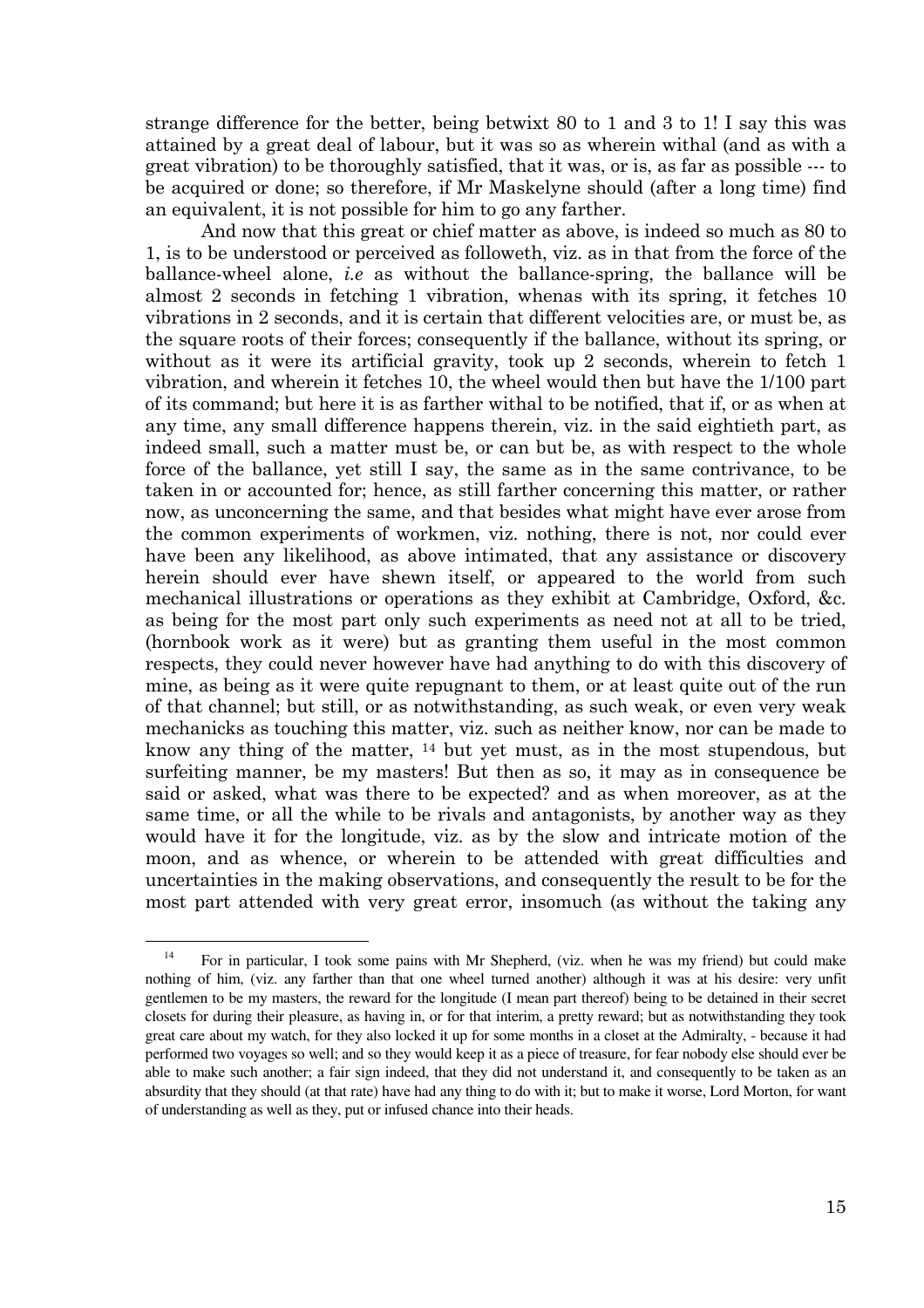strange difference for the better, being betwixt 80 to 1 and 3 to 1! I say this was attained by a great deal of labour, but it was so as wherein withal (and as with a great vibration) to be thoroughly satisfied, that it was, or is, as far as possible --- to be acquired or done; so therefore, if Mr Maskelyne should (after a long time) find an equivalent, it is not possible for him to go any farther.

And now that this great or chief matter as above, is indeed so much as 80 to 1, is to be understood or perceived as followeth, viz. as in that from the force of the ballance-wheel alone, *i.e* as without the ballance-spring, the ballance will be almost 2 seconds in fetching 1 vibration, whenas with its spring, it fetches 10 vibrations in 2 seconds, and it is certain that different velocities are, or must be, as the square roots of their forces; consequently if the ballance, without its spring, or without as it were its artificial gravity, took up 2 seconds, wherein to fetch 1 vibration, and wherein it fetches 10, the wheel would then but have the 1/100 part of its command; but here it is as farther withal to be notified, that if, or as when at any time, any small difference happens therein, viz. in the said eightieth part, as indeed small, such a matter must be, or can but be, as with respect to the whole force of the ballance, yet still I say, the same as in the same contrivance, to be taken in or accounted for; hence, as still farther concerning this matter, or rather now, as unconcerning the same, and that besides what might have ever arose from the common experiments of workmen, viz. nothing, there is not, nor could ever have been any likelihood, as above intimated, that any assistance or discovery herein should ever have shewn itself, or appeared to the world from such mechanical illustrations or operations as they exhibit at Cambridge, Oxford, &c. as being for the most part only such experiments as need not at all to be tried, (hornbook work as it were) but as granting them useful in the most common respects, they could never however have had anything to do with this discovery of mine, as being as it were quite repugnant to them, or at least quite out of the run of that channel; but still, or as notwithstanding, as such weak, or even very weak mechanicks as touching this matter, viz. such as neither know, nor can be made to know any thing of the matter, [14] but yet must, as in the most stupendous, but surfeiting manner, be my masters! But then as so, it may as in consequence be said or asked, what was there to be expected? and as when moreover, as at the same time, or all the while to be rivals and antagonists, by another way as they would have it for the longitude, viz. as by the slow and intricate motion of the moon, and as whence, or wherein to be attended with great difficulties and uncertainties in the making observations, and consequently the result to be for the most part attended with very great error, insomuch (as without the taking any

[14] For in particular, I took some pains with Mr Shepherd, (viz. when he was my friend) but could make nothing of him, (viz. any farther than that one wheel turned another) although it was at his desire: very unfit gentlemen to be my masters, the reward for the longitude (I mean part thereof) being to be detained in their secret closets for during their pleasure, as having in, or for that interim, a pretty reward; but as notwithstanding they took great care about my watch, for they also locked it up for some months in a closet at the Admiralty, - because it had performed two voyages so well; and so they would keep it as a piece of treasure, for fear nobody else should ever be able to make such another; a fair sign indeed, that they did not understand it, and consequently to be taken as an absurdity that they should (at that rate) have had any thing to do with it; but to make it worse, Lord Morton, for want of understanding as well as they, put or infused chance into their heads.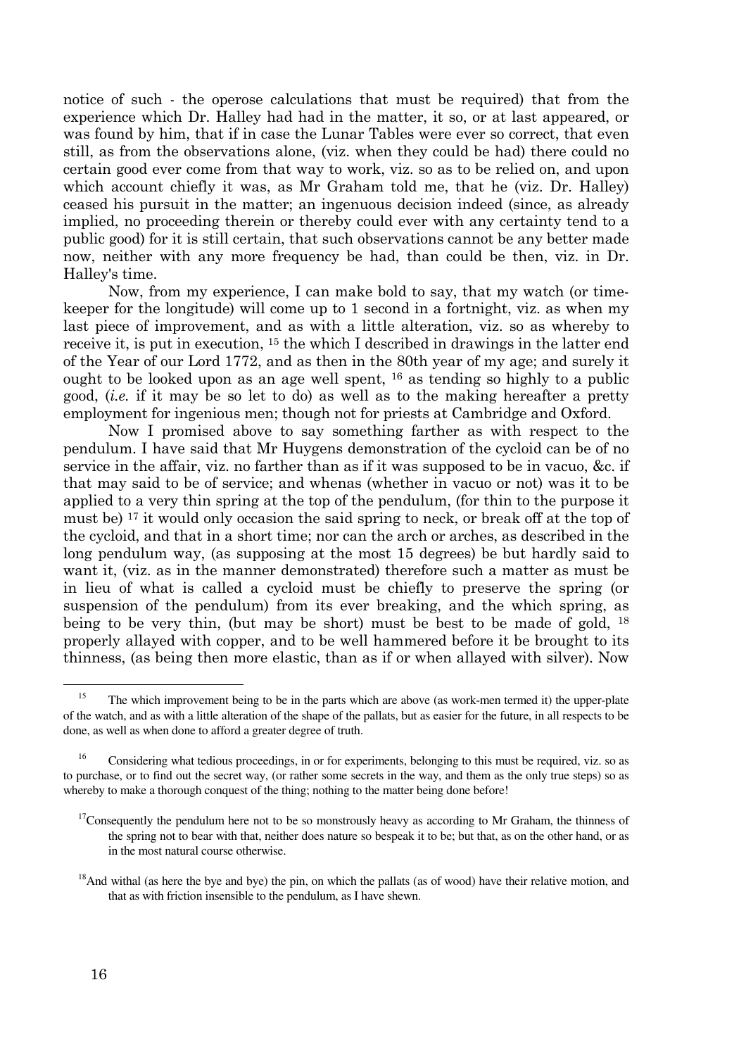notice of such - the operose calculations that must be required) that from the experience which Dr. Halley had had in the matter, it so, or at last appeared, or was found by him, that if in case the Lunar Tables were ever so correct, that even still, as from the observations alone, (viz. when they could be had) there could no certain good ever come from that way to work, viz. so as to be relied on, and upon which account chiefly it was, as Mr Graham told me, that he (viz. Dr. Halley) ceased his pursuit in the matter; an ingenuous decision indeed (since, as already implied, no proceeding therein or thereby could ever with any certainty tend to a public good) for it is still certain, that such observations cannot be any better made now, neither with any more frequency be had, than could be then, viz. in Dr. Halley's time.

Now, from my experience, I can make bold to say, that my watch (or time-keeper for the longitude) will come up to 1 second in a fortnight, viz. as when my last piece of improvement, and as with a little alteration, viz. so as whereby to receive it, is put in execution, [15] the which I described in drawings in the latter end of the Year of our Lord 1772, and as then in the 80th year of my age; and surely it ought to be looked upon as an age well spent, [16] as tending so highly to a public good, (*i.e.* if it may be so let to do) as well as to the making hereafter a pretty employment for ingenious men; though not for priests at Cambridge and Oxford.

Now I promised above to say something farther as with respect to the pendulum. I have said that Mr Huygens demonstration of the cycloid can be of no service in the affair, viz. no farther than as if it was supposed to be in vacuo, &c. if that may said to be of service; and whenas (whether in vacuo or not) was it to be applied to a very thin spring at the top of the pendulum, (for thin to the purpose it must be) [17] it would only occasion the said spring to neck, or break off at the top of the cycloid, and that in a short time; nor can the arch or arches, as described in the long pendulum way, (as supposing at the most 15 degrees) be but hardly said to want it, (viz. as in the manner demonstrated) therefore such a matter as must be in lieu of what is called a cycloid must be chiefly to preserve the spring (or suspension of the pendulum) from its ever breaking, and the which spring, as being to be very thin, (but may be short) must be best to be made of gold, [18] properly allayed with copper, and to be well hammered before it be brought to its thinness, (as being then more elastic, than as if or when allayed with silver). Now

---

[15] The which improvement being to be in the parts which are above (as work-men termed it) the upper-plate of the watch, and as with a little alteration of the shape of the pallats, but as easier for the future, in all respects to be done, as well as when done to afford a greater degree of truth.

[16] Considering what tedious proceedings, in or for experiments, belonging to this must be required, viz. so as to purchase, or to find out the secret way, (or rather some secrets in the way, and them as the only true steps) so as whereby to make a thorough conquest of the thing; nothing to the matter being done before!

[17] Consequently the pendulum here not to be so monstrously heavy as according to Mr Graham, the thinness of the spring not to bear with that, neither does nature so bespeak it to be; but that, as on the other hand, or as in the most natural course otherwise.

[18] And withal (as here the bye and bye) the pin, on which the pallats (as of wood) have their relative motion, and that as with friction insensible to the pendulum, as I have shewn.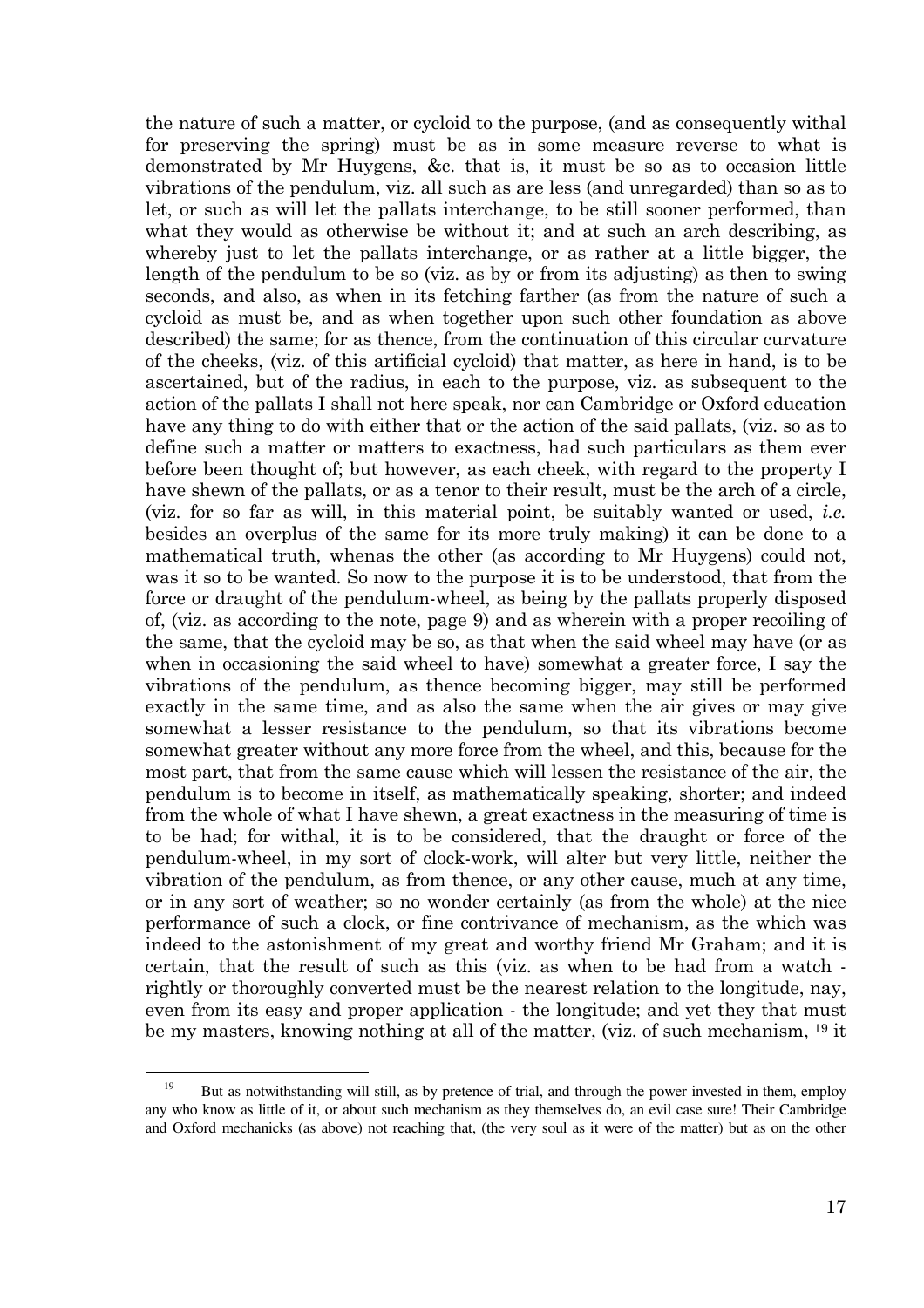the nature of such a matter, or cycloid to the purpose, (and as consequently withal for preserving the spring) must be as in some measure reverse to what is demonstrated by Mr Huygens, &c. that is, it must be so as to occasion little vibrations of the pendulum, viz. all such as are less (and unregarded) than so as to let, or such as will let the pallats interchange, to be still sooner performed, than what they would as otherwise be without it; and at such an arch describing, as whereby just to let the pallats interchange, or as rather at a little bigger, the length of the pendulum to be so (viz. as by or from its adjusting) as then to swing seconds, and also, as when in its fetching farther (as from the nature of such a cycloid as must be, and as when together upon such other foundation as above described) the same; for as thence, from the continuation of this circular curvature of the cheeks, (viz. of this artificial cycloid) that matter, as here in hand, is to be ascertained, but of the radius, in each to the purpose, viz. as subsequent to the action of the pallats I shall not here speak, nor can Cambridge or Oxford education have any thing to do with either that or the action of the said pallats, (viz. so as to define such a matter or matters to exactness, had such particulars as them ever before been thought of; but however, as each cheek, with regard to the property I have shewn of the pallats, or as a tenor to their result, must be the arch of a circle, (viz. for so far as will, in this material point, be suitably wanted or used, *i.e.* besides an overplus of the same for its more truly making) it can be done to a mathematical truth, whenas the other (as according to Mr Huygens) could not, was it so to be wanted. So now to the purpose it is to be understood, that from the force or draught of the pendulum-wheel, as being by the pallats properly disposed of, (viz. as according to the note, page 9) and as wherein with a proper recoiling of the same, that the cycloid may be so, as that when the said wheel may have (or as when in occasioning the said wheel to have) somewhat a greater force, I say the vibrations of the pendulum, as thence becoming bigger, may still be performed exactly in the same time, and as also the same when the air gives or may give somewhat a lesser resistance to the pendulum, so that its vibrations become somewhat greater without any more force from the wheel, and this, because for the most part, that from the same cause which will lessen the resistance of the air, the pendulum is to become in itself, as mathematically speaking, shorter; and indeed from the whole of what I have shewn, a great exactness in the measuring of time is to be had; for withal, it is to be considered, that the draught or force of the pendulum-wheel, in my sort of clock-work, will alter but very little, neither the vibration of the pendulum, as from thence, or any other cause, much at any time, or in any sort of weather; so no wonder certainly (as from the whole) at the nice performance of such a clock, or fine contrivance of mechanism, as the which was indeed to the astonishment of my great and worthy friend Mr Graham; and it is certain, that the result of such as this (viz. as when to be had from a watch - rightly or thoroughly converted must be the nearest relation to the longitude, nay, even from its easy and proper application - the longitude; and yet they that must be my masters, knowing nothing at all of the matter, (viz. of such mechanism, [19] it

[19] But as notwithstanding will still, as by pretence of trial, and through the power invested in them, employ any who know as little of it, or about such mechanism as they themselves do, an evil case sure! Their Cambridge and Oxford mechanicks (as above) not reaching that, (the very soul as it were of the matter) but as on the other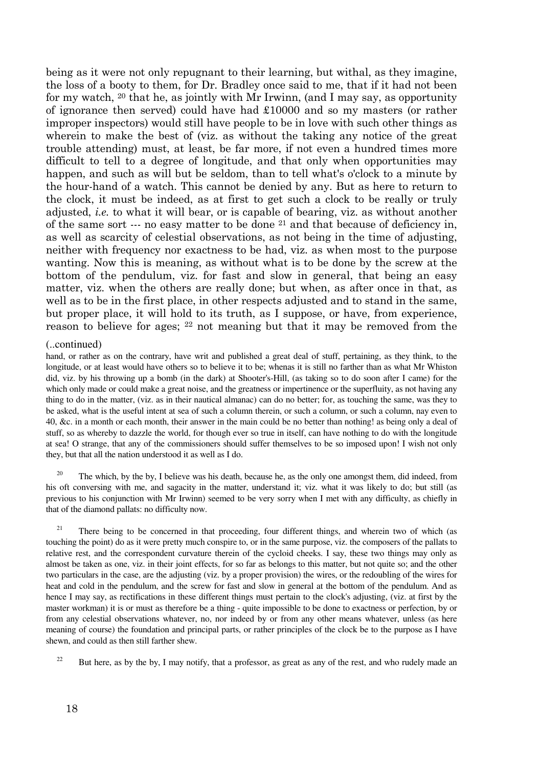being as it were not only repugnant to their learning, but withal, as they imagine, the loss of a booty to them, for Dr. Bradley once said to me, that if it had not been for my watch, [20] that he, as jointly with Mr Irwinn, (and I may say, as opportunity of ignorance then served) could have had £10000 and so my masters (or rather improper inspectors) would still have people to be in love with such other things as wherein to make the best of (viz. as without the taking any notice of the great trouble attending) must, at least, be far more, if not even a hundred times more difficult to tell to a degree of longitude, and that only when opportunities may happen, and such as will but be seldom, than to tell what's o'clock to a minute by the hour-hand of a watch. This cannot be denied by any. But as here to return to the clock, it must be indeed, as at first to get such a clock to be really or truly adjusted, *i.e.* to what it will bear, or is capable of bearing, viz. as without another of the same sort --- no easy matter to be done [21] and that because of deficiency in, as well as scarcity of celestial observations, as not being in the time of adjusting, neither with frequency nor exactness to be had, viz. as when most to the purpose wanting. Now this is meaning, as without what is to be done by the screw at the bottom of the pendulum, viz. for fast and slow in general, that being an easy matter, viz. when the others are really done; but when, as after once in that, as well as to be in the first place, in other respects adjusted and to stand in the same, but proper place, it will hold to its truth, as I suppose, or have, from experience, reason to believe for ages; [22] not meaning but that it may be removed from the

(..continued)

hand, or rather as on the contrary, have writ and published a great deal of stuff, pertaining, as they think, to the longitude, or at least would have others so to believe it to be; whenas it is still no farther than as what Mr Whiston did, viz. by his throwing up a bomb (in the dark) at Shooter's-Hill, (as taking so to do soon after I came) for the which only made or could make a great noise, and the greatness or impertinence or the superfluity, as not having any thing to do in the matter, (viz. as in their nautical almanac) can do no better; for, as touching the same, was they to be asked, what is the useful intent at sea of such a column therein, or such a column, or such a column, nay even to 40, &c. in a month or each month, their answer in the main could be no better than nothing! as being only a deal of stuff, so as whereby to dazzle the world, for though ever so true in itself, can have nothing to do with the longitude at sea! O strange, that any of the commissioners should suffer themselves to be so imposed upon! I wish not only they, but that all the nation understood it as well as I do.

[20] The which, by the by, I believe was his death, because he, as the only one amongst them, did indeed, from his oft conversing with me, and sagacity in the matter, understand it; viz. what it was likely to do; but still (as previous to his conjunction with Mr Irwinn) seemed to be very sorry when I met with any difficulty, as chiefly in that of the diamond pallats: no difficulty now.

[21] There being to be concerned in that proceeding, four different things, and wherein two of which (as touching the point) do as it were pretty much conspire to, or in the same purpose, viz. the composers of the pallats to relative rest, and the correspondent curvature therein of the cycloid cheeks. I say, these two things may only as almost be taken as one, viz. in their joint effects, for so far as belongs to this matter, but not quite so; and the other two particulars in the case, are the adjusting (viz. by a proper provision) the wires, or the redoubling of the wires for heat and cold in the pendulum, and the screw for fast and slow in general at the bottom of the pendulum. And as hence I may say, as rectifications in these different things must pertain to the clock's adjusting, (viz. at first by the master workman) it is or must as therefore be a thing - quite impossible to be done to exactness or perfection, by or from any celestial observations whatever, no, nor indeed by or from any other means whatever, unless (as here meaning of course) the foundation and principal parts, or rather principles of the clock be to the purpose as I have shewn, and could as then still farther shew.

[22] But here, as by the by, I may notify, that a professor, as great as any of the rest, and who rudely made an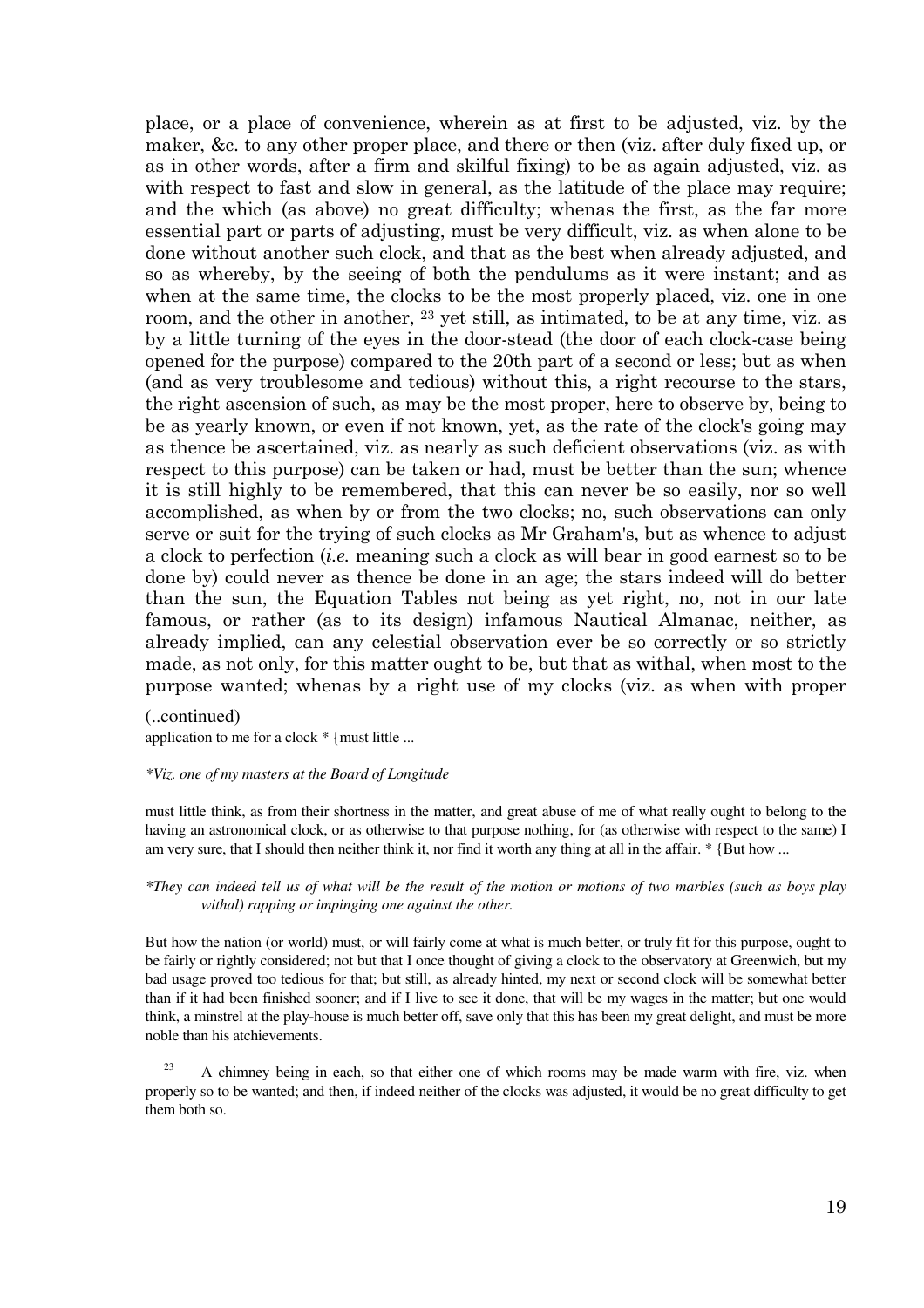place, or a place of convenience, wherein as at first to be adjusted, viz. by the maker, &c. to any other proper place, and there or then (viz. after duly fixed up, or as in other words, after a firm and skilful fixing) to be as again adjusted, viz. as with respect to fast and slow in general, as the latitude of the place may require; and the which (as above) no great difficulty; whenas the first, as the far more essential part or parts of adjusting, must be very difficult, viz. as when alone to be done without another such clock, and that as the best when already adjusted, and so as whereby, by the seeing of both the pendulums as it were instant; and as when at the same time, the clocks to be the most properly placed, viz. one in one room, and the other in another, [23] yet still, as intimated, to be at any time, viz. as by a little turning of the eyes in the door-stead (the door of each clock-case being opened for the purpose) compared to the 20th part of a second or less; but as when (and as very troublesome and tedious) without this, a right recourse to the stars, the right ascension of such, as may be the most proper, here to observe by, being to be as yearly known, or even if not known, yet, as the rate of the clock's going may as thence be ascertained, viz. as nearly as such deficient observations (viz. as with respect to this purpose) can be taken or had, must be better than the sun; whence it is still highly to be remembered, that this can never be so easily, nor so well accomplished, as when by or from the two clocks; no, such observations can only serve or suit for the trying of such clocks as Mr Graham's, but as whence to adjust a clock to perfection (*i.e.* meaning such a clock as will bear in good earnest so to be done by) could never as thence be done in an age; the stars indeed will do better than the sun, the Equation Tables not being as yet right, no, not in our late famous, or rather (as to its design) infamous Nautical Almanac, neither, as already implied, can any celestial observation ever be so correctly or so strictly made, as not only, for this matter ought to be, but that as withal, when most to the purpose wanted; whenas by a right use of my clocks (viz. as when with proper

(..continued)

application to me for a clock * {must little ...

**Viz. one of my masters at the Board of Longitude*

must little think, as from their shortness in the matter, and great abuse of me of what really ought to belong to the having an astronomical clock, or as otherwise to that purpose nothing, for (as otherwise with respect to the same) I am very sure, that I should then neither think it, nor find it worth any thing at all in the affair. * {But how ...

**They can indeed tell us of what will be the result of the motion or motions of two marbles (such as boys play withal) rapping or impinging one against the other.*

But how the nation (or world) must, or will fairly come at what is much better, or truly fit for this purpose, ought to be fairly or rightly considered; not but that I once thought of giving a clock to the observatory at Greenwich, but my bad usage proved too tedious for that; but still, as already hinted, my next or second clock will be somewhat better than if it had been finished sooner; and if I live to see it done, that will be my wages in the matter; but one would think, a minstrel at the play-house is much better off, save only that this has been my great delight, and must be more noble than his atchievements.

[23] A chimney being in each, so that either one of which rooms may be made warm with fire, viz. when properly so to be wanted; and then, if indeed neither of the clocks was adjusted, it would be no great difficulty to get them both so.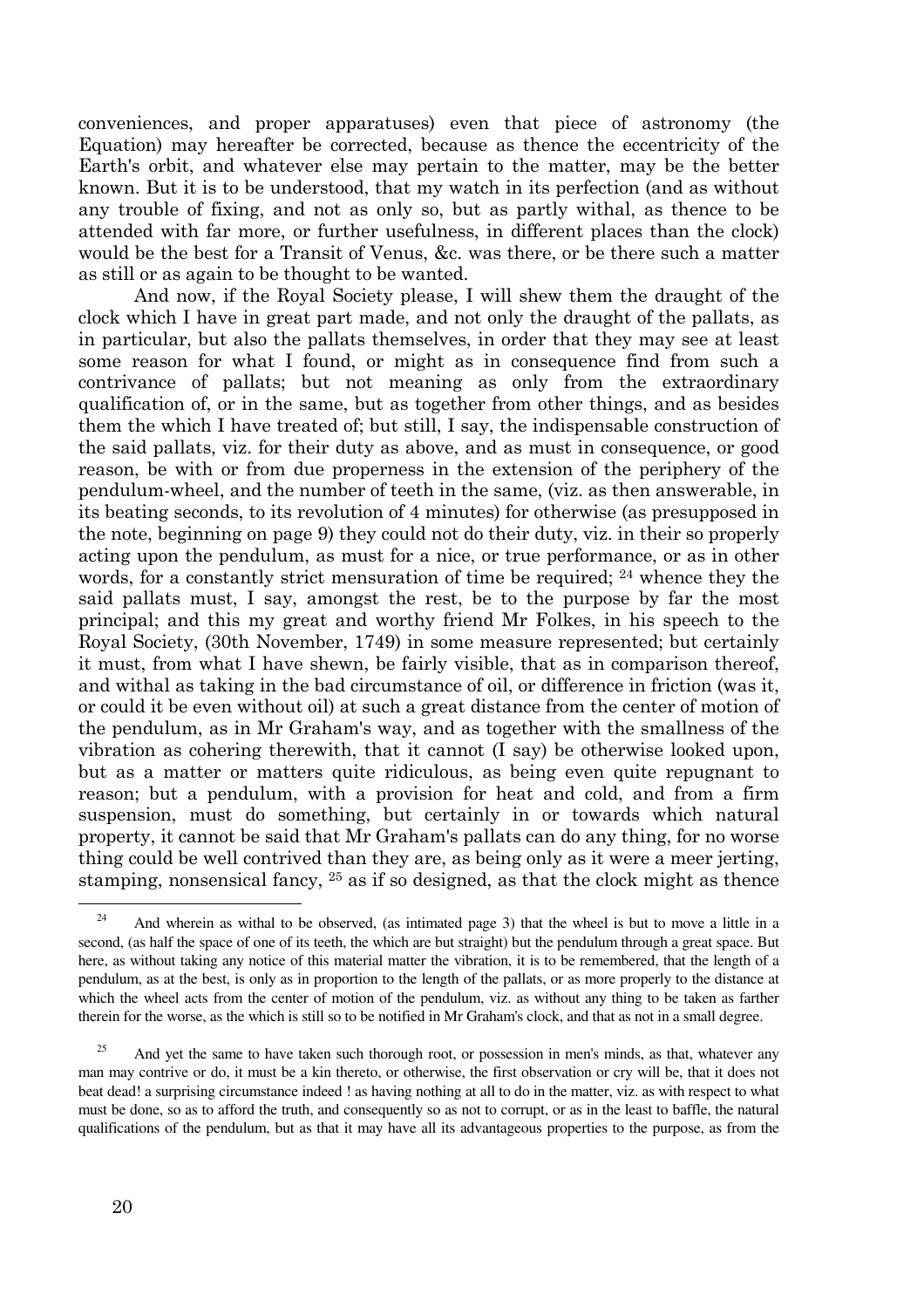conveniences, and proper apparatuses) even that piece of astronomy (the Equation) may hereafter be corrected, because as thence the eccentricity of the Earth's orbit, and whatever else may pertain to the matter, may be the better known. But it is to be understood, that my watch in its perfection (and as without any trouble of fixing, and not as only so, but as partly withal, as thence to be attended with far more, or further usefulness, in different places than the clock) would be the best for a Transit of Venus, &c. was there, or be there such a matter as still or as again to be thought to be wanted.

And now, if the Royal Society please, I will shew them the draught of the clock which I have in great part made, and not only the draught of the pallats, as in particular, but also the pallats themselves, in order that they may see at least some reason for what I found, or might as in consequence find from such a contrivance of pallats; but not meaning as only from the extraordinary qualification of, or in the same, but as together from other things, and as besides them the which I have treated of; but still, I say, the indispensable construction of the said pallats, viz. for their duty as above, and as must in consequence, or good reason, be with or from due properness in the extension of the periphery of the pendulum-wheel, and the number of teeth in the same, (viz. as then answerable, in its beating seconds, to its revolution of 4 minutes) for otherwise (as presupposed in the note, beginning on page 9) they could not do their duty, viz. in their so properly acting upon the pendulum, as must for a nice, or true performance, or as in other words, for a constantly strict mensuration of time be required; [24] whence they the said pallats must, I say, amongst the rest, be to the purpose by far the most principal; and this my great and worthy friend Mr Folkes, in his speech to the Royal Society, (30th November, 1749) in some measure represented; but certainly it must, from what I have shewn, be fairly visible, that as in comparison thereof, and withal as taking in the bad circumstance of oil, or difference in friction (was it, or could it be even without oil) at such a great distance from the center of motion of the pendulum, as in Mr Graham's way, and as together with the smallness of the vibration as cohering therewith, that it cannot (I say) be otherwise looked upon, but as a matter or matters quite ridiculous, as being even quite repugnant to reason; but a pendulum, with a provision for heat and cold, and from a firm suspension, must do something, but certainly in or towards which natural property, it cannot be said that Mr Graham's pallats can do any thing, for no worse thing could be well contrived than they are, as being only as it were a meer jerting, stamping, nonsensical fancy, [25] as if so designed, as that the clock might as thence

[24] And wherein as withal to be observed, (as intimated page 3) that the wheel is but to move a little in a second, (as half the space of one of its teeth, the which are but straight) but the pendulum through a great space. But here, as without taking any notice of this material matter the vibration, it is to be remembered, that the length of a pendulum, as at the best, is only as in proportion to the length of the pallats, or as more properly to the distance at which the wheel acts from the center of motion of the pendulum, viz. as without any thing to be taken as farther therein for the worse, as the which is still so to be notified in Mr Graham's clock, and that as not in a small degree.

[25] And yet the same to have taken such thorough root, or possession in men's minds, as that, whatever any man may contrive or do, it must be a kin thereto, or otherwise, the first observation or cry will be, that it does not beat dead! a surprising circumstance indeed ! as having nothing at all to do in the matter, viz. as with respect to what must be done, so as to afford the truth, and consequently so as not to corrupt, or as in the least to baffle, the natural qualifications of the pendulum, but as that it may have all its advantageous properties to the purpose, as from the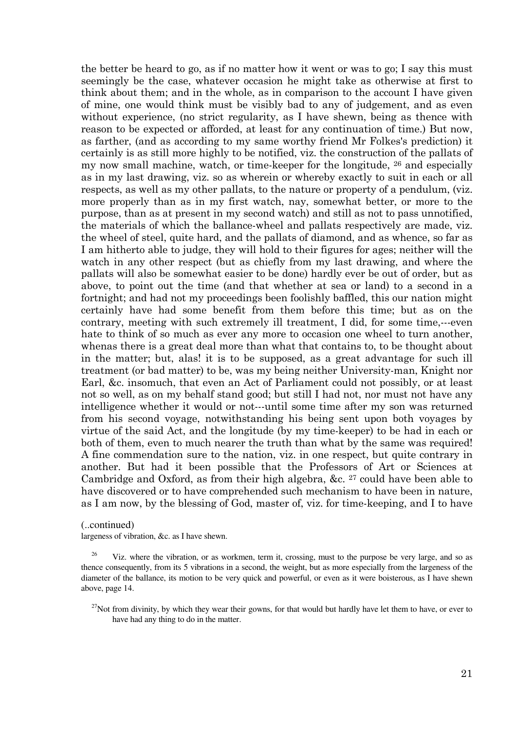the better be heard to go, as if no matter how it went or was to go; I say this must seemingly be the case, whatever occasion he might take as otherwise at first to think about them; and in the whole, as in comparison to the account I have given of mine, one would think must be visibly bad to any of judgement, and as even without experience, (no strict regularity, as I have shewn, being as thence with reason to be expected or afforded, at least for any continuation of time.) But now, as farther, (and as according to my same worthy friend Mr Folkes's prediction) it certainly is as still more highly to be notified, viz. the construction of the pallats of my now small machine, watch, or time-keeper for the longitude, [26] and especially as in my last drawing, viz. so as wherein or whereby exactly to suit in each or all respects, as well as my other pallats, to the nature or property of a pendulum, (viz. more properly than as in my first watch, nay, somewhat better, or more to the purpose, than as at present in my second watch) and still as not to pass unnotified, the materials of which the ballance-wheel and pallats respectively are made, viz. the wheel of steel, quite hard, and the pallats of diamond, and as whence, so far as I am hitherto able to judge, they will hold to their figures for ages; neither will the watch in any other respect (but as chiefly from my last drawing, and where the pallats will also be somewhat easier to be done) hardly ever be out of order, but as above, to point out the time (and that whether at sea or land) to a second in a fortnight; and had not my proceedings been foolishly baffled, this our nation might certainly have had some benefit from them before this time; but as on the contrary, meeting with such extremely ill treatment, I did, for some time,---even hate to think of so much as ever any more to occasion one wheel to turn another, whenas there is a great deal more than what that contains to, to be thought about in the matter; but, alas! it is to be supposed, as a great advantage for such ill treatment (or bad matter) to be, was my being neither University-man, Knight nor Earl, &c. insomuch, that even an Act of Parliament could not possibly, or at least not so well, as on my behalf stand good; but still I had not, nor must not have any intelligence whether it would or not---until some time after my son was returned from his second voyage, notwithstanding his being sent upon both voyages by virtue of the said Act, and the longitude (by my time-keeper) to be had in each or both of them, even to much nearer the truth than what by the same was required! A fine commendation sure to the nation, viz. in one respect, but quite contrary in another. But had it been possible that the Professors of Art or Sciences at Cambridge and Oxford, as from their high algebra, &c. [27] could have been able to have discovered or to have comprehended such mechanism to have been in nature, as I am now, by the blessing of God, master of, viz. for time-keeping, and I to have

(..continued)
largeness of vibration, &c. as I have shewn.

[26] Viz. where the vibration, or as workmen, term it, crossing, must to the purpose be very large, and so as thence consequently, from its 5 vibrations in a second, the weight, but as more especially from the largeness of the diameter of the ballance, its motion to be very quick and powerful, or even as it were boisterous, as I have shewn above, page 14.

[27] Not from divinity, by which they wear their gowns, for that would but hardly have let them to have, or ever to have had any thing to do in the matter.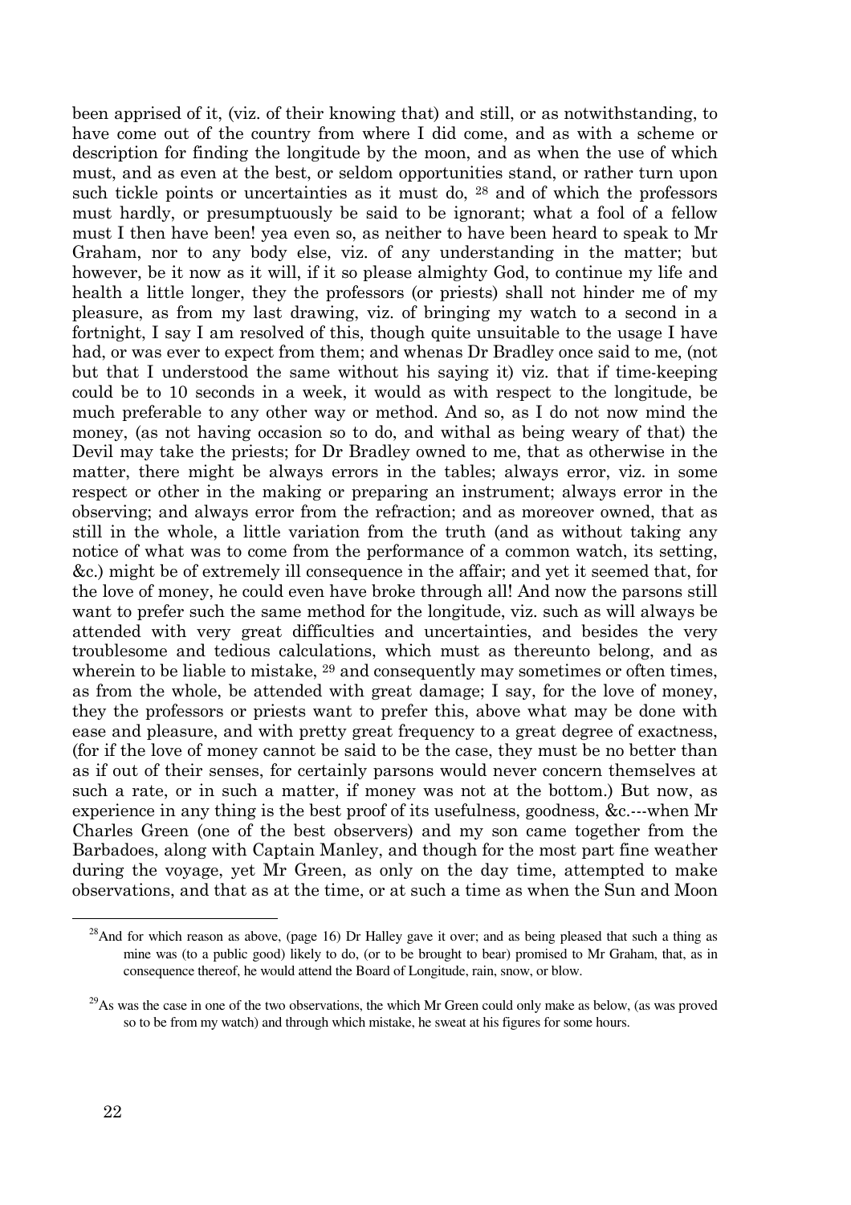been apprised of it, (viz. of their knowing that) and still, or as notwithstanding, to have come out of the country from where I did come, and as with a scheme or description for finding the longitude by the moon, and as when the use of which must, and as even at the best, or seldom opportunities stand, or rather turn upon such tickle points or uncertainties as it must do, [28] and of which the professors must hardly, or presumptuously be said to be ignorant; what a fool of a fellow must I then have been! yea even so, as neither to have been heard to speak to Mr Graham, nor to any body else, viz. of any understanding in the matter; but however, be it now as it will, if it so please almighty God, to continue my life and health a little longer, they the professors (or priests) shall not hinder me of my pleasure, as from my last drawing, viz. of bringing my watch to a second in a fortnight, I say I am resolved of this, though quite unsuitable to the usage I have had, or was ever to expect from them; and whenas Dr Bradley once said to me, (not but that I understood the same without his saying it) viz. that if time-keeping could be to 10 seconds in a week, it would as with respect to the longitude, be much preferable to any other way or method. And so, as I do not now mind the money, (as not having occasion so to do, and withal as being weary of that) the Devil may take the priests; for Dr Bradley owned to me, that as otherwise in the matter, there might be always errors in the tables; always error, viz. in some respect or other in the making or preparing an instrument; always error in the observing; and always error from the refraction; and as moreover owned, that as still in the whole, a little variation from the truth (and as without taking any notice of what was to come from the performance of a common watch, its setting, &c.) might be of extremely ill consequence in the affair; and yet it seemed that, for the love of money, he could even have broke through all! And now the parsons still want to prefer such the same method for the longitude, viz. such as will always be attended with very great difficulties and uncertainties, and besides the very troublesome and tedious calculations, which must as thereunto belong, and as wherein to be liable to mistake, [29] and consequently may sometimes or often times, as from the whole, be attended with great damage; I say, for the love of money, they the professors or priests want to prefer this, above what may be done with ease and pleasure, and with pretty great frequency to a great degree of exactness, (for if the love of money cannot be said to be the case, they must be no better than as if out of their senses, for certainly parsons would never concern themselves at such a rate, or in such a matter, if money was not at the bottom.) But now, as experience in any thing is the best proof of its usefulness, goodness, &c.---when Mr Charles Green (one of the best observers) and my son came together from the Barbadoes, along with Captain Manley, and though for the most part fine weather during the voyage, yet Mr Green, as only on the day time, attempted to make observations, and that as at the time, or at such a time as when the Sun and Moon

---

[28] And for which reason as above, (page 16) Dr Halley gave it over; and as being pleased that such a thing as mine was (to a public good) likely to do, (or to be brought to bear) promised to Mr Graham, that, as in consequence thereof, he would attend the Board of Longitude, rain, snow, or blow.

[29] As was the case in one of the two observations, the which Mr Green could only make as below, (as was proved so to be from my watch) and through which mistake, he sweat at his figures for some hours.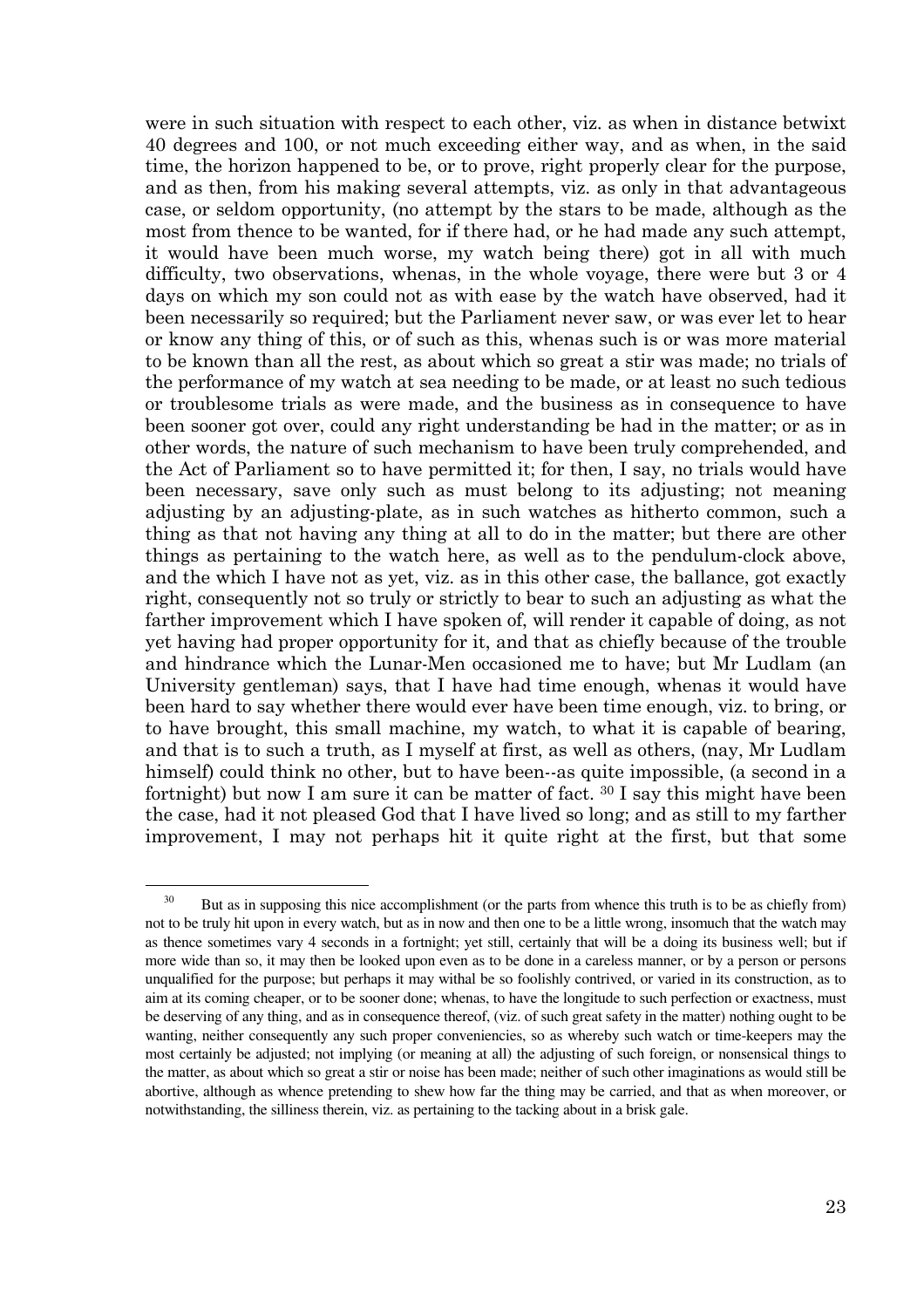were in such situation with respect to each other, viz. as when in distance betwixt 40 degrees and 100, or not much exceeding either way, and as when, in the said time, the horizon happened to be, or to prove, right properly clear for the purpose, and as then, from his making several attempts, viz. as only in that advantageous case, or seldom opportunity, (no attempt by the stars to be made, although as the most from thence to be wanted, for if there had, or he had made any such attempt, it would have been much worse, my watch being there) got in all with much difficulty, two observations, whenas, in the whole voyage, there were but 3 or 4 days on which my son could not as with ease by the watch have observed, had it been necessarily so required; but the Parliament never saw, or was ever let to hear or know any thing of this, or of such as this, whenas such is or was more material to be known than all the rest, as about which so great a stir was made; no trials of the performance of my watch at sea needing to be made, or at least no such tedious or troublesome trials as were made, and the business as in consequence to have been sooner got over, could any right understanding be had in the matter; or as in other words, the nature of such mechanism to have been truly comprehended, and the Act of Parliament so to have permitted it; for then, I say, no trials would have been necessary, save only such as must belong to its adjusting; not meaning adjusting by an adjusting-plate, as in such watches as hitherto common, such a thing as that not having any thing at all to do in the matter; but there are other things as pertaining to the watch here, as well as to the pendulum-clock above, and the which I have not as yet, viz. as in this other case, the ballance, got exactly right, consequently not so truly or strictly to bear to such an adjusting as what the farther improvement which I have spoken of, will render it capable of doing, as not yet having had proper opportunity for it, and that as chiefly because of the trouble and hindrance which the Lunar-Men occasioned me to have; but Mr Ludlam (an University gentleman) says, that I have had time enough, whenas it would have been hard to say whether there would ever have been time enough, viz. to bring, or to have brought, this small machine, my watch, to what it is capable of bearing, and that is to such a truth, as I myself at first, as well as others, (nay, Mr Ludlam himself) could think no other, but to have been--as quite impossible, (a second in a fortnight) but now I am sure it can be matter of fact. [30] I say this might have been the case, had it not pleased God that I have lived so long; and as still to my farther improvement, I may not perhaps hit it quite right at the first, but that some

[30] But as in supposing this nice accomplishment (or the parts from whence this truth is to be as chiefly from) not to be truly hit upon in every watch, but as in now and then one to be a little wrong, insomuch that the watch may as thence sometimes vary 4 seconds in a fortnight; yet still, certainly that will be a doing its business well; but if more wide than so, it may then be looked upon even as to be done in a careless manner, or by a person or persons unqualified for the purpose; but perhaps it may withal be so foolishly contrived, or varied in its construction, as to aim at its coming cheaper, or to be sooner done; whenas, to have the longitude to such perfection or exactness, must be deserving of any thing, and as in consequence thereof, (viz. of such great safety in the matter) nothing ought to be wanting, neither consequently any such proper conveniencies, so as whereby such watch or time-keepers may the most certainly be adjusted; not implying (or meaning at all) the adjusting of such foreign, or nonsensical things to the matter, as about which so great a stir or noise has been made; neither of such other imaginations as would still be abortive, although as whence pretending to shew how far the thing may be carried, and that as when moreover, or notwithstanding, the silliness therein, viz. as pertaining to the tacking about in a brisk gale.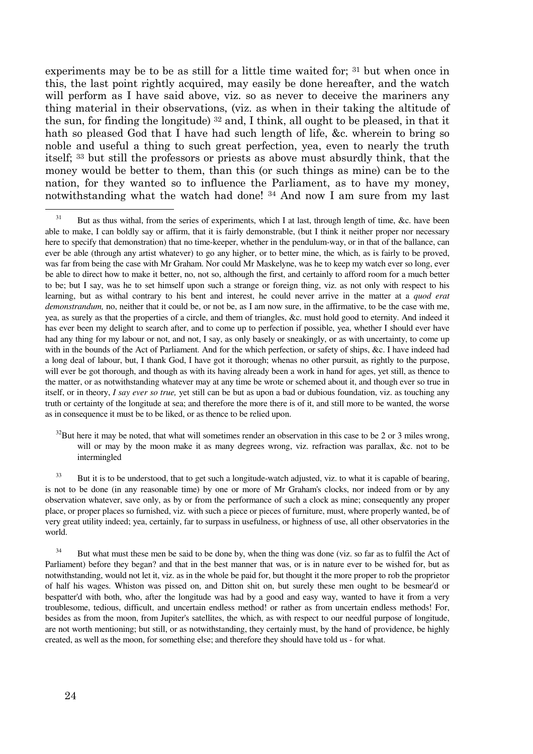experiments may be to be as still for a little time waited for; [31] but when once in this, the last point rightly acquired, may easily be done hereafter, and the watch will perform as I have said above, viz. so as never to deceive the mariners any thing material in their observations, (viz. as when in their taking the altitude of the sun, for finding the longitude) [32] and, I think, all ought to be pleased, in that it hath so pleased God that I have had such length of life, &c. wherein to bring so noble and useful a thing to such great perfection, yea, even to nearly the truth itself; [33] but still the professors or priests as above must absurdly think, that the money would be better to them, than this (or such things as mine) can be to the nation, for they wanted so to influence the Parliament, as to have my money, notwithstanding what the watch had done! [34] And now I am sure from my last

[31] But as thus withal, from the series of experiments, which I at last, through length of time, &c. have been able to make, I can boldly say or affirm, that it is fairly demonstrable, (but I think it neither proper nor necessary here to specify that demonstration) that no time-keeper, whether in the pendulum-way, or in that of the ballance, can ever be able (through any artist whatever) to go any higher, or to better mine, the which, as is fairly to be proved, was far from being the case with Mr Graham. Nor could Mr Maskelyne, was he to keep my watch ever so long, ever be able to direct how to make it better, no, not so, although the first, and certainly to afford room for a much better to be; but I say, was he to set himself upon such a strange or foreign thing, viz. as not only with respect to his learning, but as withal contrary to his bent and interest, he could never arrive in the matter at a *quod erat demonstrandum,* no, neither that it could be, or not be, as I am now sure, in the affirmative, to be the case with me, yea, as surely as that the properties of a circle, and them of triangles, &c. must hold good to eternity. And indeed it has ever been my delight to search after, and to come up to perfection if possible, yea, whether I should ever have had any thing for my labour or not, and not, I say, as only basely or sneakingly, or as with uncertainty, to come up with in the bounds of the Act of Parliament. And for the which perfection, or safety of ships, &c. I have indeed had a long deal of labour, but, I thank God, I have got it thorough; whenas no other pursuit, as rightly to the purpose, will ever be got thorough, and though as with its having already been a work in hand for ages, yet still, as thence to the matter, or as notwithstanding whatever may at any time be wrote or schemed about it, and though ever so true in itself, or in theory, *I say ever so true,* yet still can be but as upon a bad or dubious foundation, viz. as touching any truth or certainty of the longitude at sea; and therefore the more there is of it, and still more to be wanted, the worse as in consequence it must be to be liked, or as thence to be relied upon.

[32] But here it may be noted, that what will sometimes render an observation in this case to be 2 or 3 miles wrong, will or may by the moon make it as many degrees wrong, viz. refraction was parallax, &c. not to be intermingled

[33] But it is to be understood, that to get such a longitude-watch adjusted, viz. to what it is capable of bearing, is not to be done (in any reasonable time) by one or more of Mr Graham's clocks, nor indeed from or by any observation whatever, save only, as by or from the performance of such a clock as mine; consequently any proper place, or proper places so furnished, viz. with such a piece or pieces of furniture, must, where properly wanted, be of very great utility indeed; yea, certainly, far to surpass in usefulness, or highness of use, all other observatories in the world.

[34] But what must these men be said to be done by, when the thing was done (viz. so far as to fulfil the Act of Parliament) before they began? and that in the best manner that was, or is in nature ever to be wished for, but as notwithstanding, would not let it, viz. as in the whole be paid for, but thought it the more proper to rob the proprietor of half his wages. Whiston was pissed on, and Ditton shit on, but surely these men ought to be besmear'd or bespatter'd with both, who, after the longitude was had by a good and easy way, wanted to have it from a very troublesome, tedious, difficult, and uncertain endless method! or rather as from uncertain endless methods! For, besides as from the moon, from Jupiter's satellites, the which, as with respect to our needful purpose of longitude, are not worth mentioning; but still, or as notwithstanding, they certainly must, by the hand of providence, be highly created, as well as the moon, for something else; and therefore they should have told us - for what.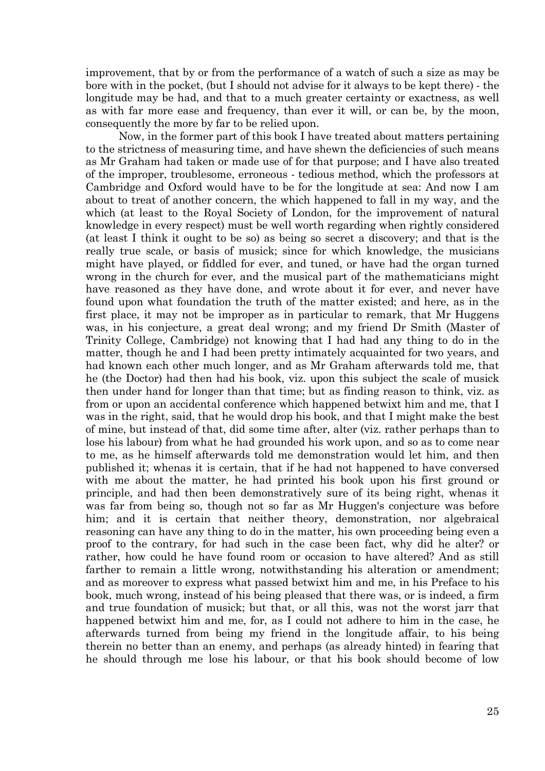improvement, that by or from the performance of a watch of such a size as may be bore with in the pocket, (but I should not advise for it always to be kept there) - the longitude may be had, and that to a much greater certainty or exactness, as well as with far more ease and frequency, than ever it will, or can be, by the moon, consequently the more by far to be relied upon.

Now, in the former part of this book I have treated about matters pertaining to the strictness of measuring time, and have shewn the deficiencies of such means as Mr Graham had taken or made use of for that purpose; and I have also treated of the improper, troublesome, erroneous - tedious method, which the professors at Cambridge and Oxford would have to be for the longitude at sea: And now I am about to treat of another concern, the which happened to fall in my way, and the which (at least to the Royal Society of London, for the improvement of natural knowledge in every respect) must be well worth regarding when rightly considered (at least I think it ought to be so) as being so secret a discovery; and that is the really true scale, or basis of musick; since for which knowledge, the musicians might have played, or fiddled for ever, and tuned, or have had the organ turned wrong in the church for ever, and the musical part of the mathematicians might have reasoned as they have done, and wrote about it for ever, and never have found upon what foundation the truth of the matter existed; and here, as in the first place, it may not be improper as in particular to remark, that Mr Huggens was, in his conjecture, a great deal wrong; and my friend Dr Smith (Master of Trinity College, Cambridge) not knowing that I had had any thing to do in the matter, though he and I had been pretty intimately acquainted for two years, and had known each other much longer, and as Mr Graham afterwards told me, that he (the Doctor) had then had his book, viz. upon this subject the scale of musick then under hand for longer than that time; but as finding reason to think, viz. as from or upon an accidental conference which happened betwixt him and me, that I was in the right, said, that he would drop his book, and that I might make the best of mine, but instead of that, did some time after, alter (viz. rather perhaps than to lose his labour) from what he had grounded his work upon, and so as to come near to me, as he himself afterwards told me demonstration would let him, and then published it; whenas it is certain, that if he had not happened to have conversed with me about the matter, he had printed his book upon his first ground or principle, and had then been demonstratively sure of its being right, whenas it was far from being so, though not so far as Mr Huggen's conjecture was before him; and it is certain that neither theory, demonstration, nor algebraical reasoning can have any thing to do in the matter, his own proceeding being even a proof to the contrary, for had such in the case been fact, why did he alter? or rather, how could he have found room or occasion to have altered? And as still farther to remain a little wrong, notwithstanding his alteration or amendment; and as moreover to express what passed betwixt him and me, in his Preface to his book, much wrong, instead of his being pleased that there was, or is indeed, a firm and true foundation of musick; but that, or all this, was not the worst jarr that happened betwixt him and me, for, as I could not adhere to him in the case, he afterwards turned from being my friend in the longitude affair, to his being therein no better than an enemy, and perhaps (as already hinted) in fearing that he should through me lose his labour, or that his book should become of low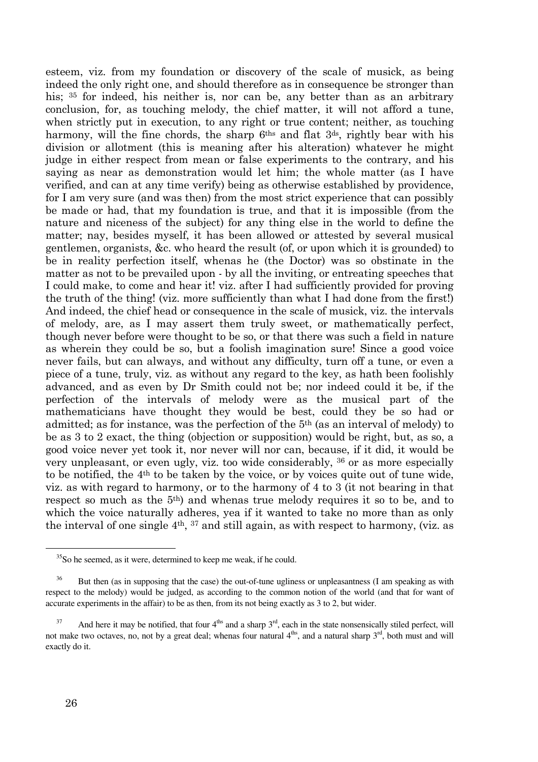esteem, viz. from my foundation or discovery of the scale of musick, as being indeed the only right one, and should therefore as in consequence be stronger than his; [35] for indeed, his neither is, nor can be, any better than as an arbitrary conclusion, for, as touching melody, the chief matter, it will not afford a tune, when strictly put in execution, to any right or true content; neither, as touching harmony, will the fine chords, the sharp 6ths and flat 3ds, rightly bear with his division or allotment (this is meaning after his alteration) whatever he might judge in either respect from mean or false experiments to the contrary, and his saying as near as demonstration would let him; the whole matter (as I have verified, and can at any time verify) being as otherwise established by providence, for I am very sure (and was then) from the most strict experience that can possibly be made or had, that my foundation is true, and that it is impossible (from the nature and niceness of the subject) for any thing else in the world to define the matter; nay, besides myself, it has been allowed or attested by several musical gentlemen, organists, &c. who heard the result (of, or upon which it is grounded) to be in reality perfection itself, whenas he (the Doctor) was so obstinate in the matter as not to be prevailed upon - by all the inviting, or entreating speeches that I could make, to come and hear it! viz. after I had sufficiently provided for proving the truth of the thing! (viz. more sufficiently than what I had done from the first!) And indeed, the chief head or consequence in the scale of musick, viz. the intervals of melody, are, as I may assert them truly sweet, or mathematically perfect, though never before were thought to be so, or that there was such a field in nature as wherein they could be so, but a foolish imagination sure! Since a good voice never fails, but can always, and without any difficulty, turn off a tune, or even a piece of a tune, truly, viz. as without any regard to the key, as hath been foolishly advanced, and as even by Dr Smith could not be; nor indeed could it be, if the perfection of the intervals of melody were as the musical part of the mathematicians have thought they would be best, could they be so had or admitted; as for instance, was the perfection of the 5th (as an interval of melody) to be as 3 to 2 exact, the thing (objection or supposition) would be right, but, as so, a good voice never yet took it, nor never will nor can, because, if it did, it would be very unpleasant, or even ugly, viz. too wide considerably, [36] or as more especially to be notified, the 4th to be taken by the voice, or by voices quite out of tune wide, viz. as with regard to harmony, or to the harmony of 4 to 3 (it not bearing in that respect so much as the 5th) and whenas true melody requires it so to be, and to which the voice naturally adheres, yea if it wanted to take no more than as only the interval of one single 4th, [37] and still again, as with respect to harmony, (viz. as

---

[35] So he seemed, as it were, determined to keep me weak, if he could.

[36] But then (as in supposing that the case) the out-of-tune ugliness or unpleasantness (I am speaking as with respect to the melody) would be judged, as according to the common notion of the world (and that for want of accurate experiments in the affair) to be as then, from its not being exactly as 3 to 2, but wider.

[37] And here it may be notified, that four 4ths and a sharp 3rd, each in the state nonsensically stiled perfect, will not make two octaves, no, not by a great deal; whenas four natural 4ths, and a natural sharp 3rd, both must and will exactly do it.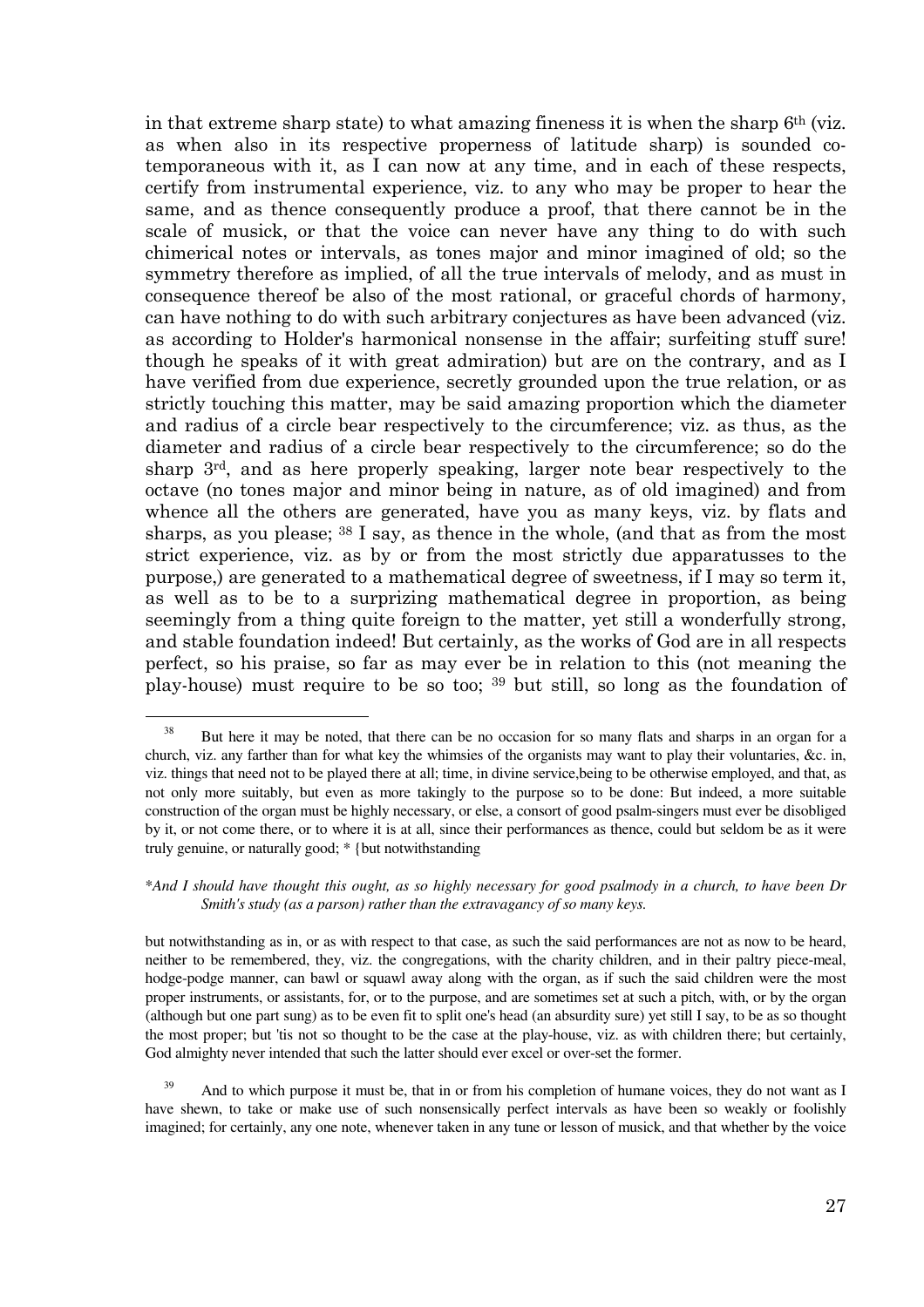in that extreme sharp state) to what amazing fineness it is when the sharp 6th (viz. as when also in its respective properness of latitude sharp) is sounded co-temporaneous with it, as I can now at any time, and in each of these respects, certify from instrumental experience, viz. to any who may be proper to hear the same, and as thence consequently produce a proof, that there cannot be in the scale of musick, or that the voice can never have any thing to do with such chimerical notes or intervals, as tones major and minor imagined of old; so the symmetry therefore as implied, of all the true intervals of melody, and as must in consequence thereof be also of the most rational, or graceful chords of harmony, can have nothing to do with such arbitrary conjectures as have been advanced (viz. as according to Holder's harmonical nonsense in the affair; surfeiting stuff sure! though he speaks of it with great admiration) but are on the contrary, and as I have verified from due experience, secretly grounded upon the true relation, or as strictly touching this matter, may be said amazing proportion which the diameter and radius of a circle bear respectively to the circumference; viz. as thus, as the diameter and radius of a circle bear respectively to the circumference; so do the sharp 3rd, and as here properly speaking, larger note bear respectively to the octave (no tones major and minor being in nature, as of old imagined) and from whence all the others are generated, have you as many keys, viz. by flats and sharps, as you please; [38] I say, as thence in the whole, (and that as from the most strict experience, viz. as by or from the most strictly due apparatusses to the purpose,) are generated to a mathematical degree of sweetness, if I may so term it, as well as to be to a surprizing mathematical degree in proportion, as being seemingly from a thing quite foreign to the matter, yet still a wonderfully strong, and stable foundation indeed! But certainly, as the works of God are in all respects perfect, so his praise, so far as may ever be in relation to this (not meaning the play-house) must require to be so too; [39] but still, so long as the foundation of

---

[38] But here it may be noted, that there can be no occasion for so many flats and sharps in an organ for a church, viz. any farther than for what key the whimsies of the organists may want to play their voluntaries, &c. in, viz. things that need not to be played there at all; time, in divine service,being to be otherwise employed, and that, as not only more suitably, but even as more takingly to the purpose so to be done: But indeed, a more suitable construction of the organ must be highly necessary, or else, a consort of good psalm-singers must ever be disobliged by it, or not come there, or to where it is at all, since their performances as thence, could but seldom be as it were truly genuine, or naturally good; * {but notwithstanding

**And I should have thought this ought, as so highly necessary for good psalmody in a church, to have been Dr Smith's study (as a parson) rather than the extravagancy of so many keys.*

but notwithstanding as in, or as with respect to that case, as such the said performances are not as now to be heard, neither to be remembered, they, viz. the congregations, with the charity children, and in their paltry piece-meal, hodge-podge manner, can bawl or squawl away along with the organ, as if such the said children were the most proper instruments, or assistants, for, or to the purpose, and are sometimes set at such a pitch, with, or by the organ (although but one part sung) as to be even fit to split one's head (an absurdity sure) yet still I say, to be as so thought the most proper; but 'tis not so thought to be the case at the play-house, viz. as with children there; but certainly, God almighty never intended that such the latter should ever excel or over-set the former.

[39] And to which purpose it must be, that in or from his completion of humane voices, they do not want as I have shewn, to take or make use of such nonsensically perfect intervals as have been so weakly or foolishly imagined; for certainly, any one note, whenever taken in any tune or lesson of musick, and that whether by the voice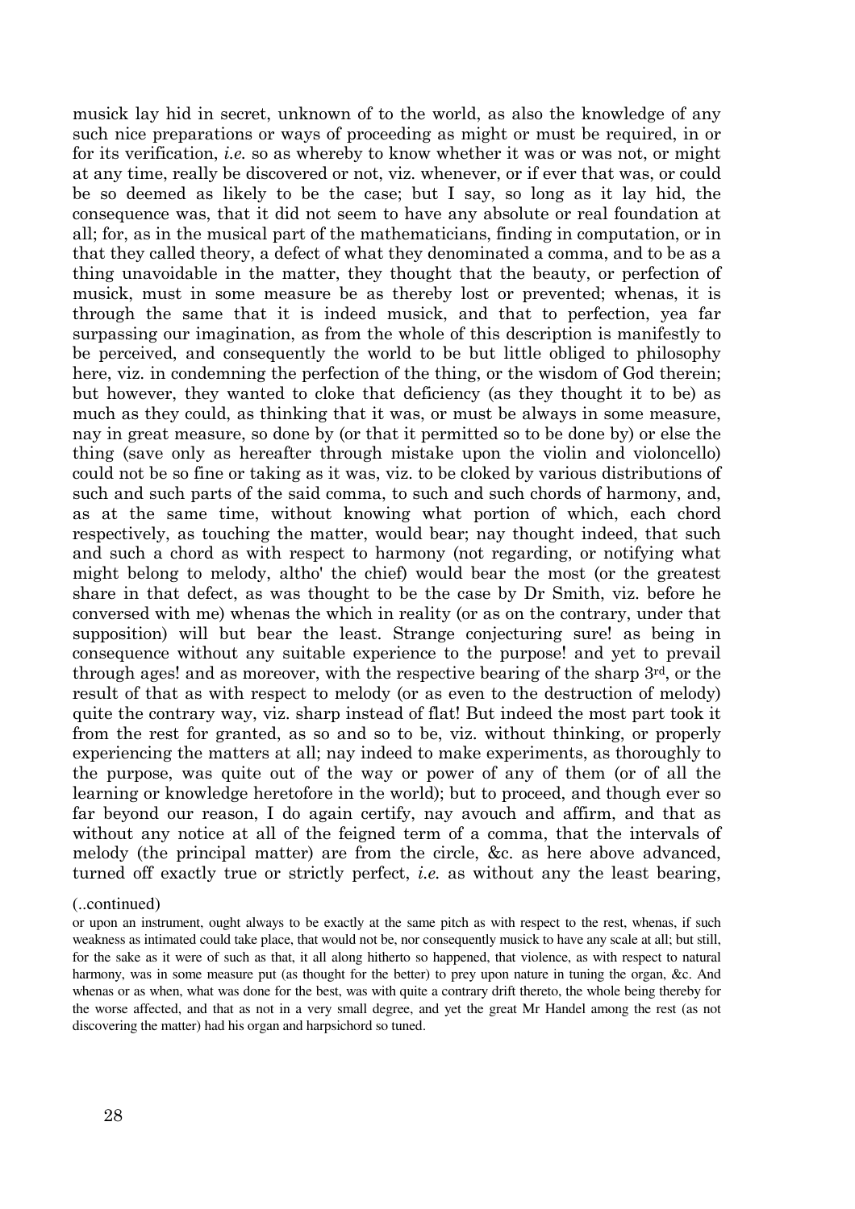musick lay hid in secret, unknown of to the world, as also the knowledge of any such nice preparations or ways of proceeding as might or must be required, in or for its verification, *i.e.* so as whereby to know whether it was or was not, or might at any time, really be discovered or not, viz. whenever, or if ever that was, or could be so deemed as likely to be the case; but I say, so long as it lay hid, the consequence was, that it did not seem to have any absolute or real foundation at all; for, as in the musical part of the mathematicians, finding in computation, or in that they called theory, a defect of what they denominated a comma, and to be as a thing unavoidable in the matter, they thought that the beauty, or perfection of musick, must in some measure be as thereby lost or prevented; whenas, it is through the same that it is indeed musick, and that to perfection, yea far surpassing our imagination, as from the whole of this description is manifestly to be perceived, and consequently the world to be but little obliged to philosophy here, viz. in condemning the perfection of the thing, or the wisdom of God therein; but however, they wanted to cloke that deficiency (as they thought it to be) as much as they could, as thinking that it was, or must be always in some measure, nay in great measure, so done by (or that it permitted so to be done by) or else the thing (save only as hereafter through mistake upon the violin and violoncello) could not be so fine or taking as it was, viz. to be cloked by various distributions of such and such parts of the said comma, to such and such chords of harmony, and, as at the same time, without knowing what portion of which, each chord respectively, as touching the matter, would bear; nay thought indeed, that such and such a chord as with respect to harmony (not regarding, or notifying what might belong to melody, altho' the chief) would bear the most (or the greatest share in that defect, as was thought to be the case by Dr Smith, viz. before he conversed with me) whenas the which in reality (or as on the contrary, under that supposition) will but bear the least. Strange conjecturing sure! as being in consequence without any suitable experience to the purpose! and yet to prevail through ages! and as moreover, with the respective bearing of the sharp 3rd, or the result of that as with respect to melody (or as even to the destruction of melody) quite the contrary way, viz. sharp instead of flat! But indeed the most part took it from the rest for granted, as so and so to be, viz. without thinking, or properly experiencing the matters at all; nay indeed to make experiments, as thoroughly to the purpose, was quite out of the way or power of any of them (or of all the learning or knowledge heretofore in the world); but to proceed, and though ever so far beyond our reason, I do again certify, nay avouch and affirm, and that as without any notice at all of the feigned term of a comma, that the intervals of melody (the principal matter) are from the circle, &c. as here above advanced, turned off exactly true or strictly perfect, *i.e.* as without any the least bearing,

(..continued)

or upon an instrument, ought always to be exactly at the same pitch as with respect to the rest, whenas, if such weakness as intimated could take place, that would not be, nor consequently musick to have any scale at all; but still, for the sake as it were of such as that, it all along hitherto so happened, that violence, as with respect to natural harmony, was in some measure put (as thought for the better) to prey upon nature in tuning the organ, &c. And whenas or as when, what was done for the best, was with quite a contrary drift thereto, the whole being thereby for the worse affected, and that as not in a very small degree, and yet the great Mr Handel among the rest (as not discovering the matter) had his organ and harpsichord so tuned.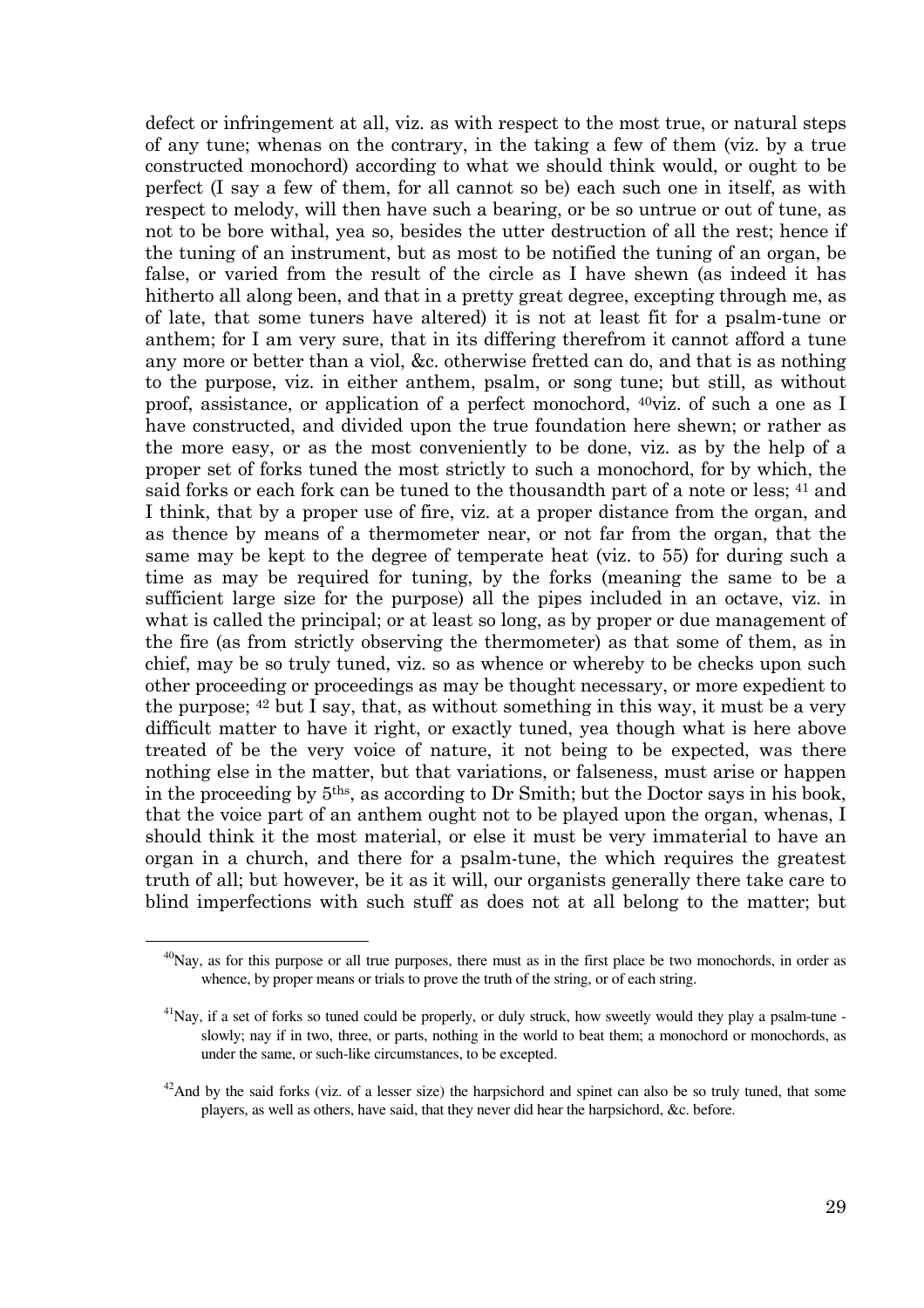defect or infringement at all, viz. as with respect to the most true, or natural steps of any tune; whenas on the contrary, in the taking a few of them (viz. by a true constructed monochord) according to what we should think would, or ought to be perfect (I say a few of them, for all cannot so be) each such one in itself, as with respect to melody, will then have such a bearing, or be so untrue or out of tune, as not to be bore withal, yea so, besides the utter destruction of all the rest; hence if the tuning of an instrument, but as most to be notified the tuning of an organ, be false, or varied from the result of the circle as I have shewn (as indeed it has hitherto all along been, and that in a pretty great degree, excepting through me, as of late, that some tuners have altered) it is not at least fit for a psalm-tune or anthem; for I am very sure, that in its differing therefrom it cannot afford a tune any more or better than a viol, &c. otherwise fretted can do, and that is as nothing to the purpose, viz. in either anthem, psalm, or song tune; but still, as without proof, assistance, or application of a perfect monochord, [40]viz. of such a one as I have constructed, and divided upon the true foundation here shewn; or rather as the more easy, or as the most conveniently to be done, viz. as by the help of a proper set of forks tuned the most strictly to such a monochord, for by which, the said forks or each fork can be tuned to the thousandth part of a note or less; [41] and I think, that by a proper use of fire, viz. at a proper distance from the organ, and as thence by means of a thermometer near, or not far from the organ, that the same may be kept to the degree of temperate heat (viz. to 55) for during such a time as may be required for tuning, by the forks (meaning the same to be a sufficient large size for the purpose) all the pipes included in an octave, viz. in what is called the principal; or at least so long, as by proper or due management of the fire (as from strictly observing the thermometer) as that some of them, as in chief, may be so truly tuned, viz. so as whence or whereby to be checks upon such other proceeding or proceedings as may be thought necessary, or more expedient to the purpose; [42] but I say, that, as without something in this way, it must be a very difficult matter to have it right, or exactly tuned, yea though what is here above treated of be the very voice of nature, it not being to be expected, was there nothing else in the matter, but that variations, or falseness, must arise or happen in the proceeding by 5ths, as according to Dr Smith; but the Doctor says in his book, that the voice part of an anthem ought not to be played upon the organ, whenas, I should think it the most material, or else it must be very immaterial to have an organ in a church, and there for a psalm-tune, the which requires the greatest truth of all; but however, be it as it will, our organists generally there take care to blind imperfections with such stuff as does not at all belong to the matter; but

---

[40] Nay, as for this purpose or all true purposes, there must as in the first place be two monochords, in order as whence, by proper means or trials to prove the truth of the string, or of each string.

[41] Nay, if a set of forks so tuned could be properly, or duly struck, how sweetly would they play a psalm-tune - slowly; nay if in two, three, or parts, nothing in the world to beat them; a monochord or monochords, as under the same, or such-like circumstances, to be excepted.

[42] And by the said forks (viz. of a lesser size) the harpsichord and spinet can also be so truly tuned, that some players, as well as others, have said, that they never did hear the harpsichord, &c. before.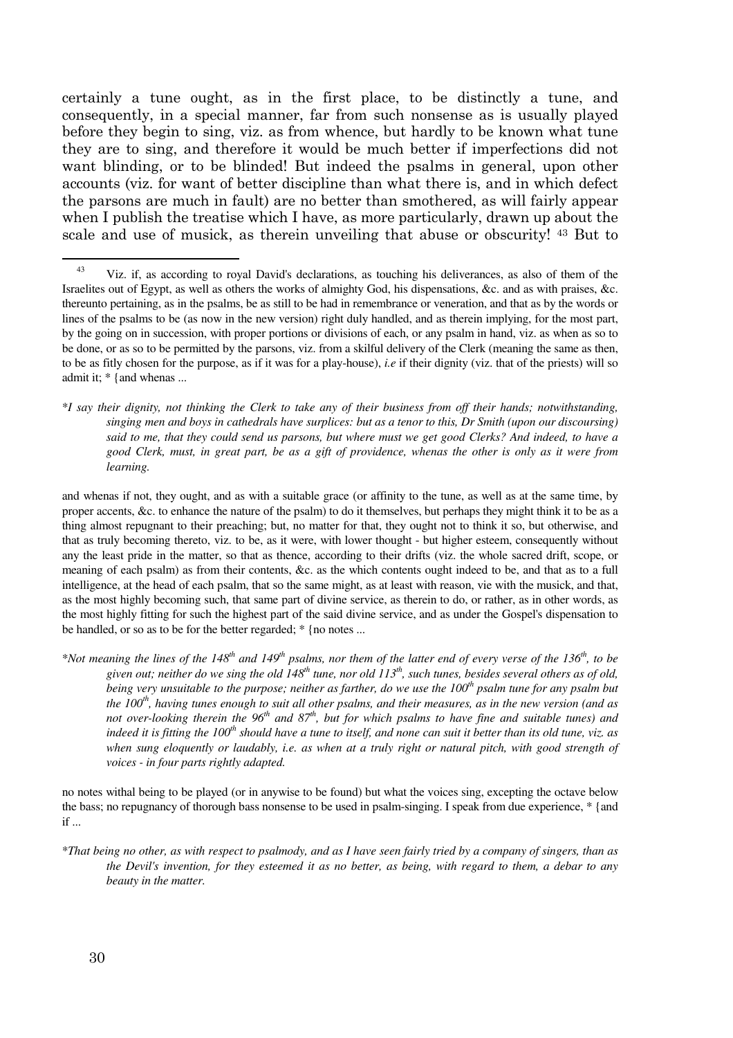certainly a tune ought, as in the first place, to be distinctly a tune, and consequently, in a special manner, far from such nonsense as is usually played before they begin to sing, viz. as from whence, but hardly to be known what tune they are to sing, and therefore it would be much better if imperfections did not want blinding, or to be blinded! But indeed the psalms in general, upon other accounts (viz. for want of better discipline than what there is, and in which defect the parsons are much in fault) are no better than smothered, as will fairly appear when I publish the treatise which I have, as more particularly, drawn up about the scale and use of musick, as therein unveiling that abuse or obscurity! [43] But to

---

[43] Viz. if, as according to royal David's declarations, as touching his deliverances, as also of them of the Israelites out of Egypt, as well as others the works of almighty God, his dispensations, &c. and as with praises, &c. thereunto pertaining, as in the psalms, be as still to be had in remembrance or veneration, and that as by the words or lines of the psalms to be (as now in the new version) right duly handled, and as therein implying, for the most part, by the going on in succession, with proper portions or divisions of each, or any psalm in hand, viz. as when as so to be done, or as so to be permitted by the parsons, viz. from a skilful delivery of the Clerk (meaning the same as then, to be as fitly chosen for the purpose, as if it was for a play-house), *i.e* if their dignity (viz. that of the priests) will so admit it; * {and whenas ...

**I say their dignity, not thinking the Clerk to take any of their business from off their hands; notwithstanding, singing men and boys in cathedrals have surplices: but as a tenor to this, Dr Smith (upon our discoursing) said to me, that they could send us parsons, but where must we get good Clerks? And indeed, to have a good Clerk, must, in great part, be as a gift of providence, whenas the other is only as it were from learning.*

and whenas if not, they ought, and as with a suitable grace (or affinity to the tune, as well as at the same time, by proper accents, &c. to enhance the nature of the psalm) to do it themselves, but perhaps they might think it to be as a thing almost repugnant to their preaching; but, no matter for that, they ought not to think it so, but otherwise, and that as truly becoming thereto, viz. to be, as it were, with lower thought - but higher esteem, consequently without any the least pride in the matter, so that as thence, according to their drifts (viz. the whole sacred drift, scope, or meaning of each psalm) as from their contents, &c. as the which contents ought indeed to be, and that as to a full intelligence, at the head of each psalm, that so the same might, as at least with reason, vie with the musick, and that, as the most highly becoming such, that same part of divine service, as therein to do, or rather, as in other words, as the most highly fitting for such the highest part of the said divine service, and as under the Gospel's dispensation to be handled, or so as to be for the better regarded; * {no notes ...

**Not meaning the lines of the 148th and 149th psalms, nor them of the latter end of every verse of the 136th, to be given out; neither do we sing the old 148th tune, nor old 113th, such tunes, besides several others as of old, being very unsuitable to the purpose; neither as farther, do we use the 100th psalm tune for any psalm but the 100th, having tunes enough to suit all other psalms, and their measures, as in the new version (and as not over-looking therein the 96th and 87th, but for which psalms to have fine and suitable tunes) and indeed it is fitting the 100th should have a tune to itself, and none can suit it better than its old tune, viz. as when sung eloquently or laudably, i.e. as when at a truly right or natural pitch, with good strength of voices - in four parts rightly adapted.*

no notes withal being to be played (or in anywise to be found) but what the voices sing, excepting the octave below the bass; no repugnancy of thorough bass nonsense to be used in psalm-singing. I speak from due experience, * {and if ...

**That being no other, as with respect to psalmody, and as I have seen fairly tried by a company of singers, than as the Devil's invention, for they esteemed it as no better, as being, with regard to them, a debar to any beauty in the matter.*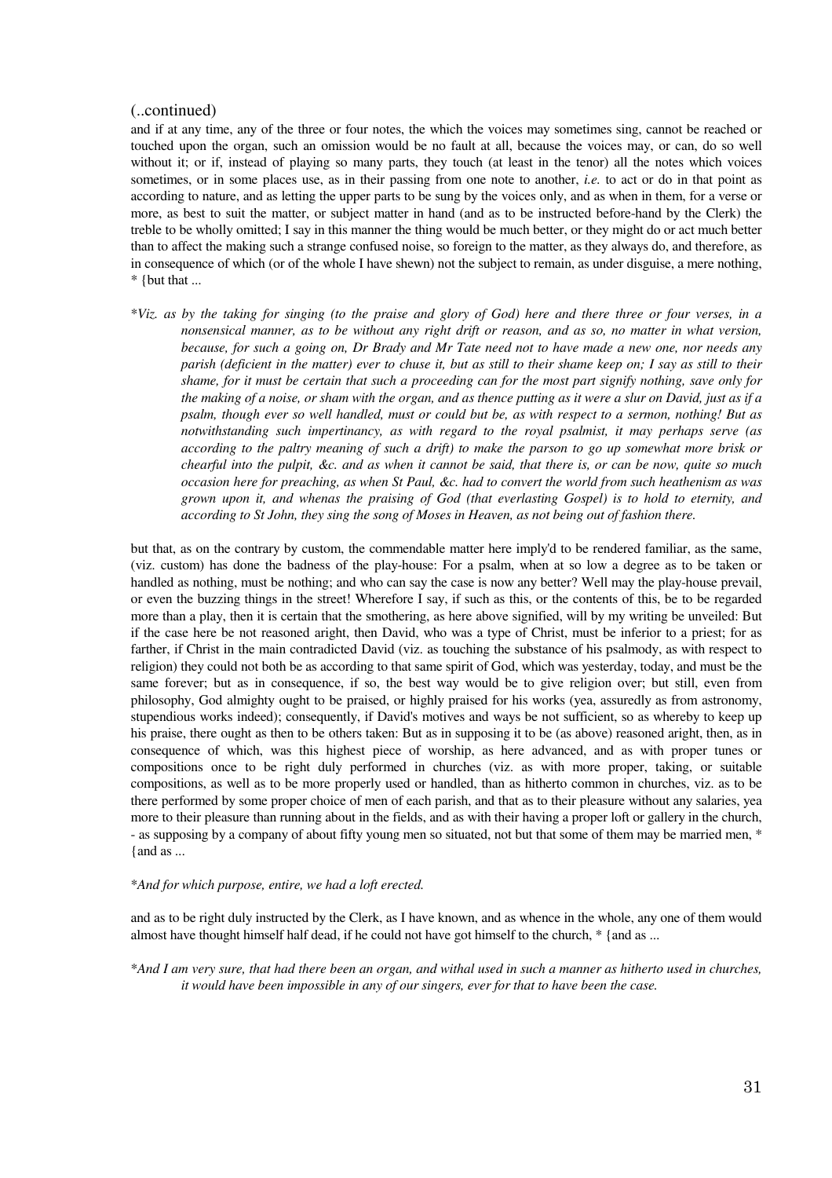(..continued)

and if at any time, any of the three or four notes, the which the voices may sometimes sing, cannot be reached or touched upon the organ, such an omission would be no fault at all, because the voices may, or can, do so well without it; or if, instead of playing so many parts, they touch (at least in the tenor) all the notes which voices sometimes, or in some places use, as in their passing from one note to another, *i.e.* to act or do in that point as according to nature, and as letting the upper parts to be sung by the voices only, and as when in them, for a verse or more, as best to suit the matter, or subject matter in hand (and as to be instructed before-hand by the Clerk) the treble to be wholly omitted; I say in this manner the thing would be much better, or they might do or act much better than to affect the making such a strange confused noise, so foreign to the matter, as they always do, and therefore, as in consequence of which (or of the whole I have shewn) not the subject to remain, as under disguise, a mere nothing, * {but that ...

**Viz. as by the taking for singing (to the praise and glory of God) here and there three or four verses, in a nonsensical manner, as to be without any right drift or reason, and as so, no matter in what version, because, for such a going on, Dr Brady and Mr Tate need not to have made a new one, nor needs any parish (deficient in the matter) ever to chuse it, but as still to their shame keep on; I say as still to their shame, for it must be certain that such a proceeding can for the most part signify nothing, save only for the making of a noise, or sham with the organ, and as thence putting as it were a slur on David, just as if a psalm, though ever so well handled, must or could but be, as with respect to a sermon, nothing! But as notwithstanding such impertinancy, as with regard to the royal psalmist, it may perhaps serve (as according to the paltry meaning of such a drift) to make the parson to go up somewhat more brisk or chearful into the pulpit, &c. and as when it cannot be said, that there is, or can be now, quite so much occasion here for preaching, as when St Paul, &c. had to convert the world from such heathenism as was grown upon it, and whenas the praising of God (that everlasting Gospel) is to hold to eternity, and according to St John, they sing the song of Moses in Heaven, as not being out of fashion there.*

but that, as on the contrary by custom, the commendable matter here imply'd to be rendered familiar, as the same, (viz. custom) has done the badness of the play-house: For a psalm, when at so low a degree as to be taken or handled as nothing, must be nothing; and who can say the case is now any better? Well may the play-house prevail, or even the buzzing things in the street! Wherefore I say, if such as this, or the contents of this, be to be regarded more than a play, then it is certain that the smothering, as here above signified, will by my writing be unveiled: But if the case here be not reasoned aright, then David, who was a type of Christ, must be inferior to a priest; for as farther, if Christ in the main contradicted David (viz. as touching the substance of his psalmody, as with respect to religion) they could not both be as according to that same spirit of God, which was yesterday, today, and must be the same forever; but as in consequence, if so, the best way would be to give religion over; but still, even from philosophy, God almighty ought to be praised, or highly praised for his works (yea, assuredly as from astronomy, stupendious works indeed); consequently, if David's motives and ways be not sufficient, so as whereby to keep up his praise, there ought as then to be others taken: But as in supposing it to be (as above) reasoned aright, then, as in consequence of which, was this highest piece of worship, as here advanced, and as with proper tunes or compositions once to be right duly performed in churches (viz. as with more proper, taking, or suitable compositions, as well as to be more properly used or handled, than as hitherto common in churches, viz. as to be there performed by some proper choice of men of each parish, and that as to their pleasure without any salaries, yea more to their pleasure than running about in the fields, and as with their having a proper loft or gallery in the church, - as supposing by a company of about fifty young men so situated, not but that some of them may be married men, * {and as ...

**And for which purpose, entire, we had a loft erected.*

and as to be right duly instructed by the Clerk, as I have known, and as whence in the whole, any one of them would almost have thought himself half dead, if he could not have got himself to the church, * {and as ...

**And I am very sure, that had there been an organ, and withal used in such a manner as hitherto used in churches, it would have been impossible in any of our singers, ever for that to have been the case.*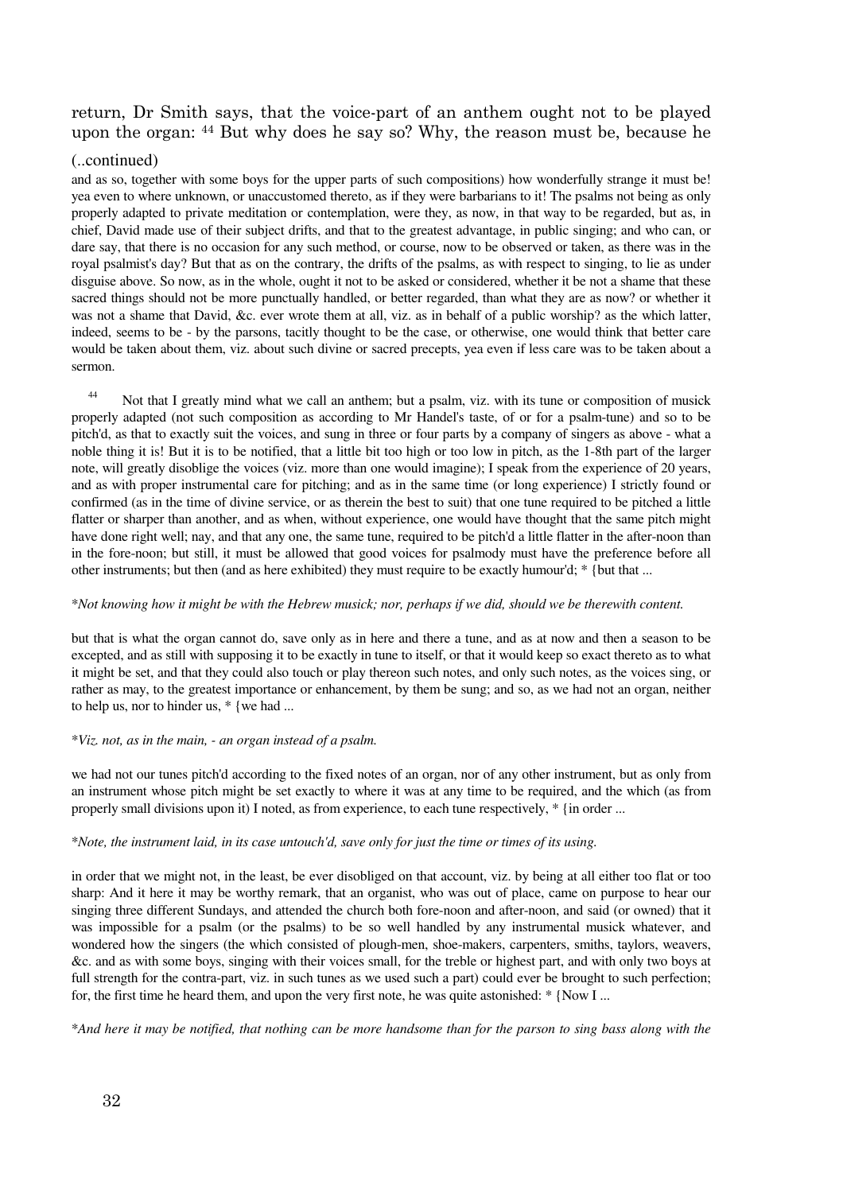return, Dr Smith says, that the voice-part of an anthem ought not to be played upon the organ: [44] But why does he say so? Why, the reason must be, because he

(..continued)

and as so, together with some boys for the upper parts of such compositions) how wonderfully strange it must be! yea even to where unknown, or unaccustomed thereto, as if they were barbarians to it! The psalms not being as only properly adapted to private meditation or contemplation, were they, as now, in that way to be regarded, but as, in chief, David made use of their subject drifts, and that to the greatest advantage, in public singing; and who can, or dare say, that there is no occasion for any such method, or course, now to be observed or taken, as there was in the royal psalmist's day? But that as on the contrary, the drifts of the psalms, as with respect to singing, to lie as under disguise above. So now, as in the whole, ought it not to be asked or considered, whether it be not a shame that these sacred things should not be more punctually handled, or better regarded, than what they are as now? or whether it was not a shame that David, &c. ever wrote them at all, viz. as in behalf of a public worship? as the which latter, indeed, seems to be - by the parsons, tacitly thought to be the case, or otherwise, one would think that better care would be taken about them, viz. about such divine or sacred precepts, yea even if less care was to be taken about a sermon.

[44] Not that I greatly mind what we call an anthem; but a psalm, viz. with its tune or composition of musick properly adapted (not such composition as according to Mr Handel's taste, of or for a psalm-tune) and so to be pitch'd, as that to exactly suit the voices, and sung in three or four parts by a company of singers as above - what a noble thing it is! But it is to be notified, that a little bit too high or too low in pitch, as the 1-8th part of the larger note, will greatly disoblige the voices (viz. more than one would imagine); I speak from the experience of 20 years, and as with proper instrumental care for pitching; and as in the same time (or long experience) I strictly found or confirmed (as in the time of divine service, or as therein the best to suit) that one tune required to be pitched a little flatter or sharper than another, and as when, without experience, one would have thought that the same pitch might have done right well; nay, and that any one, the same tune, required to be pitch'd a little flatter in the after-noon than in the fore-noon; but still, it must be allowed that good voices for psalmody must have the preference before all other instruments; but then (and as here exhibited) they must require to be exactly humour'd; * {but that ...

**Not knowing how it might be with the Hebrew musick; nor, perhaps if we did, should we be therewith content.*

but that is what the organ cannot do, save only as in here and there a tune, and as at now and then a season to be excepted, and as still with supposing it to be exactly in tune to itself, or that it would keep so exact thereto as to what it might be set, and that they could also touch or play thereon such notes, and only such notes, as the voices sing, or rather as may, to the greatest importance or enhancement, by them be sung; and so, as we had not an organ, neither to help us, nor to hinder us, * {we had ...

**Viz. not, as in the main, - an organ instead of a psalm.*

we had not our tunes pitch'd according to the fixed notes of an organ, nor of any other instrument, but as only from an instrument whose pitch might be set exactly to where it was at any time to be required, and the which (as from properly small divisions upon it) I noted, as from experience, to each tune respectively, * {in order ...

**Note, the instrument laid, in its case untouch'd, save only for just the time or times of its using.*

in order that we might not, in the least, be ever disobliged on that account, viz. by being at all either too flat or too sharp: And it here it may be worthy remark, that an organist, who was out of place, came on purpose to hear our singing three different Sundays, and attended the church both fore-noon and after-noon, and said (or owned) that it was impossible for a psalm (or the psalms) to be so well handled by any instrumental musick whatever, and wondered how the singers (the which consisted of plough-men, shoe-makers, carpenters, smiths, taylors, weavers, &c. and as with some boys, singing with their voices small, for the treble or highest part, and with only two boys at full strength for the contra-part, viz. in such tunes as we used such a part) could ever be brought to such perfection; for, the first time he heard them, and upon the very first note, he was quite astonished: * {Now I ...

**And here it may be notified, that nothing can be more handsome than for the parson to sing bass along with the*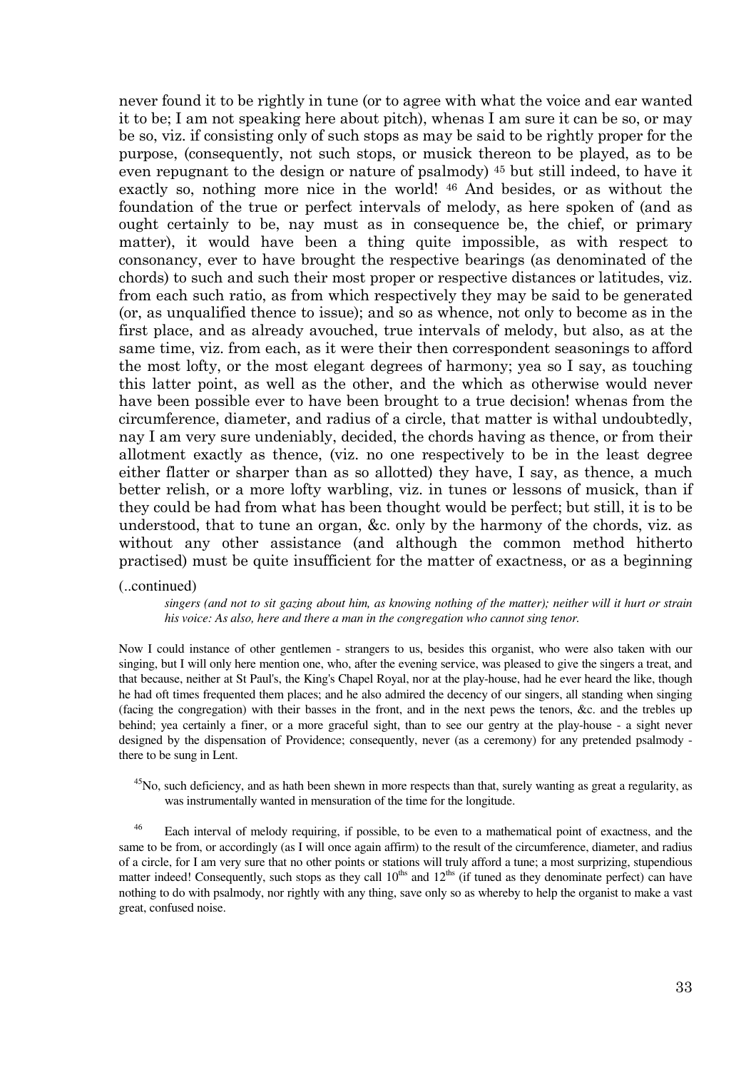never found it to be rightly in tune (or to agree with what the voice and ear wanted it to be; I am not speaking here about pitch), whenas I am sure it can be so, or may be so, viz. if consisting only of such stops as may be said to be rightly proper for the purpose, (consequently, not such stops, or musick thereon to be played, as to be even repugnant to the design or nature of psalmody) [45] but still indeed, to have it exactly so, nothing more nice in the world! [46] And besides, or as without the foundation of the true or perfect intervals of melody, as here spoken of (and as ought certainly to be, nay must as in consequence be, the chief, or primary matter), it would have been a thing quite impossible, as with respect to consonancy, ever to have brought the respective bearings (as denominated of the chords) to such and such their most proper or respective distances or latitudes, viz. from each such ratio, as from which respectively they may be said to be generated (or, as unqualified thence to issue); and so as whence, not only to become as in the first place, and as already avouched, true intervals of melody, but also, as at the same time, viz. from each, as it were their then correspondent seasonings to afford the most lofty, or the most elegant degrees of harmony; yea so I say, as touching this latter point, as well as the other, and the which as otherwise would never have been possible ever to have been brought to a true decision! whenas from the circumference, diameter, and radius of a circle, that matter is withal undoubtedly, nay I am very sure undeniably, decided, the chords having as thence, or from their allotment exactly as thence, (viz. no one respectively to be in the least degree either flatter or sharper than as so allotted) they have, I say, as thence, a much better relish, or a more lofty warbling, viz. in tunes or lessons of musick, than if they could be had from what has been thought would be perfect; but still, it is to be understood, that to tune an organ, &c. only by the harmony of the chords, viz. as without any other assistance (and although the common method hitherto practised) must be quite insufficient for the matter of exactness, or as a beginning

(..continued)

*singers (and not to sit gazing about him, as knowing nothing of the matter); neither will it hurt or strain his voice: As also, here and there a man in the congregation who cannot sing tenor.*

Now I could instance of other gentlemen - strangers to us, besides this organist, who were also taken with our singing, but I will only here mention one, who, after the evening service, was pleased to give the singers a treat, and that because, neither at St Paul's, the King's Chapel Royal, nor at the play-house, had he ever heard the like, though he had oft times frequented them places; and he also admired the decency of our singers, all standing when singing (facing the congregation) with their basses in the front, and in the next pews the tenors, &c. and the trebles up behind; yea certainly a finer, or a more graceful sight, than to see our gentry at the play-house - a sight never designed by the dispensation of Providence; consequently, never (as a ceremony) for any pretended psalmody - there to be sung in Lent.

[45] No, such deficiency, and as hath been shewn in more respects than that, surely wanting as great a regularity, as was instrumentally wanted in mensuration of the time for the longitude.

[46] Each interval of melody requiring, if possible, to be even to a mathematical point of exactness, and the same to be from, or accordingly (as I will once again affirm) to the result of the circumference, diameter, and radius of a circle, for I am very sure that no other points or stations will truly afford a tune; a most surprizing, stupendious matter indeed! Consequently, such stops as they call 10ths and 12ths (if tuned as they denominate perfect) can have nothing to do with psalmody, nor rightly with any thing, save only so as whereby to help the organist to make a vast great, confused noise.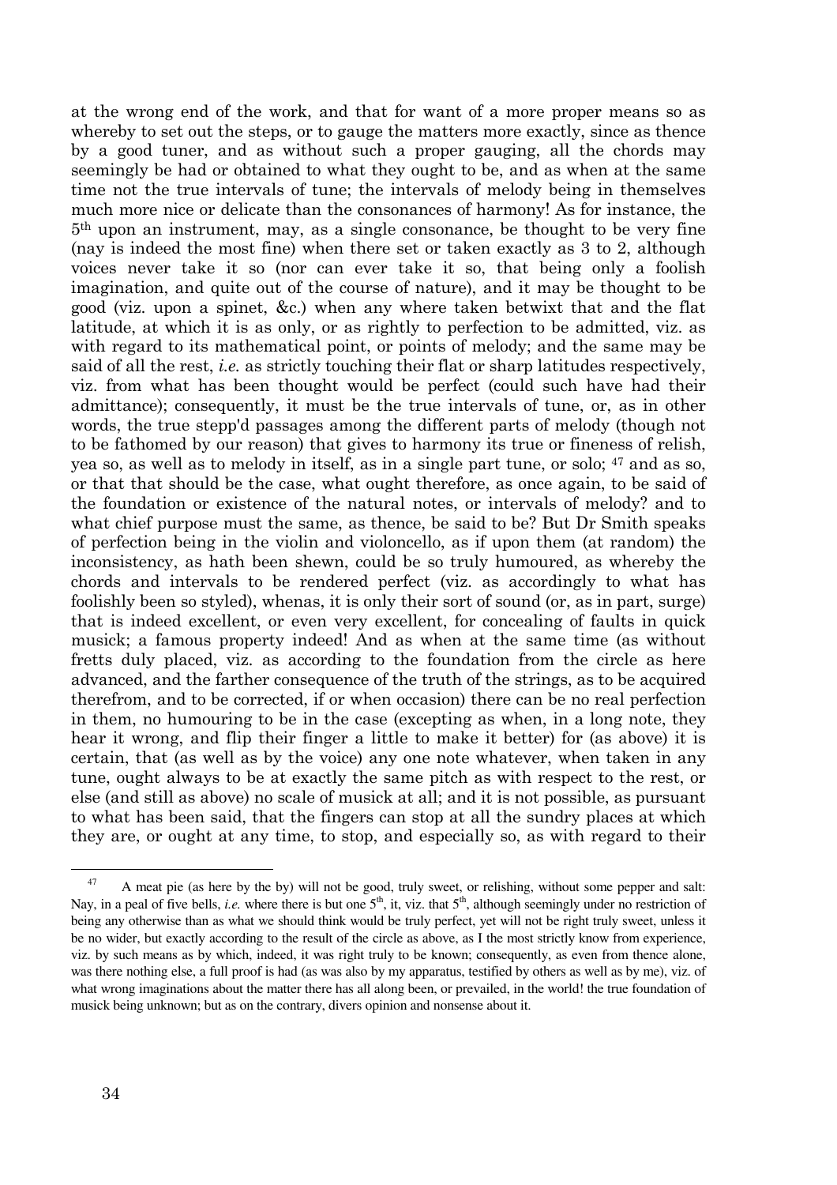at the wrong end of the work, and that for want of a more proper means so as whereby to set out the steps, or to gauge the matters more exactly, since as thence by a good tuner, and as without such a proper gauging, all the chords may seemingly be had or obtained to what they ought to be, and as when at the same time not the true intervals of tune; the intervals of melody being in themselves much more nice or delicate than the consonances of harmony! As for instance, the 5th upon an instrument, may, as a single consonance, be thought to be very fine (nay is indeed the most fine) when there set or taken exactly as 3 to 2, although voices never take it so (nor can ever take it so, that being only a foolish imagination, and quite out of the course of nature), and it may be thought to be good (viz. upon a spinet, &c.) when any where taken betwixt that and the flat latitude, at which it is as only, or as rightly to perfection to be admitted, viz. as with regard to its mathematical point, or points of melody; and the same may be said of all the rest, *i.e.* as strictly touching their flat or sharp latitudes respectively, viz. from what has been thought would be perfect (could such have had their admittance); consequently, it must be the true intervals of tune, or, as in other words, the true stepp'd passages among the different parts of melody (though not to be fathomed by our reason) that gives to harmony its true or fineness of relish, yea so, as well as to melody in itself, as in a single part tune, or solo; [47] and as so, or that that should be the case, what ought therefore, as once again, to be said of the foundation or existence of the natural notes, or intervals of melody? and to what chief purpose must the same, as thence, be said to be? But Dr Smith speaks of perfection being in the violin and violoncello, as if upon them (at random) the inconsistency, as hath been shewn, could be so truly humoured, as whereby the chords and intervals to be rendered perfect (viz. as accordingly to what has foolishly been so styled), whenas, it is only their sort of sound (or, as in part, surge) that is indeed excellent, or even very excellent, for concealing of faults in quick musick; a famous property indeed! And as when at the same time (as without fretts duly placed, viz. as according to the foundation from the circle as here advanced, and the farther consequence of the truth of the strings, as to be acquired therefrom, and to be corrected, if or when occasion) there can be no real perfection in them, no humouring to be in the case (excepting as when, in a long note, they hear it wrong, and flip their finger a little to make it better) for (as above) it is certain, that (as well as by the voice) any one note whatever, when taken in any tune, ought always to be at exactly the same pitch as with respect to the rest, or else (and still as above) no scale of musick at all; and it is not possible, as pursuant to what has been said, that the fingers can stop at all the sundry places at which they are, or ought at any time, to stop, and especially so, as with regard to their

---

[47] A meat pie (as here by the by) will not be good, truly sweet, or relishing, without some pepper and salt: Nay, in a peal of five bells, *i.e.* where there is but one 5th, it, viz. that 5th, although seemingly under no restriction of being any otherwise than as what we should think would be truly perfect, yet will not be right truly sweet, unless it be no wider, but exactly according to the result of the circle as above, as I the most strictly know from experience, viz. by such means as by which, indeed, it was right truly to be known; consequently, as even from thence alone, was there nothing else, a full proof is had (as was also by my apparatus, testified by others as well as by me), viz. of what wrong imaginations about the matter there has all along been, or prevailed, in the world! the true foundation of musick being unknown; but as on the contrary, divers opinion and nonsense about it.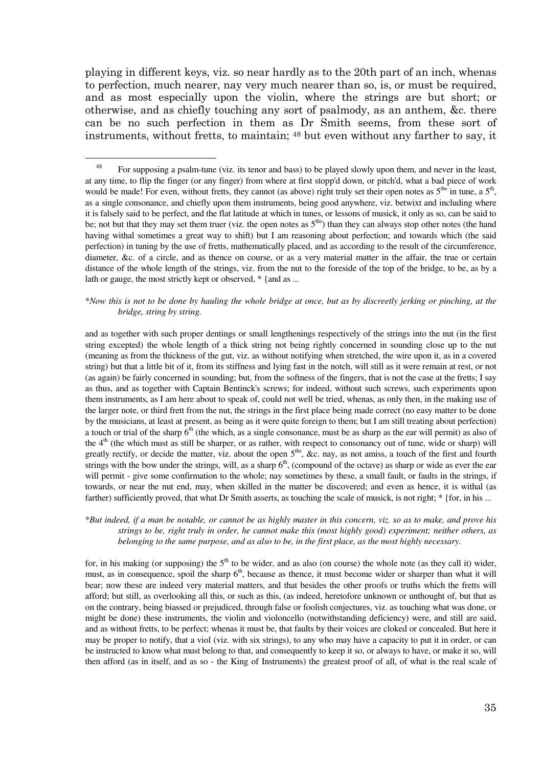playing in different keys, viz. so near hardly as to the 20th part of an inch, whenas to perfection, much nearer, nay very much nearer than so, is, or must be required, and as most especially upon the violin, where the strings are but short; or otherwise, and as chiefly touching any sort of psalmody, as an anthem, &c. there can be no such perfection in them as Dr Smith seems, from these sort of instruments, without fretts, to maintain; [48] but even without any farther to say, it

---

[48] For supposing a psalm-tune (viz. its tenor and bass) to be played slowly upon them, and never in the least, at any time, to flip the finger (or any finger) from where at first stopp'd down, or pitch'd, what a bad piece of work would be made! For even, without fretts, they cannot (as above) right truly set their open notes as 5ths in tune, a 5th, as a single consonance, and chiefly upon them instruments, being good anywhere, viz. betwixt and including where it is falsely said to be perfect, and the flat latitude at which in tunes, or lessons of musick, it only as so, can be said to be; not but that they may set them truer (viz. the open notes as 5ths) than they can always stop other notes (the hand having withal sometimes a great way to shift) but I am reasoning about perfection; and towards which (the said perfection) in tuning by the use of fretts, mathematically placed, and as according to the result of the circumference, diameter, &c. of a circle, and as thence on course, or as a very material matter in the affair, the true or certain distance of the whole length of the strings, viz. from the nut to the foreside of the top of the bridge, to be, as by a lath or gauge, the most strictly kept or observed, * {and as ...

*Now this is not to be done by hauling the whole bridge at once, but as by discreetly jerking or pinching, at the bridge, string by string.*

and as together with such proper dentings or small lengthenings respectively of the strings into the nut (in the first string excepted) the whole length of a thick string not being rightly concerned in sounding close up to the nut (meaning as from the thickness of the gut, viz. as without notifying when stretched, the wire upon it, as in a covered string) but that a little bit of it, from its stiffness and lying fast in the notch, will still as it were remain at rest, or not (as again) be fairly concerned in sounding; but, from the softness of the fingers, that is not the case at the fretts; I say as thus, and as together with Captain Bentinck's screws; for indeed, without such screws, such experiments upon them instruments, as I am here about to speak of, could not well be tried, whenas, as only then, in the making use of the larger note, or third frett from the nut, the strings in the first place being made correct (no easy matter to be done by the musicians, at least at present, as being as it were quite foreign to them; but I am still treating about perfection) a touch or trial of the sharp 6th (the which, as a single consonance, must be as sharp as the ear will permit) as also of the 4th (the which must as still be sharper, or as rather, with respect to consonancy out of tune, wide or sharp) will greatly rectify, or decide the matter, viz. about the open 5ths, &c. nay, as not amiss, a touch of the first and fourth strings with the bow under the strings, will, as a sharp 6th, (compound of the octave) as sharp or wide as ever the ear will permit - give some confirmation to the whole; nay sometimes by these, a small fault, or faults in the strings, if towards, or near the nut end, may, when skilled in the matter be discovered; and even as hence, it is withal (as farther) sufficiently proved, that what Dr Smith asserts, as touching the scale of musick, is not right; * {for, in his ...

*But indeed, if a man be notable, or cannot be as highly master in this concern, viz. so as to make, and prove his strings to be, right truly in order, he cannot make this (most highly good) experiment; neither others, as belonging to the same purpose, and as also to be, in the first place, as the most highly necessary.*

for, in his making (or supposing) the 5th to be wider, and as also (on course) the whole note (as they call it) wider, must, as in consequence, spoil the sharp 6th, because as thence, it must become wider or sharper than what it will bear; now these are indeed very material matters, and that besides the other proofs or truths which the fretts will afford; but still, as overlooking all this, or such as this, (as indeed, heretofore unknown or unthought of, but that as on the contrary, being biassed or prejudiced, through false or foolish conjectures, viz. as touching what was done, or might be done) these instruments, the violin and violoncello (notwithstanding deficiency) were, and still are said, and as without fretts, to be perfect; whenas it must be, that faults by their voices are cloked or concealed. But here it may be proper to notify, that a viol (viz. with six strings), to any who may have a capacity to put it in order, or can be instructed to know what must belong to that, and consequently to keep it so, or always to have, or make it so, will then afford (as in itself, and as so - the King of Instruments) the greatest proof of all, of what is the real scale of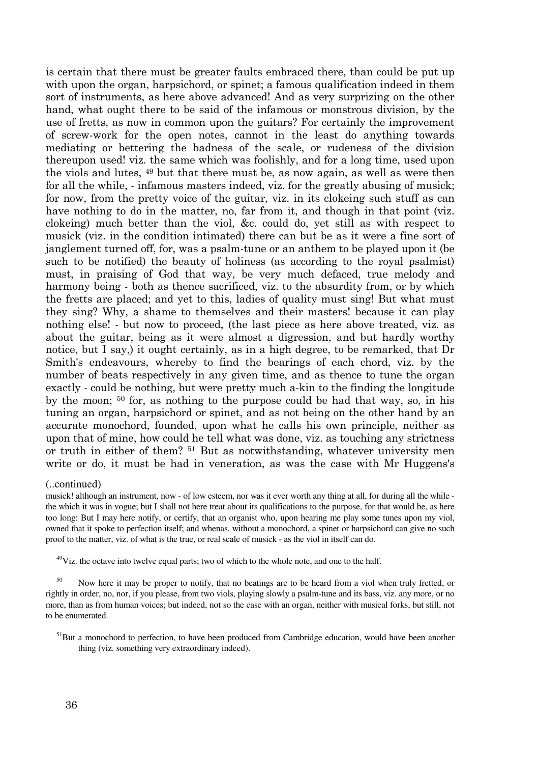is certain that there must be greater faults embraced there, than could be put up with upon the organ, harpsichord, or spinet; a famous qualification indeed in them sort of instruments, as here above advanced! And as very surprizing on the other hand, what ought there to be said of the infamous or monstrous division, by the use of fretts, as now in common upon the guitars? For certainly the improvement of screw-work for the open notes, cannot in the least do anything towards mediating or bettering the badness of the scale, or rudeness of the division thereupon used! viz. the same which was foolishly, and for a long time, used upon the viols and lutes, [49] but that there must be, as now again, as well as were then for all the while, - infamous masters indeed, viz. for the greatly abusing of musick; for now, from the pretty voice of the guitar, viz. in its clokeing such stuff as can have nothing to do in the matter, no, far from it, and though in that point (viz. clokeing) much better than the viol, &c. could do, yet still as with respect to musick (viz. in the condition intimated) there can but be as it were a fine sort of janglement turned off, for, was a psalm-tune or an anthem to be played upon it (be such to be notified) the beauty of holiness (as according to the royal psalmist) must, in praising of God that way, be very much defaced, true melody and harmony being - both as thence sacrificed, viz. to the absurdity from, or by which the fretts are placed; and yet to this, ladies of quality must sing! But what must they sing? Why, a shame to themselves and their masters! because it can play nothing else! - but now to proceed, (the last piece as here above treated, viz. as about the guitar, being as it were almost a digression, and but hardly worthy notice, but I say,) it ought certainly, as in a high degree, to be remarked, that Dr Smith's endeavours, whereby to find the bearings of each chord, viz. by the number of beats respectively in any given time, and as thence to tune the organ exactly - could be nothing, but were pretty much a-kin to the finding the longitude by the moon; [50] for, as nothing to the purpose could be had that way, so, in his tuning an organ, harpsichord or spinet, and as not being on the other hand by an accurate monochord, founded, upon what he calls his own principle, neither as upon that of mine, how could he tell what was done, viz. as touching any strictness or truth in either of them? [51] But as notwithstanding, whatever university men write or do, it must be had in veneration, as was the case with Mr Huggens's

(..continued)

musick! although an instrument, now - of low esteem, nor was it ever worth any thing at all, for during all the while - the which it was in vogue; but I shall not here treat about its qualifications to the purpose, for that would be, as here too long: But I may here notify, or certify, that an organist who, upon hearing me play some tunes upon my viol, owned that it spoke to perfection itself; and whenas, without a monochord, a spinet or harpsichord can give no such proof to the matter, viz. of what is the true, or real scale of musick - as the viol in itself can do.

[49] Viz. the octave into twelve equal parts; two of which to the whole note, and one to the half.

[50] Now here it may be proper to notify, that no beatings are to be heard from a viol when truly fretted, or rightly in order, no, nor, if you please, from two viols, playing slowly a psalm-tune and its bass, viz. any more, or no more, than as from human voices; but indeed, not so the case with an organ, neither with musical forks, but still, not to be enumerated.

[51] But a monochord to perfection, to have been produced from Cambridge education, would have been another thing (viz. something very extraordinary indeed).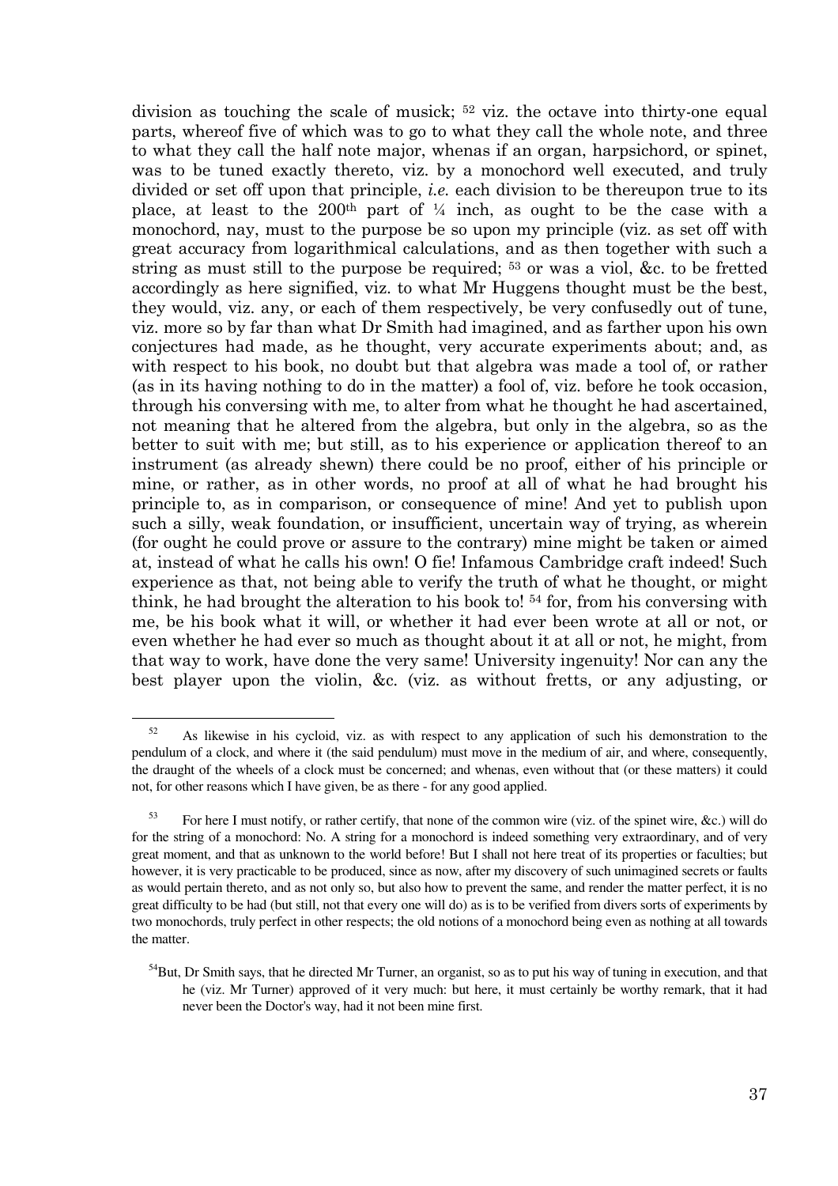division as touching the scale of musick; [52] viz. the octave into thirty-one equal parts, whereof five of which was to go to what they call the whole note, and three to what they call the half note major, whenas if an organ, harpsichord, or spinet, was to be tuned exactly thereto, viz. by a monochord well executed, and truly divided or set off upon that principle, *i.e.* each division to be thereupon true to its place, at least to the 200th part of ¼ inch, as ought to be the case with a monochord, nay, must to the purpose be so upon my principle (viz. as set off with great accuracy from logarithmical calculations, and as then together with such a string as must still to the purpose be required; [53] or was a viol, &c. to be fretted accordingly as here signified, viz. to what Mr Huggens thought must be the best, they would, viz. any, or each of them respectively, be very confusedly out of tune, viz. more so by far than what Dr Smith had imagined, and as farther upon his own conjectures had made, as he thought, very accurate experiments about; and, as with respect to his book, no doubt but that algebra was made a tool of, or rather (as in its having nothing to do in the matter) a fool of, viz. before he took occasion, through his conversing with me, to alter from what he thought he had ascertained, not meaning that he altered from the algebra, but only in the algebra, so as the better to suit with me; but still, as to his experience or application thereof to an instrument (as already shewn) there could be no proof, either of his principle or mine, or rather, as in other words, no proof at all of what he had brought his principle to, as in comparison, or consequence of mine! And yet to publish upon such a silly, weak foundation, or insufficient, uncertain way of trying, as wherein (for ought he could prove or assure to the contrary) mine might be taken or aimed at, instead of what he calls his own! O fie! Infamous Cambridge craft indeed! Such experience as that, not being able to verify the truth of what he thought, or might think, he had brought the alteration to his book to! [54] for, from his conversing with me, be his book what it will, or whether it had ever been wrote at all or not, or even whether he had ever so much as thought about it at all or not, he might, from that way to work, have done the very same! University ingenuity! Nor can any the best player upon the violin, &c. (viz. as without fretts, or any adjusting, or

---

[52] As likewise in his cycloid, viz. as with respect to any application of such his demonstration to the pendulum of a clock, and where it (the said pendulum) must move in the medium of air, and where, consequently, the draught of the wheels of a clock must be concerned; and whenas, even without that (or these matters) it could not, for other reasons which I have given, be as there - for any good applied.

[53] For here I must notify, or rather certify, that none of the common wire (viz. of the spinet wire, &c.) will do for the string of a monochord: No. A string for a monochord is indeed something very extraordinary, and of very great moment, and that as unknown to the world before! But I shall not here treat of its properties or faculties; but however, it is very practicable to be produced, since as now, after my discovery of such unimagined secrets or faults as would pertain thereto, and as not only so, but also how to prevent the same, and render the matter perfect, it is no great difficulty to be had (but still, not that every one will do) as is to be verified from divers sorts of experiments by two monochords, truly perfect in other respects; the old notions of a monochord being even as nothing at all towards the matter.

[54] But, Dr Smith says, that he directed Mr Turner, an organist, so as to put his way of tuning in execution, and that he (viz. Mr Turner) approved of it very much: but here, it must certainly be worthy remark, that it had never been the Doctor's way, had it not been mine first.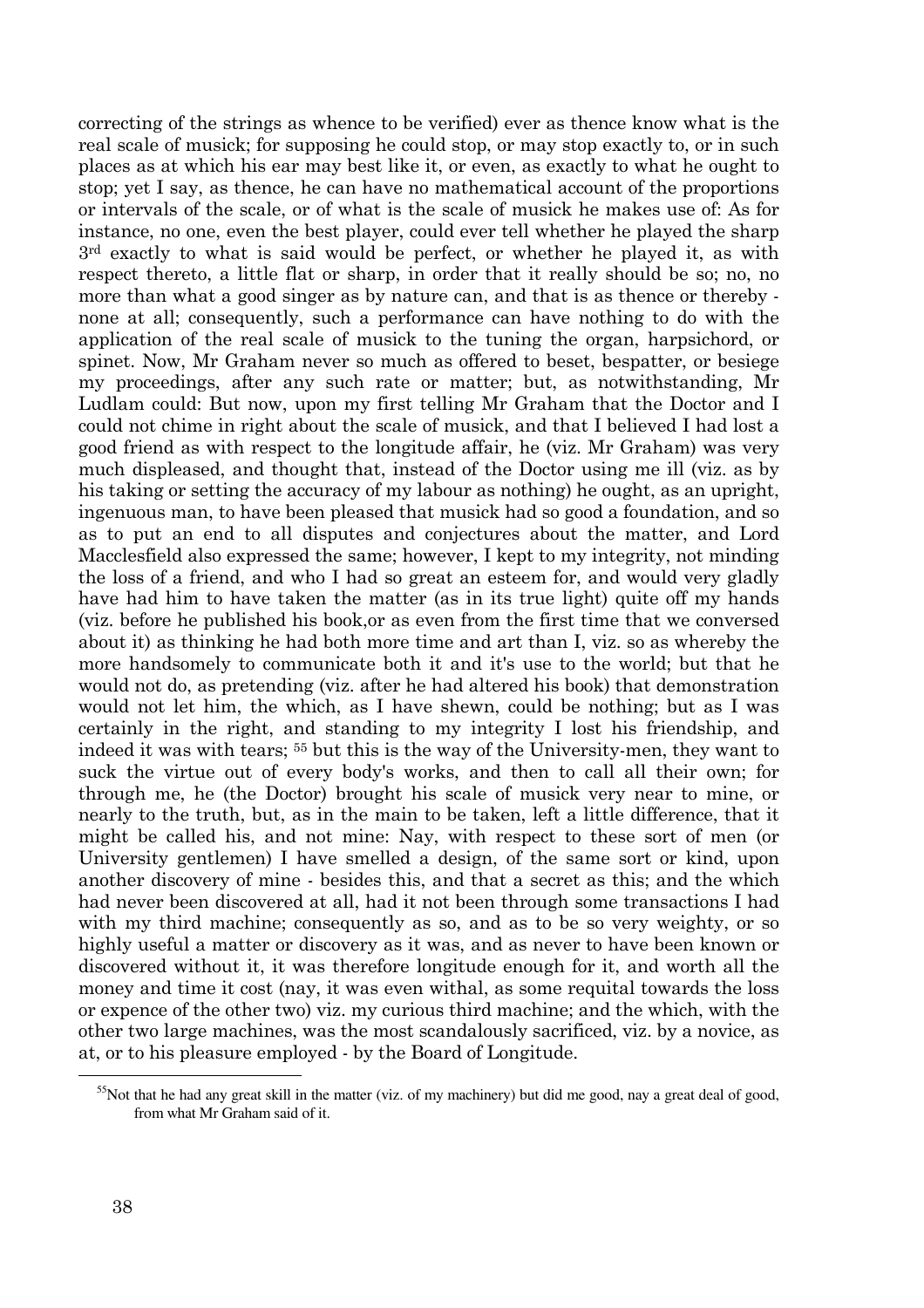correcting of the strings as whence to be verified) ever as thence know what is the real scale of musick; for supposing he could stop, or may stop exactly to, or in such places as at which his ear may best like it, or even, as exactly to what he ought to stop; yet I say, as thence, he can have no mathematical account of the proportions or intervals of the scale, or of what is the scale of musick he makes use of: As for instance, no one, even the best player, could ever tell whether he played the sharp 3rd exactly to what is said would be perfect, or whether he played it, as with respect thereto, a little flat or sharp, in order that it really should be so; no, no more than what a good singer as by nature can, and that is as thence or thereby - none at all; consequently, such a performance can have nothing to do with the application of the real scale of musick to the tuning the organ, harpsichord, or spinet. Now, Mr Graham never so much as offered to beset, bespatter, or besiege my proceedings, after any such rate or matter; but, as notwithstanding, Mr Ludlam could: But now, upon my first telling Mr Graham that the Doctor and I could not chime in right about the scale of musick, and that I believed I had lost a good friend as with respect to the longitude affair, he (viz. Mr Graham) was very much displeased, and thought that, instead of the Doctor using me ill (viz. as by his taking or setting the accuracy of my labour as nothing) he ought, as an upright, ingenuous man, to have been pleased that musick had so good a foundation, and so as to put an end to all disputes and conjectures about the matter, and Lord Macclesfield also expressed the same; however, I kept to my integrity, not minding the loss of a friend, and who I had so great an esteem for, and would very gladly have had him to have taken the matter (as in its true light) quite off my hands (viz. before he published his book,or as even from the first time that we conversed about it) as thinking he had both more time and art than I, viz. so as whereby the more handsomely to communicate both it and it's use to the world; but that he would not do, as pretending (viz. after he had altered his book) that demonstration would not let him, the which, as I have shewn, could be nothing; but as I was certainly in the right, and standing to my integrity I lost his friendship, and indeed it was with tears; [55] but this is the way of the University-men, they want to suck the virtue out of every body's works, and then to call all their own; for through me, he (the Doctor) brought his scale of musick very near to mine, or nearly to the truth, but, as in the main to be taken, left a little difference, that it might be called his, and not mine: Nay, with respect to these sort of men (or University gentlemen) I have smelled a design, of the same sort or kind, upon another discovery of mine - besides this, and that a secret as this; and the which had never been discovered at all, had it not been through some transactions I had with my third machine; consequently as so, and as to be so very weighty, or so highly useful a matter or discovery as it was, and as never to have been known or discovered without it, it was therefore longitude enough for it, and worth all the money and time it cost (nay, it was even withal, as some requital towards the loss or expence of the other two) viz. my curious third machine; and the which, with the other two large machines, was the most scandalously sacrificed, viz. by a novice, as at, or to his pleasure employed - by the Board of Longitude.

---

[55] Not that he had any great skill in the matter (viz. of my machinery) but did me good, nay a great deal of good, from what Mr Graham said of it.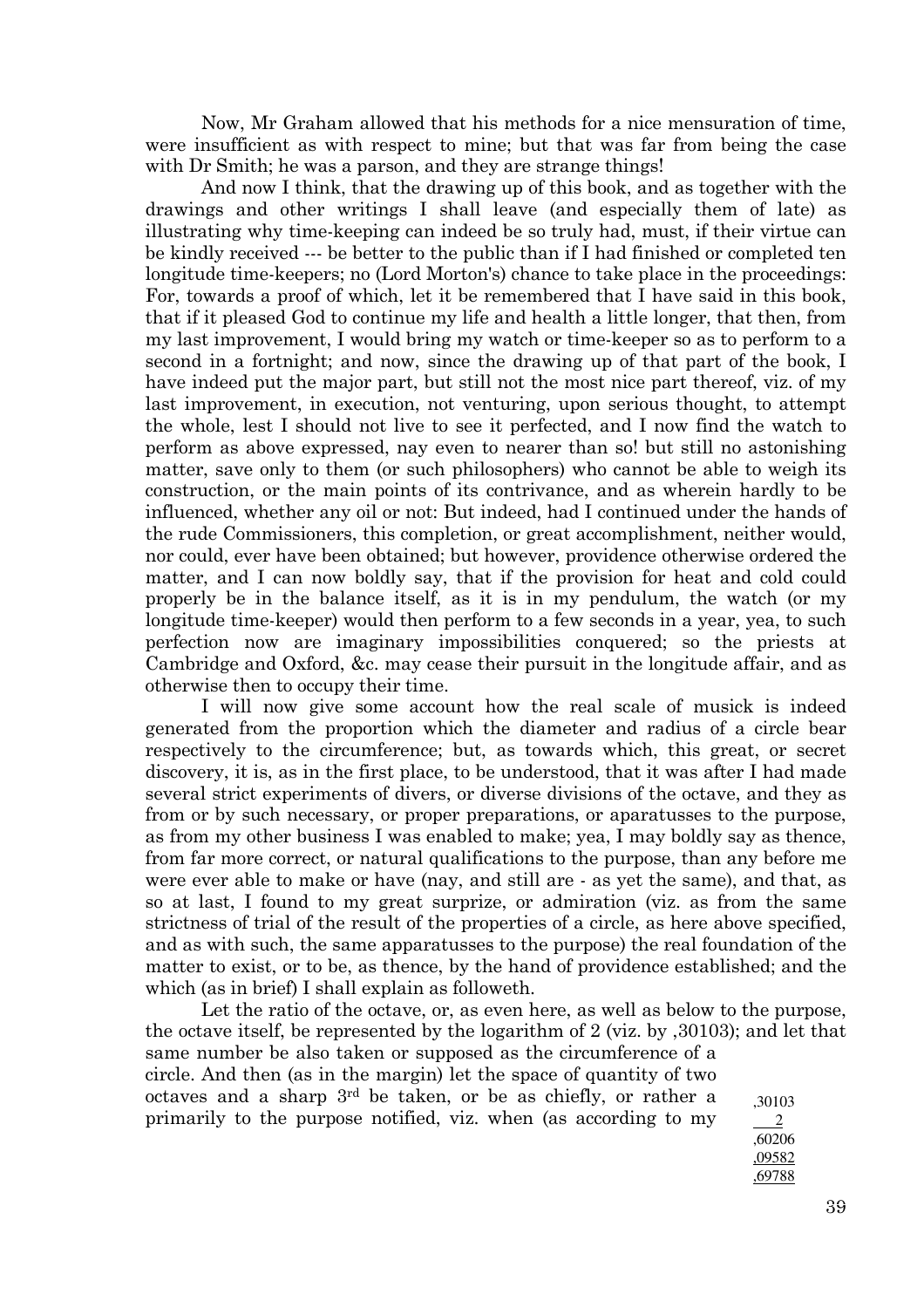Now, Mr Graham allowed that his methods for a nice mensuration of time, were insufficient as with respect to mine; but that was far from being the case with Dr Smith; he was a parson, and they are strange things!

And now I think, that the drawing up of this book, and as together with the drawings and other writings I shall leave (and especially them of late) as illustrating why time-keeping can indeed be so truly had, must, if their virtue can be kindly received --- be better to the public than if I had finished or completed ten longitude time-keepers; no (Lord Morton's) chance to take place in the proceedings: For, towards a proof of which, let it be remembered that I have said in this book, that if it pleased God to continue my life and health a little longer, that then, from my last improvement, I would bring my watch or time-keeper so as to perform to a second in a fortnight; and now, since the drawing up of that part of the book, I have indeed put the major part, but still not the most nice part thereof, viz. of my last improvement, in execution, not venturing, upon serious thought, to attempt the whole, lest I should not live to see it perfected, and I now find the watch to perform as above expressed, nay even to nearer than so! but still no astonishing matter, save only to them (or such philosophers) who cannot be able to weigh its construction, or the main points of its contrivance, and as wherein hardly to be influenced, whether any oil or not: But indeed, had I continued under the hands of the rude Commissioners, this completion, or great accomplishment, neither would, nor could, ever have been obtained; but however, providence otherwise ordered the matter, and I can now boldly say, that if the provision for heat and cold could properly be in the balance itself, as it is in my pendulum, the watch (or my longitude time-keeper) would then perform to a few seconds in a year, yea, to such perfection now are imaginary impossibilities conquered; so the priests at Cambridge and Oxford, &c. may cease their pursuit in the longitude affair, and as otherwise then to occupy their time.

I will now give some account how the real scale of musick is indeed generated from the proportion which the diameter and radius of a circle bear respectively to the circumference; but, as towards which, this great, or secret discovery, it is, as in the first place, to be understood, that it was after I had made several strict experiments of divers, or diverse divisions of the octave, and they as from or by such necessary, or proper preparations, or aparatusses to the purpose, as from my other business I was enabled to make; yea, I may boldly say as thence, from far more correct, or natural qualifications to the purpose, than any before me were ever able to make or have (nay, and still are - as yet the same), and that, as so at last, I found to my great surprize, or admiration (viz. as from the same strictness of trial of the result of the properties of a circle, as here above specified, and as with such, the same apparatusses to the purpose) the real foundation of the matter to exist, or to be, as thence, by the hand of providence established; and the which (as in brief) I shall explain as followeth.

Let the ratio of the octave, or, as even here, as well as below to the purpose, the octave itself, be represented by the logarithm of 2 (viz. by ,30103); and let that same number be also taken or supposed as the circumference of a circle. And then (as in the margin) let the space of quantity of two octaves and a sharp 3[rd] be taken, or be as chiefly, or rather a primarily to the purpose notified, viz. when (as according to my

```
,30103
     2
------
,60206
,09582
------
,69788
```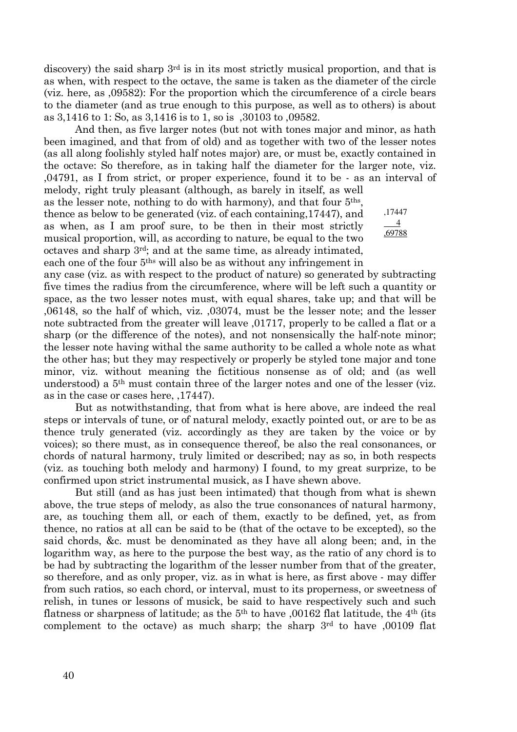discovery) the said sharp 3rd is in its most strictly musical proportion, and that is as when, with respect to the octave, the same is taken as the diameter of the circle (viz. here, as ,09582): For the proportion which the circumference of a circle bears to the diameter (and as true enough to this purpose, as well as to others) is about as 3,1416 to 1: So, as 3,1416 is to 1, so is ,30103 to ,09582.

And then, as five larger notes (but not with tones major and minor, as hath been imagined, and that from of old) and as together with two of the lesser notes (as all along foolishly styled half notes major) are, or must be, exactly contained in the octave: So therefore, as in taking half the diameter for the larger note, viz. ,04791, as I from strict, or proper experience, found it to be - as an interval of melody, right truly pleasant (although, as barely in itself, as well as the lesser note, nothing to do with harmony), and that four 5ths, thence as below to be generated (viz. of each containing,17447), and as when, as I am proof sure, to be then in their most strictly musical proportion, will, as according to nature, be equal to the two octaves and sharp 3rd; and at the same time, as already intimated, each one of the four 5ths will also be as without any infringement in any case (viz. as with respect to the product of nature) so generated by subtracting five times the radius from the circumference, where will be left such a quantity or space, as the two lesser notes must, with equal shares, take up; and that will be ,06148, so the half of which, viz. ,03074, must be the lesser note; and the lesser note subtracted from the greater will leave ,01717, properly to be called a flat or a sharp (or the difference of the notes), and not nonsensically the half-note minor; the lesser note having withal the same authority to be called a whole note as what the other has; but they may respectively or properly be styled tone major and tone minor, viz. without meaning the fictitious nonsense as of old; and (as well understood) a 5th must contain three of the larger notes and one of the lesser (viz. as in the case or cases here, ,17447).

```
,17447
     4
,69788
```

But as notwithstanding, that from what is here above, are indeed the real steps or intervals of tune, or of natural melody, exactly pointed out, or are to be as thence truly generated (viz. accordingly as they are taken by the voice or by voices); so there must, as in consequence thereof, be also the real consonances, or chords of natural harmony, truly limited or described; nay as so, in both respects (viz. as touching both melody and harmony) I found, to my great surprize, to be confirmed upon strict instrumental musick, as I have shewn above.

But still (and as has just been intimated) that though from what is shewn above, the true steps of melody, as also the true consonances of natural harmony, are, as touching them all, or each of them, exactly to be defined, yet, as from thence, no ratios at all can be said to be (that of the octave to be excepted), so the said chords, &c. must be denominated as they have all along been; and, in the logarithm way, as here to the purpose the best way, as the ratio of any chord is to be had by subtracting the logarithm of the lesser number from that of the greater, so therefore, and as only proper, viz. as in what is here, as first above - may differ from such ratios, so each chord, or interval, must to its properness, or sweetness of relish, in tunes or lessons of musick, be said to have respectively such and such flatness or sharpness of latitude; as the 5th to have ,00162 flat latitude, the 4th (its complement to the octave) as much sharp; the sharp 3rd to have ,00109 flat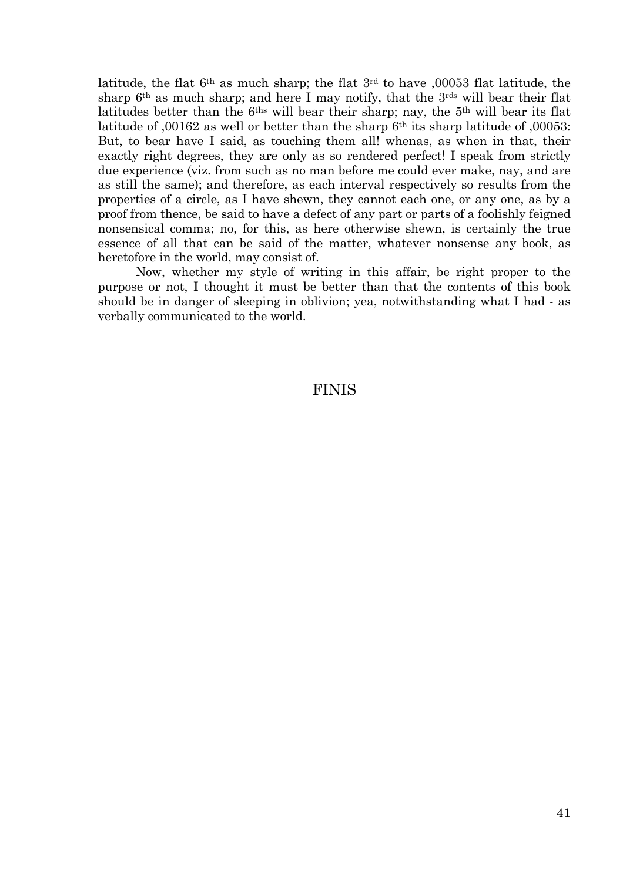latitude, the flat 6th as much sharp; the flat 3rd to have ,00053 flat latitude, the sharp 6th as much sharp; and here I may notify, that the 3rds will bear their flat latitudes better than the 6ths will bear their sharp; nay, the 5th will bear its flat latitude of ,00162 as well or better than the sharp 6th its sharp latitude of ,00053: But, to bear have I said, as touching them all! whenas, as when in that, their exactly right degrees, they are only as so rendered perfect! I speak from strictly due experience (viz. from such as no man before me could ever make, nay, and are as still the same); and therefore, as each interval respectively so results from the properties of a circle, as I have shewn, they cannot each one, or any one, as by a proof from thence, be said to have a defect of any part or parts of a foolishly feigned nonsensical comma; no, for this, as here otherwise shewn, is certainly the true essence of all that can be said of the matter, whatever nonsense any book, as heretofore in the world, may consist of.

Now, whether my style of writing in this affair, be right proper to the purpose or not, I thought it must be better than that the contents of this book should be in danger of sleeping in oblivion; yea, notwithstanding what I had - as verbally communicated to the world.

FINIS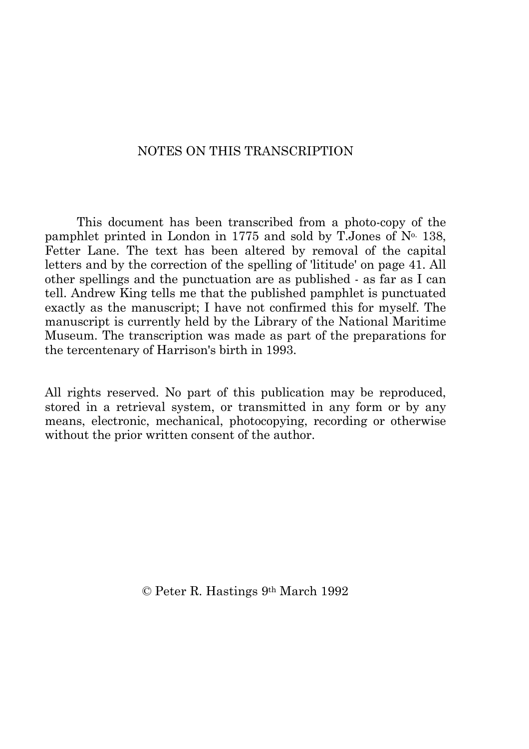# NOTES ON THIS TRANSCRIPTION

This document has been transcribed from a photo-copy of the pamphlet printed in London in 1775 and sold by T.Jones of N$^{o.}$ 138, Fetter Lane. The text has been altered by removal of the capital letters and by the correction of the spelling of 'lititude' on page 41. All other spellings and the punctuation are as published - as far as I can tell. Andrew King tells me that the published pamphlet is punctuated exactly as the manuscript; I have not confirmed this for myself. The manuscript is currently held by the Library of the National Maritime Museum. The transcription was made as part of the preparations for the tercentenary of Harrison's birth in 1993.

All rights reserved. No part of this publication may be reproduced, stored in a retrieval system, or transmitted in any form or by any means, electronic, mechanical, photocopying, recording or otherwise without the prior written consent of the author.

© Peter R. Hastings 9$^{th}$ March 1992